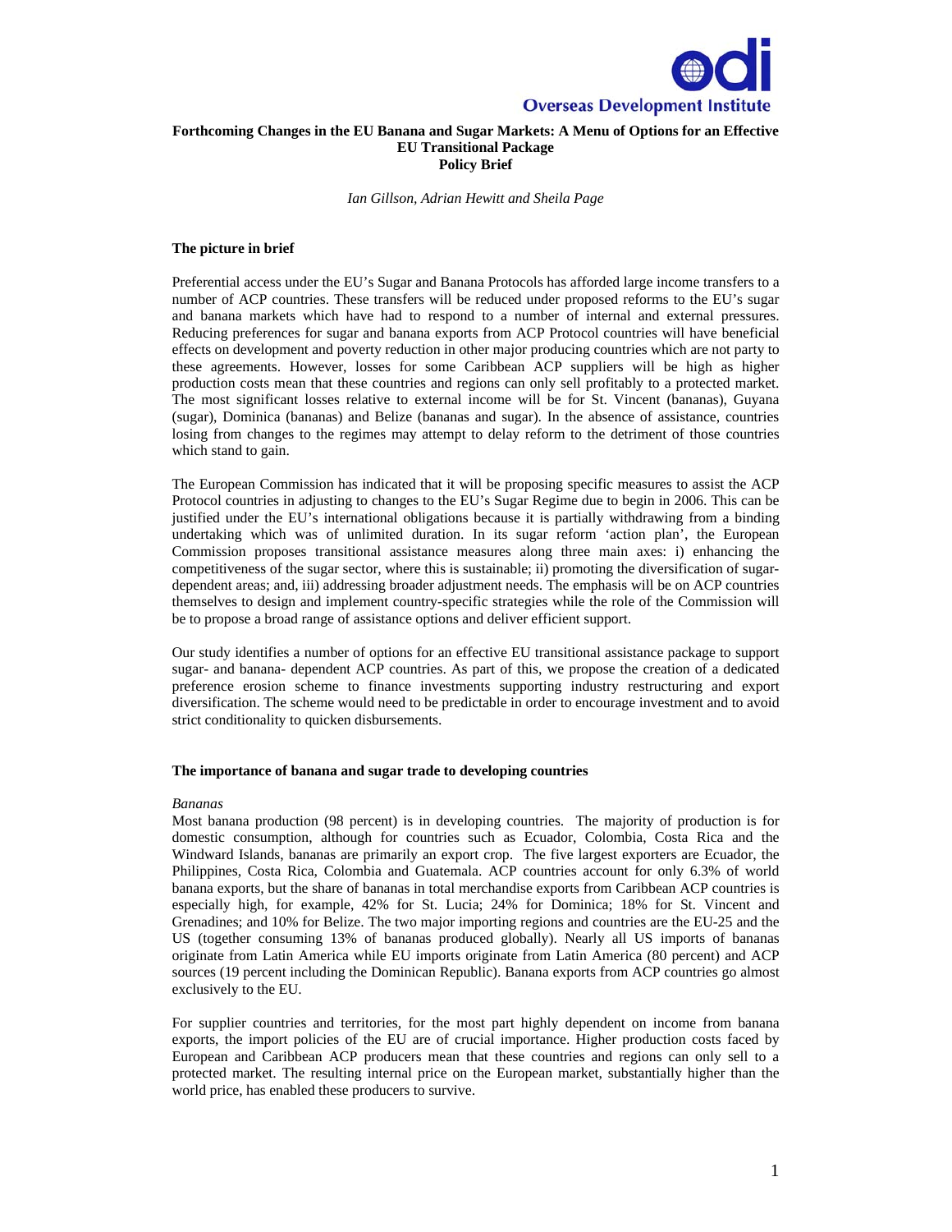# Forthcoming Changes in the EU Banana and Sugar Markets: A Menu of Options for an Effective EU Transitional Package

**Policy Brief**

*Ian Gillson, Adrian Hewitt and Sheila Page*

## The picture in brief

Preferential access under the EU's Sugar and Banana Protocols has afforded large income transfers to a number of ACP countries. These transfers will be reduced under proposed reforms to the EU's sugar and banana markets which have had to respond to a number of internal and external pressures. Reducing preferences for sugar and banana exports from ACP Protocol countries will have beneficial effects on development and poverty reduction in other major producing countries which are not party to these agreements. However, losses for some Caribbean ACP suppliers will be high as higher production costs mean that these countries and regions can only sell profitably to a protected market. The most significant losses relative to external income will be for St. Vincent (bananas), Guyana (sugar), Dominica (bananas) and Belize (bananas and sugar). In the absence of assistance, countries losing from changes to the regimes may attempt to delay reform to the detriment of those countries which stand to gain.

The European Commission has indicated that it will be proposing specific measures to assist the ACP Protocol countries in adjusting to changes to the EU's Sugar Regime due to begin in 2006. This can be justified under the EU's international obligations because it is partially withdrawing from a binding undertaking which was of unlimited duration. In its sugar reform 'action plan', the European Commission proposes transitional assistance measures along three main axes: i) enhancing the competitiveness of the sugar sector, where this is sustainable; ii) promoting the diversification of sugar-dependent areas; and, iii) addressing broader adjustment needs. The emphasis will be on ACP countries themselves to design and implement country-specific strategies while the role of the Commission will be to propose a broad range of assistance options and deliver efficient support.

Our study identifies a number of options for an effective EU transitional assistance package to support sugar- and banana- dependent ACP countries. As part of this, we propose the creation of a dedicated preference erosion scheme to finance investments supporting industry restructuring and export diversification. The scheme would need to be predictable in order to encourage investment and to avoid strict conditionality to quicken disbursements.

## The importance of banana and sugar trade to developing countries

### *Bananas*

Most banana production (98 percent) is in developing countries. The majority of production is for domestic consumption, although for countries such as Ecuador, Colombia, Costa Rica and the Windward Islands, bananas are primarily an export crop. The five largest exporters are Ecuador, the Philippines, Costa Rica, Colombia and Guatemala. ACP countries account for only 6.3% of world banana exports, but the share of bananas in total merchandise exports from Caribbean ACP countries is especially high, for example, 42% for St. Lucia; 24% for Dominica; 18% for St. Vincent and Grenadines; and 10% for Belize. The two major importing regions and countries are the EU-25 and the US (together consuming 13% of bananas produced globally). Nearly all US imports of bananas originate from Latin America while EU imports originate from Latin America (80 percent) and ACP sources (19 percent including the Dominican Republic). Banana exports from ACP countries go almost exclusively to the EU.

For supplier countries and territories, for the most part highly dependent on income from banana exports, the import policies of the EU are of crucial importance. Higher production costs faced by European and Caribbean ACP producers mean that these countries and regions can only sell to a protected market. The resulting internal price on the European market, substantially higher than the world price, has enabled these producers to survive.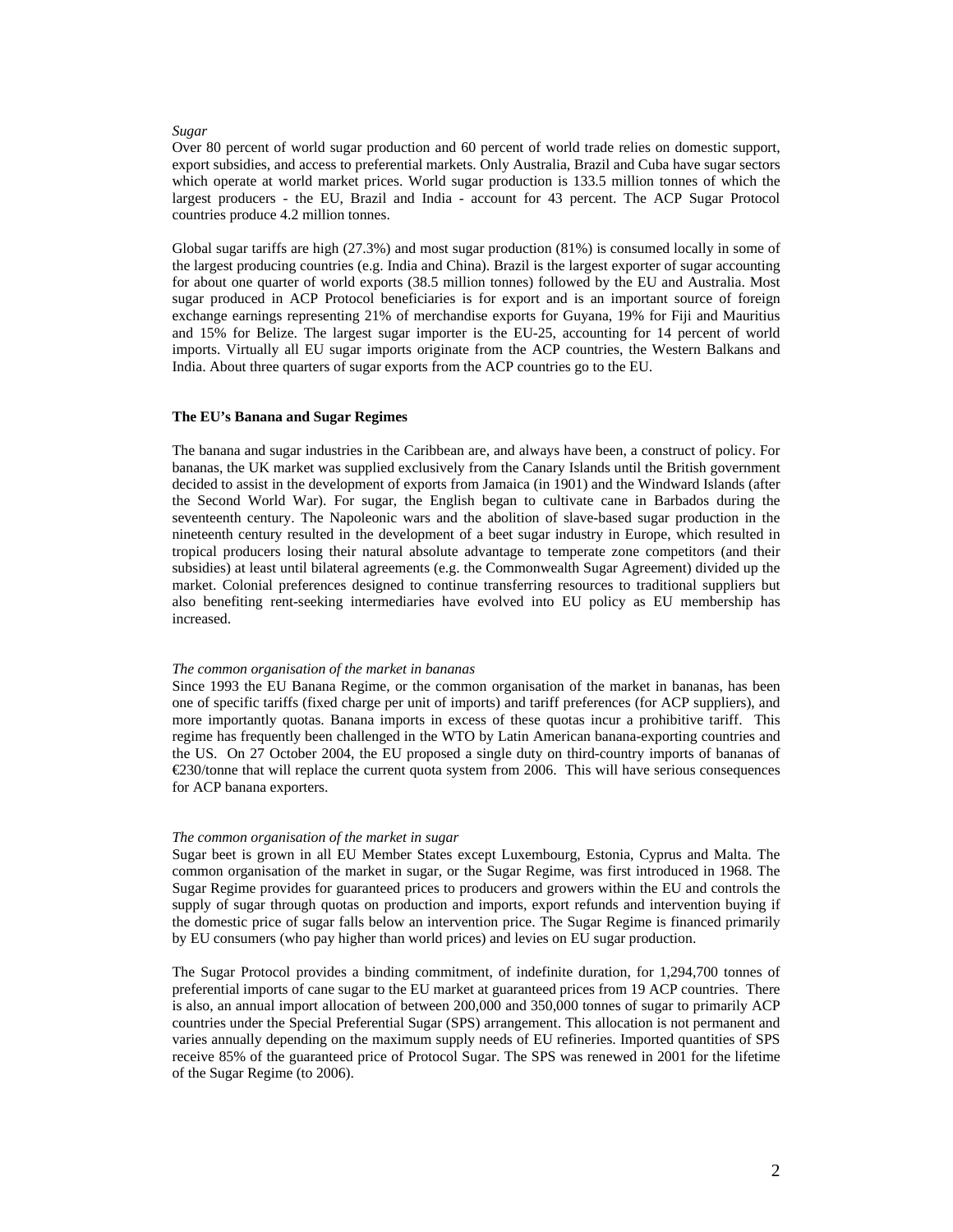*Sugar*

Over 80 percent of world sugar production and 60 percent of world trade relies on domestic support, export subsidies, and access to preferential markets. Only Australia, Brazil and Cuba have sugar sectors which operate at world market prices. World sugar production is 133.5 million tonnes of which the largest producers - the EU, Brazil and India - account for 43 percent. The ACP Sugar Protocol countries produce 4.2 million tonnes.

Global sugar tariffs are high (27.3%) and most sugar production (81%) is consumed locally in some of the largest producing countries (e.g. India and China). Brazil is the largest exporter of sugar accounting for about one quarter of world exports (38.5 million tonnes) followed by the EU and Australia. Most sugar produced in ACP Protocol beneficiaries is for export and is an important source of foreign exchange earnings representing 21% of merchandise exports for Guyana, 19% for Fiji and Mauritius and 15% for Belize. The largest sugar importer is the EU-25, accounting for 14 percent of world imports. Virtually all EU sugar imports originate from the ACP countries, the Western Balkans and India. About three quarters of sugar exports from the ACP countries go to the EU.

## The EU's Banana and Sugar Regimes

The banana and sugar industries in the Caribbean are, and always have been, a construct of policy. For bananas, the UK market was supplied exclusively from the Canary Islands until the British government decided to assist in the development of exports from Jamaica (in 1901) and the Windward Islands (after the Second World War). For sugar, the English began to cultivate cane in Barbados during the seventeenth century. The Napoleonic wars and the abolition of slave-based sugar production in the nineteenth century resulted in the development of a beet sugar industry in Europe, which resulted in tropical producers losing their natural absolute advantage to temperate zone competitors (and their subsidies) at least until bilateral agreements (e.g. the Commonwealth Sugar Agreement) divided up the market. Colonial preferences designed to continue transferring resources to traditional suppliers but also benefiting rent-seeking intermediaries have evolved into EU policy as EU membership has increased.

*The common organisation of the market in bananas*

Since 1993 the EU Banana Regime, or the common organisation of the market in bananas, has been one of specific tariffs (fixed charge per unit of imports) and tariff preferences (for ACP suppliers), and more importantly quotas. Banana imports in excess of these quotas incur a prohibitive tariff. This regime has frequently been challenged in the WTO by Latin American banana-exporting countries and the US. On 27 October 2004, the EU proposed a single duty on third-country imports of bananas of €230/tonne that will replace the current quota system from 2006. This will have serious consequences for ACP banana exporters.

*The common organisation of the market in sugar*

Sugar beet is grown in all EU Member States except Luxembourg, Estonia, Cyprus and Malta. The common organisation of the market in sugar, or the Sugar Regime, was first introduced in 1968. The Sugar Regime provides for guaranteed prices to producers and growers within the EU and controls the supply of sugar through quotas on production and imports, export refunds and intervention buying if the domestic price of sugar falls below an intervention price. The Sugar Regime is financed primarily by EU consumers (who pay higher than world prices) and levies on EU sugar production.

The Sugar Protocol provides a binding commitment, of indefinite duration, for 1,294,700 tonnes of preferential imports of cane sugar to the EU market at guaranteed prices from 19 ACP countries. There is also, an annual import allocation of between 200,000 and 350,000 tonnes of sugar to primarily ACP countries under the Special Preferential Sugar (SPS) arrangement. This allocation is not permanent and varies annually depending on the maximum supply needs of EU refineries. Imported quantities of SPS receive 85% of the guaranteed price of Protocol Sugar. The SPS was renewed in 2001 for the lifetime of the Sugar Regime (to 2006).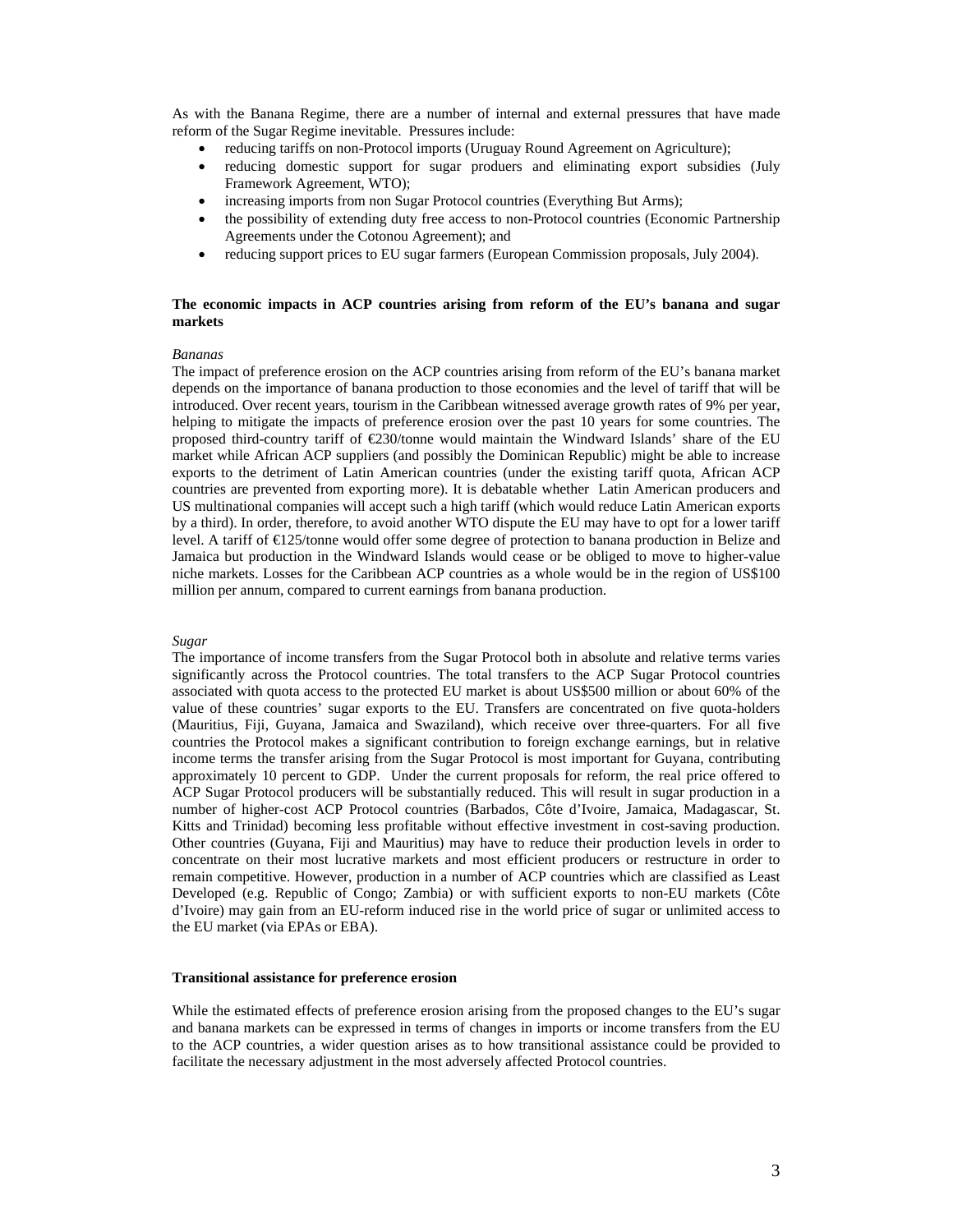As with the Banana Regime, there are a number of internal and external pressures that have made reform of the Sugar Regime inevitable. Pressures include:

- reducing tariffs on non-Protocol imports (Uruguay Round Agreement on Agriculture);
- reducing domestic support for sugar produers and eliminating export subsidies (July Framework Agreement, WTO);
- increasing imports from non Sugar Protocol countries (Everything But Arms);
- the possibility of extending duty free access to non-Protocol countries (Economic Partnership Agreements under the Cotonou Agreement); and
- reducing support prices to EU sugar farmers (European Commission proposals, July 2004).

**The economic impacts in ACP countries arising from reform of the EU's banana and sugar markets**

*Bananas*

The impact of preference erosion on the ACP countries arising from reform of the EU's banana market depends on the importance of banana production to those economies and the level of tariff that will be introduced. Over recent years, tourism in the Caribbean witnessed average growth rates of 9% per year, helping to mitigate the impacts of preference erosion over the past 10 years for some countries. The proposed third-country tariff of €230/tonne would maintain the Windward Islands' share of the EU market while African ACP suppliers (and possibly the Dominican Republic) might be able to increase exports to the detriment of Latin American countries (under the existing tariff quota, African ACP countries are prevented from exporting more). It is debatable whether Latin American producers and US multinational companies will accept such a high tariff (which would reduce Latin American exports by a third). In order, therefore, to avoid another WTO dispute the EU may have to opt for a lower tariff level. A tariff of €125/tonne would offer some degree of protection to banana production in Belize and Jamaica but production in the Windward Islands would cease or be obliged to move to higher-value niche markets. Losses for the Caribbean ACP countries as a whole would be in the region of US$100 million per annum, compared to current earnings from banana production.

*Sugar*

The importance of income transfers from the Sugar Protocol both in absolute and relative terms varies significantly across the Protocol countries. The total transfers to the ACP Sugar Protocol countries associated with quota access to the protected EU market is about US$500 million or about 60% of the value of these countries' sugar exports to the EU. Transfers are concentrated on five quota-holders (Mauritius, Fiji, Guyana, Jamaica and Swaziland), which receive over three-quarters. For all five countries the Protocol makes a significant contribution to foreign exchange earnings, but in relative income terms the transfer arising from the Sugar Protocol is most important for Guyana, contributing approximately 10 percent to GDP. Under the current proposals for reform, the real price offered to ACP Sugar Protocol producers will be substantially reduced. This will result in sugar production in a number of higher-cost ACP Protocol countries (Barbados, Côte d'Ivoire, Jamaica, Madagascar, St. Kitts and Trinidad) becoming less profitable without effective investment in cost-saving production. Other countries (Guyana, Fiji and Mauritius) may have to reduce their production levels in order to concentrate on their most lucrative markets and most efficient producers or restructure in order to remain competitive. However, production in a number of ACP countries which are classified as Least Developed (e.g. Republic of Congo; Zambia) or with sufficient exports to non-EU markets (Côte d'Ivoire) may gain from an EU-reform induced rise in the world price of sugar or unlimited access to the EU market (via EPAs or EBA).

**Transitional assistance for preference erosion**

While the estimated effects of preference erosion arising from the proposed changes to the EU's sugar and banana markets can be expressed in terms of changes in imports or income transfers from the EU to the ACP countries, a wider question arises as to how transitional assistance could be provided to facilitate the necessary adjustment in the most adversely affected Protocol countries.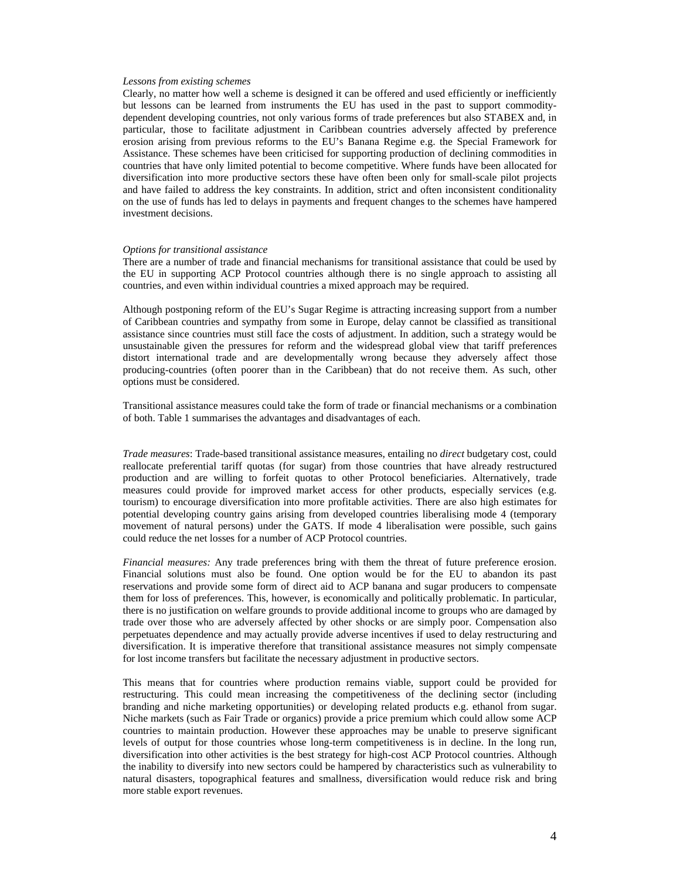*Lessons from existing schemes*

Clearly, no matter how well a scheme is designed it can be offered and used efficiently or inefficiently but lessons can be learned from instruments the EU has used in the past to support commodity-dependent developing countries, not only various forms of trade preferences but also STABEX and, in particular, those to facilitate adjustment in Caribbean countries adversely affected by preference erosion arising from previous reforms to the EU's Banana Regime e.g. the Special Framework for Assistance. These schemes have been criticised for supporting production of declining commodities in countries that have only limited potential to become competitive. Where funds have been allocated for diversification into more productive sectors these have often been only for small-scale pilot projects and have failed to address the key constraints. In addition, strict and often inconsistent conditionality on the use of funds has led to delays in payments and frequent changes to the schemes have hampered investment decisions.

*Options for transitional assistance*

There are a number of trade and financial mechanisms for transitional assistance that could be used by the EU in supporting ACP Protocol countries although there is no single approach to assisting all countries, and even within individual countries a mixed approach may be required.

Although postponing reform of the EU's Sugar Regime is attracting increasing support from a number of Caribbean countries and sympathy from some in Europe, delay cannot be classified as transitional assistance since countries must still face the costs of adjustment. In addition, such a strategy would be unsustainable given the pressures for reform and the widespread global view that tariff preferences distort international trade and are developmentally wrong because they adversely affect those producing-countries (often poorer than in the Caribbean) that do not receive them. As such, other options must be considered.

Transitional assistance measures could take the form of trade or financial mechanisms or a combination of both. Table 1 summarises the advantages and disadvantages of each.

*Trade measures*: Trade-based transitional assistance measures, entailing no *direct* budgetary cost, could reallocate preferential tariff quotas (for sugar) from those countries that have already restructured production and are willing to forfeit quotas to other Protocol beneficiaries. Alternatively, trade measures could provide for improved market access for other products, especially services (e.g. tourism) to encourage diversification into more profitable activities. There are also high estimates for potential developing country gains arising from developed countries liberalising mode 4 (temporary movement of natural persons) under the GATS. If mode 4 liberalisation were possible, such gains could reduce the net losses for a number of ACP Protocol countries.

*Financial measures:* Any trade preferences bring with them the threat of future preference erosion. Financial solutions must also be found. One option would be for the EU to abandon its past reservations and provide some form of direct aid to ACP banana and sugar producers to compensate them for loss of preferences. This, however, is economically and politically problematic. In particular, there is no justification on welfare grounds to provide additional income to groups who are damaged by trade over those who are adversely affected by other shocks or are simply poor. Compensation also perpetuates dependence and may actually provide adverse incentives if used to delay restructuring and diversification. It is imperative therefore that transitional assistance measures not simply compensate for lost income transfers but facilitate the necessary adjustment in productive sectors.

This means that for countries where production remains viable, support could be provided for restructuring. This could mean increasing the competitiveness of the declining sector (including branding and niche marketing opportunities) or developing related products e.g. ethanol from sugar. Niche markets (such as Fair Trade or organics) provide a price premium which could allow some ACP countries to maintain production. However these approaches may be unable to preserve significant levels of output for those countries whose long-term competitiveness is in decline. In the long run, diversification into other activities is the best strategy for high-cost ACP Protocol countries. Although the inability to diversify into new sectors could be hampered by characteristics such as vulnerability to natural disasters, topographical features and smallness, diversification would reduce risk and bring more stable export revenues.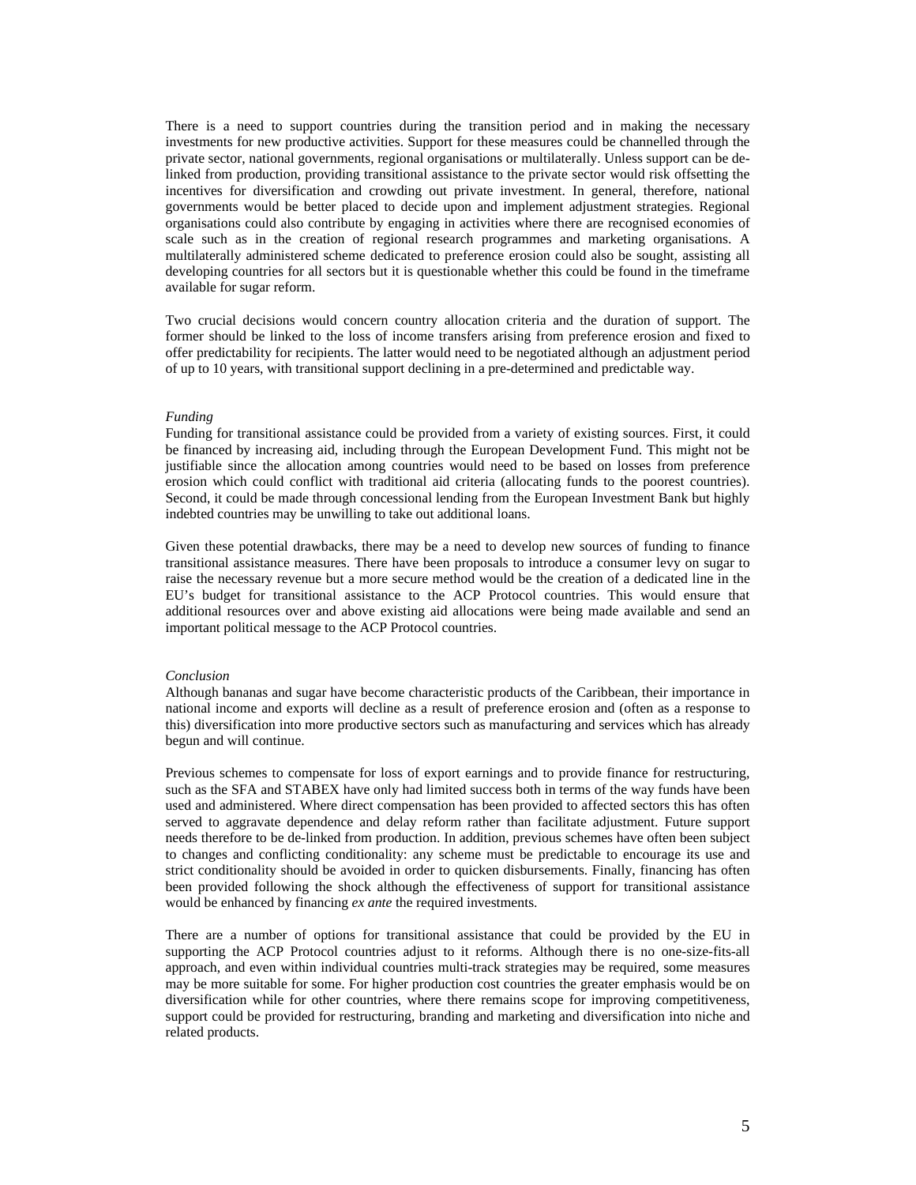There is a need to support countries during the transition period and in making the necessary investments for new productive activities. Support for these measures could be channelled through the private sector, national governments, regional organisations or multilaterally. Unless support can be de-linked from production, providing transitional assistance to the private sector would risk offsetting the incentives for diversification and crowding out private investment. In general, therefore, national governments would be better placed to decide upon and implement adjustment strategies. Regional organisations could also contribute by engaging in activities where there are recognised economies of scale such as in the creation of regional research programmes and marketing organisations. A multilaterally administered scheme dedicated to preference erosion could also be sought, assisting all developing countries for all sectors but it is questionable whether this could be found in the timeframe available for sugar reform.

Two crucial decisions would concern country allocation criteria and the duration of support. The former should be linked to the loss of income transfers arising from preference erosion and fixed to offer predictability for recipients. The latter would need to be negotiated although an adjustment period of up to 10 years, with transitional support declining in a pre-determined and predictable way.

*Funding*

Funding for transitional assistance could be provided from a variety of existing sources. First, it could be financed by increasing aid, including through the European Development Fund. This might not be justifiable since the allocation among countries would need to be based on losses from preference erosion which could conflict with traditional aid criteria (allocating funds to the poorest countries). Second, it could be made through concessional lending from the European Investment Bank but highly indebted countries may be unwilling to take out additional loans.

Given these potential drawbacks, there may be a need to develop new sources of funding to finance transitional assistance measures. There have been proposals to introduce a consumer levy on sugar to raise the necessary revenue but a more secure method would be the creation of a dedicated line in the EU's budget for transitional assistance to the ACP Protocol countries. This would ensure that additional resources over and above existing aid allocations were being made available and send an important political message to the ACP Protocol countries.

*Conclusion*

Although bananas and sugar have become characteristic products of the Caribbean, their importance in national income and exports will decline as a result of preference erosion and (often as a response to this) diversification into more productive sectors such as manufacturing and services which has already begun and will continue.

Previous schemes to compensate for loss of export earnings and to provide finance for restructuring, such as the SFA and STABEX have only had limited success both in terms of the way funds have been used and administered. Where direct compensation has been provided to affected sectors this has often served to aggravate dependence and delay reform rather than facilitate adjustment. Future support needs therefore to be de-linked from production. In addition, previous schemes have often been subject to changes and conflicting conditionality: any scheme must be predictable to encourage its use and strict conditionality should be avoided in order to quicken disbursements. Finally, financing has often been provided following the shock although the effectiveness of support for transitional assistance would be enhanced by financing *ex ante* the required investments.

There are a number of options for transitional assistance that could be provided by the EU in supporting the ACP Protocol countries adjust to it reforms. Although there is no one-size-fits-all approach, and even within individual countries multi-track strategies may be required, some measures may be more suitable for some. For higher production cost countries the greater emphasis would be on diversification while for other countries, where there remains scope for improving competitiveness, support could be provided for restructuring, branding and marketing and diversification into niche and related products.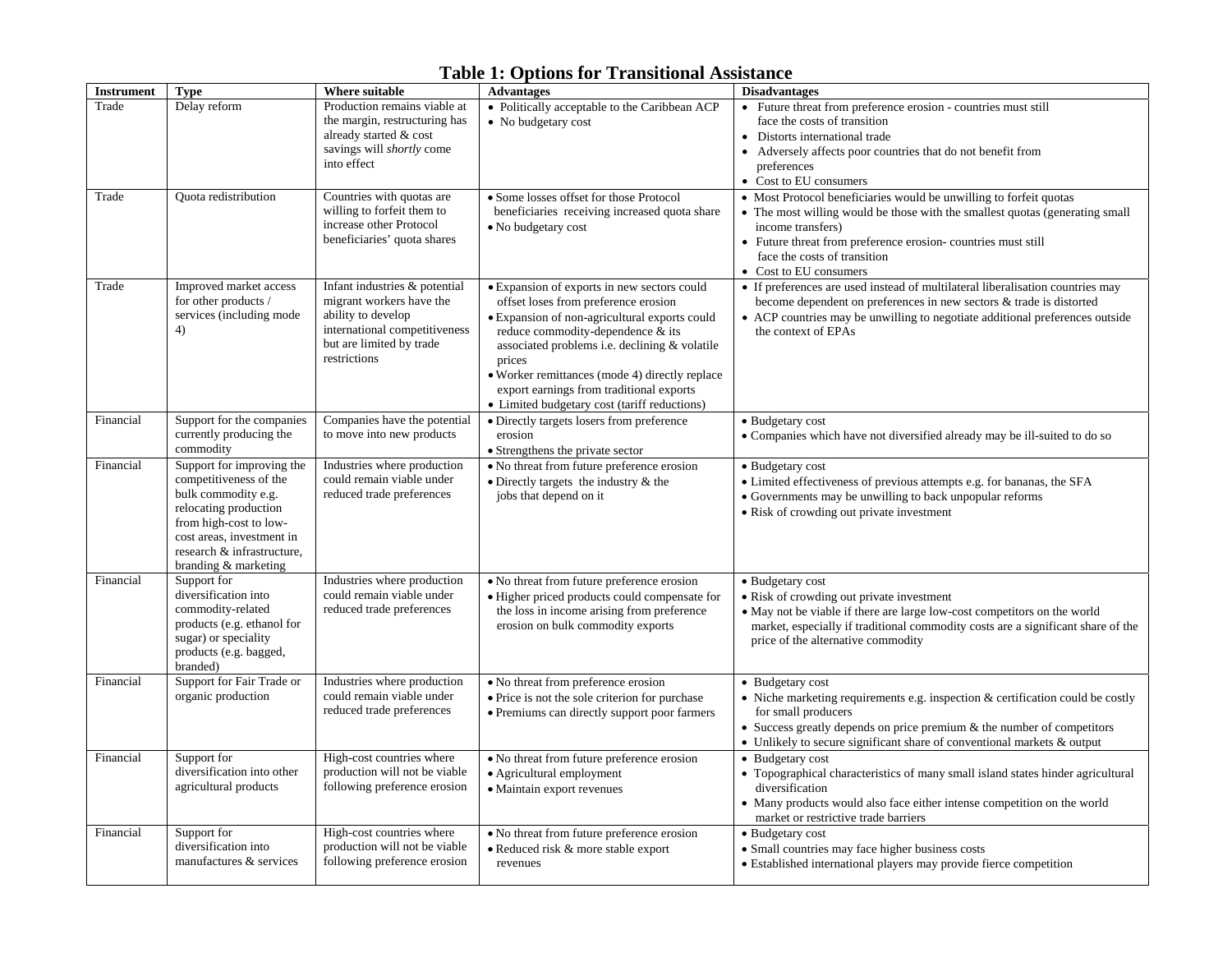**Table 1: Options for Transitional Assistance**

| Instrument | Type | Where suitable | Advantages | Disadvantages |
|---|---|---|---|---|
| Trade | Delay reform | Production remains viable at the margin, restructuring has already started & cost savings will *shortly* come into effect | • Politically acceptable to the Caribbean ACP<br>• No budgetary cost | • Future threat from preference erosion - countries must still face the costs of transition<br>• Distorts international trade<br>• Adversely affects poor countries that do not benefit from preferences<br>• Cost to EU consumers |
| Trade | Quota redistribution | Countries with quotas are willing to forfeit them to increase other Protocol beneficiaries' quota shares | • Some losses offset for those Protocol beneficiaries receiving increased quota share<br>• No budgetary cost | • Most Protocol beneficiaries would be unwilling to forfeit quotas<br>• The most willing would be those with the smallest quotas (generating small income transfers)<br>• Future threat from preference erosion- countries must still face the costs of transition<br>• Cost to EU consumers |
| Trade | Improved market access for other products / services (including mode 4) | Infant industries & potential migrant workers have the ability to develop international competitiveness but are limited by trade restrictions | • Expansion of exports in new sectors could offset loses from preference erosion<br>• Expansion of non-agricultural exports could reduce commodity-dependence & its associated problems i.e. declining & volatile prices<br>• Worker remittances (mode 4) directly replace export earnings from traditional exports<br>• Limited budgetary cost (tariff reductions) | • If preferences are used instead of multilateral liberalisation countries may become dependent on preferences in new sectors & trade is distorted<br>• ACP countries may be unwilling to negotiate additional preferences outside the context of EPAs |
| Financial | Support for the companies currently producing the commodity | Companies have the potential to move into new products | • Directly targets losers from preference erosion<br>• Strengthens the private sector | • Budgetary cost<br>• Companies which have not diversified already may be ill-suited to do so |
| Financial | Support for improving the competitiveness of the bulk commodity e.g. relocating production from high-cost to low-cost areas, investment in research & infrastructure, branding & marketing | Industries where production could remain viable under reduced trade preferences | • No threat from future preference erosion<br>• Directly targets the industry & the jobs that depend on it | • Budgetary cost<br>• Limited effectiveness of previous attempts e.g. for bananas, the SFA<br>• Governments may be unwilling to back unpopular reforms<br>• Risk of crowding out private investment |
| Financial | Support for diversification into commodity-related products (e.g. ethanol for sugar) or speciality products (e.g. bagged, branded) | Industries where production could remain viable under reduced trade preferences | • No threat from future preference erosion<br>• Higher priced products could compensate for the loss in income arising from preference erosion on bulk commodity exports | • Budgetary cost<br>• Risk of crowding out private investment<br>• May not be viable if there are large low-cost competitors on the world market, especially if traditional commodity costs are a significant share of the price of the alternative commodity |
| Financial | Support for Fair Trade or organic production | Industries where production could remain viable under reduced trade preferences | • No threat from preference erosion<br>• Price is not the sole criterion for purchase<br>• Premiums can directly support poor farmers | • Budgetary cost<br>• Niche marketing requirements e.g. inspection & certification could be costly for small producers<br>• Success greatly depends on price premium & the number of competitors<br>• Unlikely to secure significant share of conventional markets & output |
| Financial | Support for diversification into other agricultural products | High-cost countries where production will not be viable following preference erosion | • No threat from future preference erosion<br>• Agricultural employment<br>• Maintain export revenues | • Budgetary cost<br>• Topographical characteristics of many small island states hinder agricultural diversification<br>• Many products would also face either intense competition on the world market or restrictive trade barriers |
| Financial | Support for diversification into manufactures & services | High-cost countries where production will not be viable following preference erosion | • No threat from future preference erosion<br>• Reduced risk & more stable export revenues | • Budgetary cost<br>• Small countries may face higher business costs<br>• Established international players may provide fierce competition |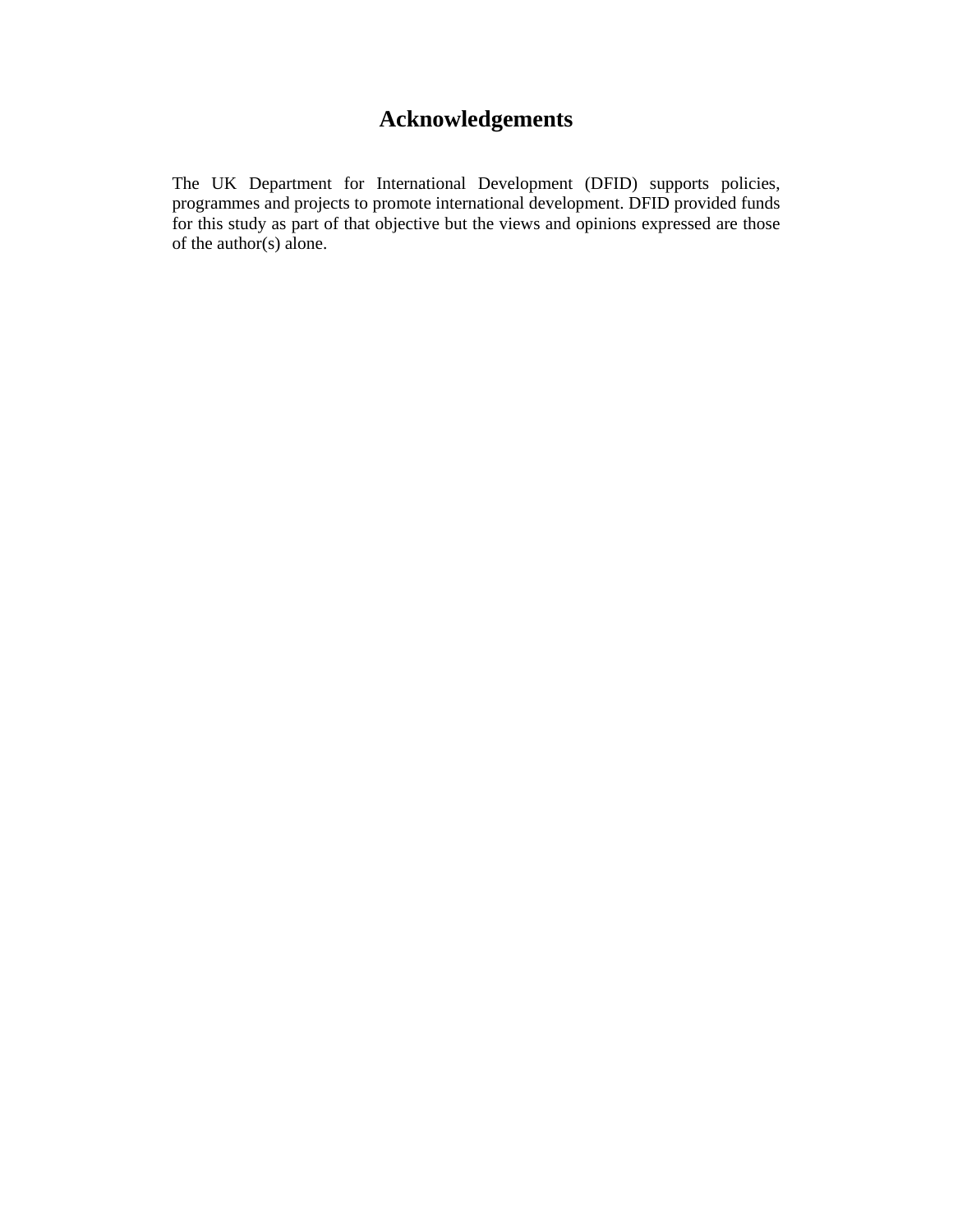# Acknowledgements

The UK Department for International Development (DFID) supports policies, programmes and projects to promote international development. DFID provided funds for this study as part of that objective but the views and opinions expressed are those of the author(s) alone.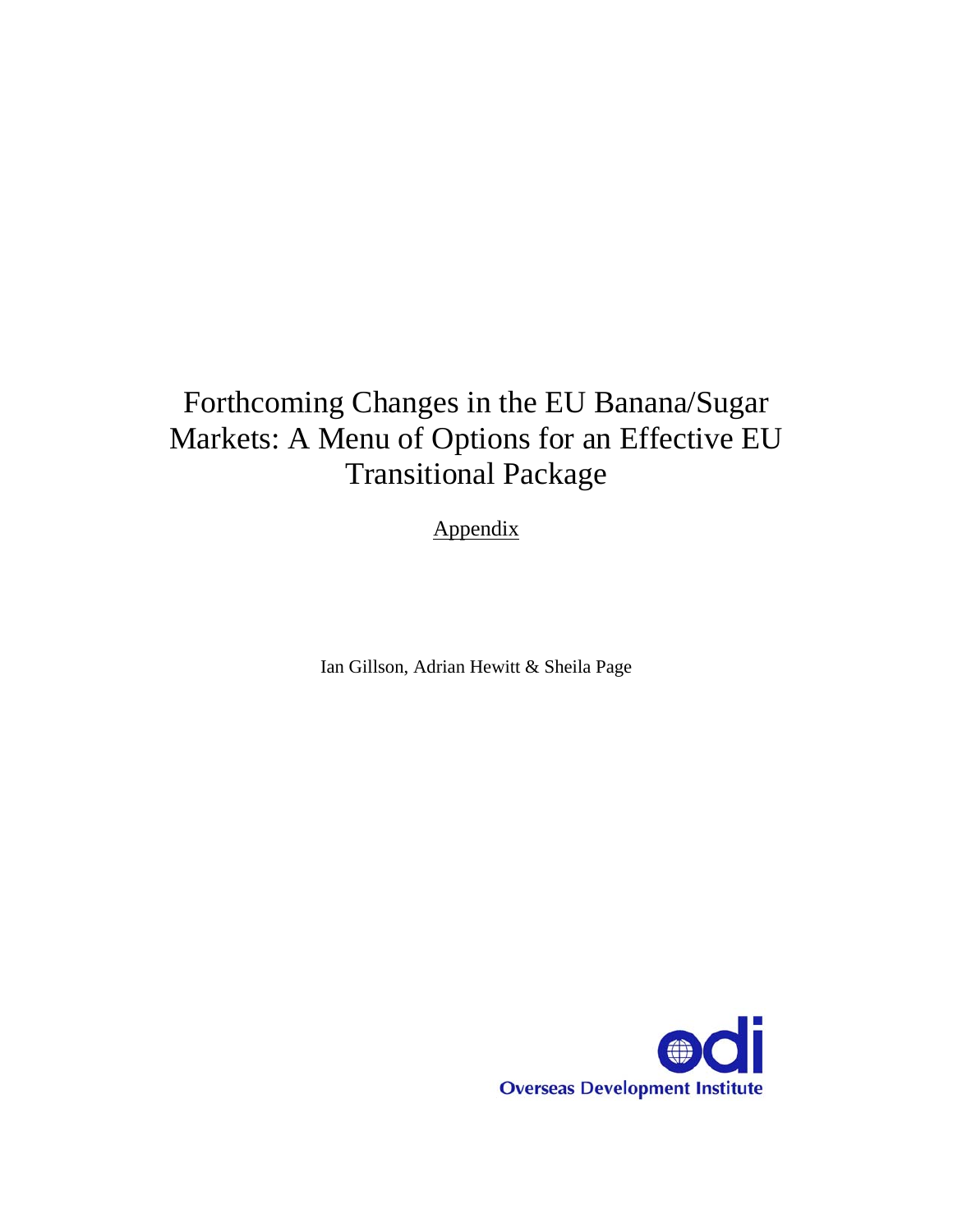# Forthcoming Changes in the EU Banana/Sugar Markets: A Menu of Options for an Effective EU Transitional Package

Appendix

Ian Gillson, Adrian Hewitt & Sheila Page

Overseas Development Institute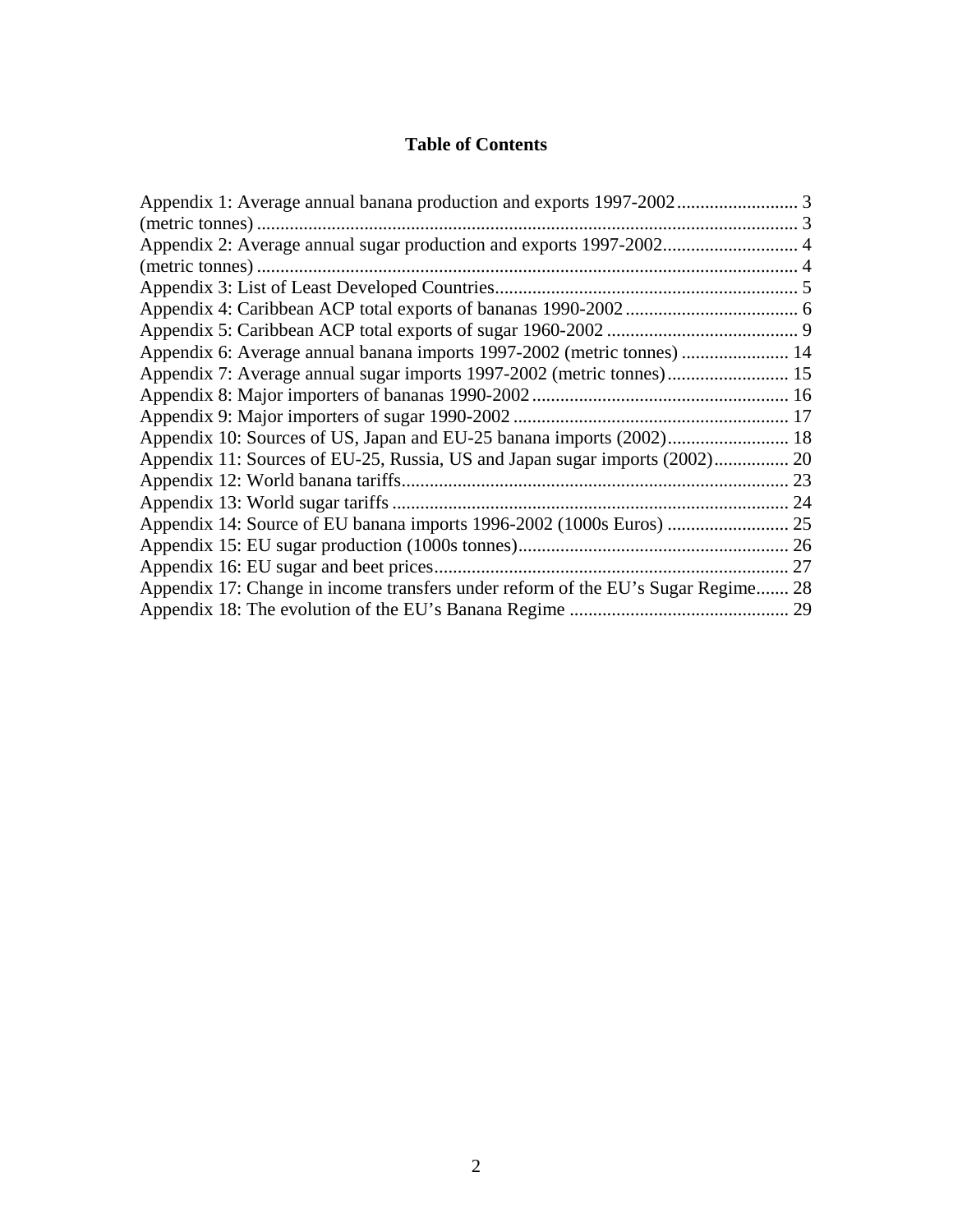# Table of Contents

Appendix 1: Average annual banana production and exports 1997-2002 .......................... 3
(metric tonnes) .................................................................................................... 3
Appendix 2: Average annual sugar production and exports 1997-2002............................. 4
(metric tonnes) .................................................................................................... 4
Appendix 3: List of Least Developed Countries................................................................. 5
Appendix 4: Caribbean ACP total exports of bananas 1990-2002 ..................................... 6
Appendix 5: Caribbean ACP total exports of sugar 1960-2002 ......................................... 9
Appendix 6: Average annual banana imports 1997-2002 (metric tonnes) ....................... 14
Appendix 7: Average annual sugar imports 1997-2002 (metric tonnes).......................... 15
Appendix 8: Major importers of bananas 1990-2002 ....................................................... 16
Appendix 9: Major importers of sugar 1990-2002 ........................................................... 17
Appendix 10: Sources of US, Japan and EU-25 banana imports (2002).......................... 18
Appendix 11: Sources of EU-25, Russia, US and Japan sugar imports (2002)................ 20
Appendix 12: World banana tariffs................................................................................... 23
Appendix 13: World sugar tariffs ..................................................................................... 24
Appendix 14: Source of EU banana imports 1996-2002 (1000s Euros) .......................... 25
Appendix 15: EU sugar production (1000s tonnes).......................................................... 26
Appendix 16: EU sugar and beet prices............................................................................ 27
Appendix 17: Change in income transfers under reform of the EU's Sugar Regime....... 28
Appendix 18: The evolution of the EU's Banana Regime ............................................... 29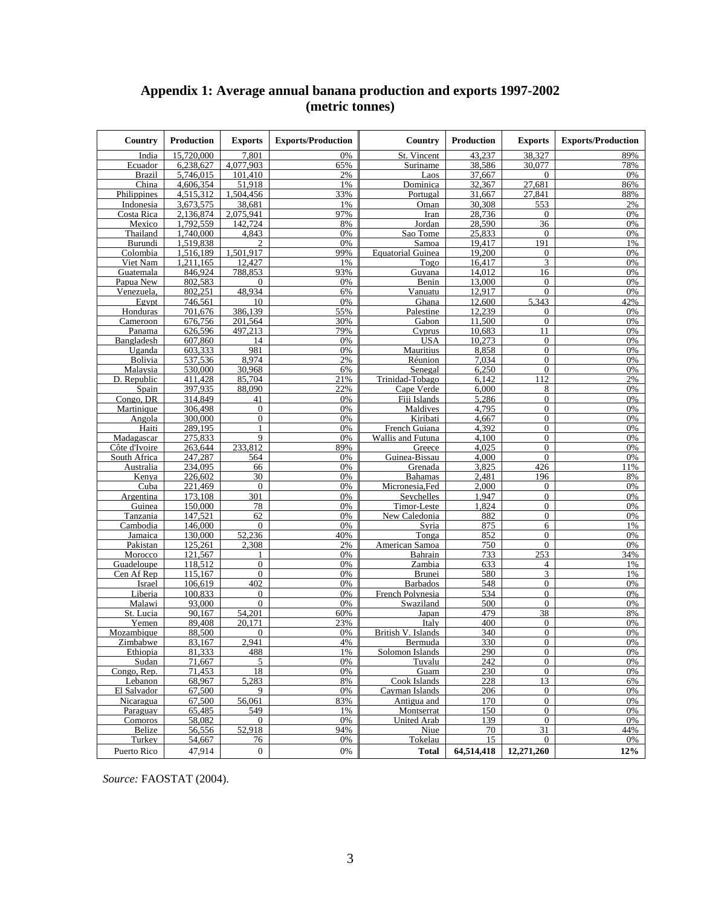# Appendix 1: Average annual banana production and exports 1997-2002 (metric tonnes)

| Country | Production | Exports | Exports/Production | Country | Production | Exports | Exports/Production |
|---|---|---|---|---|---|---|---|
| India | 15,720,000 | 7,801 | 0% | St. Vincent | 43,237 | 38,327 | 89% |
| Ecuador | 6,238,627 | 4,077,903 | 65% | Suriname | 38,586 | 30,077 | 78% |
| Brazil | 5,746,015 | 101,410 | 2% | Laos | 37,667 | 0 | 0% |
| China | 4,606,354 | 51,918 | 1% | Dominica | 32,367 | 27,681 | 86% |
| Philippines | 4,515,312 | 1,504,456 | 33% | Portugal | 31,667 | 27,841 | 88% |
| Indonesia | 3,673,575 | 38,681 | 1% | Oman | 30,308 | 553 | 2% |
| Costa Rica | 2,136,874 | 2,075,941 | 97% | Iran | 28,736 | 0 | 0% |
| Mexico | 1,792,559 | 142,724 | 8% | Jordan | 28,590 | 36 | 0% |
| Thailand | 1,740,000 | 4,843 | 0% | Sao Tome | 25,833 | 0 | 0% |
| Burundi | 1,519,838 | 2 | 0% | Samoa | 19,417 | 191 | 1% |
| Colombia | 1,516,189 | 1,501,917 | 99% | Equatorial Guinea | 19,200 | 0 | 0% |
| Viet Nam | 1,211,165 | 12,427 | 1% | Togo | 16,417 | 3 | 0% |
| Guatemala | 846,924 | 788,853 | 93% | Guyana | 14,012 | 16 | 0% |
| Papua New | 802,583 | 0 | 0% | Benin | 13,000 | 0 | 0% |
| Venezuela, | 802,251 | 48,934 | 6% | Vanuatu | 12,917 | 0 | 0% |
| Egypt | 746,561 | 10 | 0% | Ghana | 12,600 | 5,343 | 42% |
| Honduras | 701,676 | 386,139 | 55% | Palestine | 12,239 | 0 | 0% |
| Cameroon | 676,756 | 201,564 | 30% | Gabon | 11,500 | 0 | 0% |
| Panama | 626,596 | 497,213 | 79% | Cyprus | 10,683 | 11 | 0% |
| Bangladesh | 607,860 | 14 | 0% | USA | 10,273 | 0 | 0% |
| Uganda | 603,333 | 981 | 0% | Mauritius | 8,858 | 0 | 0% |
| Bolivia | 537,536 | 8,974 | 2% | Réunion | 7,034 | 0 | 0% |
| Malaysia | 530,000 | 30,968 | 6% | Senegal | 6,250 | 0 | 0% |
| D. Republic | 411,428 | 85,704 | 21% | Trinidad-Tobago | 6,142 | 112 | 2% |
| Spain | 397,935 | 88,090 | 22% | Cape Verde | 6,000 | 8 | 0% |
| Congo, DR | 314,849 | 41 | 0% | Fiji Islands | 5,286 | 0 | 0% |
| Martinique | 306,498 | 0 | 0% | Maldives | 4,795 | 0 | 0% |
| Angola | 300,000 | 0 | 0% | Kiribati | 4,667 | 0 | 0% |
| Haiti | 289,195 | 1 | 0% | French Guiana | 4,392 | 0 | 0% |
| Madagascar | 275,833 | 9 | 0% | Wallis and Futuna | 4,100 | 0 | 0% |
| Côte d'Ivoire | 263,644 | 233,812 | 89% | Greece | 4,025 | 0 | 0% |
| South Africa | 247,287 | 564 | 0% | Guinea-Bissau | 4,000 | 0 | 0% |
| Australia | 234,095 | 66 | 0% | Grenada | 3,825 | 426 | 11% |
| Kenya | 226,602 | 30 | 0% | Bahamas | 2,481 | 196 | 8% |
| Cuba | 221,469 | 0 | 0% | Micronesia,Fed | 2,000 | 0 | 0% |
| Argentina | 173,108 | 301 | 0% | Seychelles | 1,947 | 0 | 0% |
| Guinea | 150,000 | 78 | 0% | Timor-Leste | 1,824 | 0 | 0% |
| Tanzania | 147,521 | 62 | 0% | New Caledonia | 882 | 0 | 0% |
| Cambodia | 146,000 | 0 | 0% | Syria | 875 | 6 | 1% |
| Jamaica | 130,000 | 52,236 | 40% | Tonga | 852 | 0 | 0% |
| Pakistan | 125,261 | 2,308 | 2% | American Samoa | 750 | 0 | 0% |
| Morocco | 121,567 | 1 | 0% | Bahrain | 733 | 253 | 34% |
| Guadeloupe | 118,512 | 0 | 0% | Zambia | 633 | 4 | 1% |
| Cen Af Rep | 115,167 | 0 | 0% | Brunei | 580 | 3 | 1% |
| Israel | 106,619 | 402 | 0% | Barbados | 548 | 0 | 0% |
| Liberia | 100,833 | 0 | 0% | French Polynesia | 534 | 0 | 0% |
| Malawi | 93,000 | 0 | 0% | Swaziland | 500 | 0 | 0% |
| St. Lucia | 90,167 | 54,201 | 60% | Japan | 479 | 38 | 8% |
| Yemen | 89,408 | 20,171 | 23% | Italy | 400 | 0 | 0% |
| Mozambique | 88,500 | 0 | 0% | British V. Islands | 340 | 0 | 0% |
| Zimbabwe | 83,167 | 2,941 | 4% | Bermuda | 330 | 0 | 0% |
| Ethiopia | 81,333 | 488 | 1% | Solomon Islands | 290 | 0 | 0% |
| Sudan | 71,667 | 5 | 0% | Tuvalu | 242 | 0 | 0% |
| Congo, Rep. | 71,453 | 18 | 0% | Guam | 230 | 0 | 0% |
| Lebanon | 68,967 | 5,283 | 8% | Cook Islands | 228 | 13 | 6% |
| El Salvador | 67,500 | 9 | 0% | Cayman Islands | 206 | 0 | 0% |
| Nicaragua | 67,500 | 56,061 | 83% | Antigua and | 170 | 0 | 0% |
| Paraguay | 65,485 | 549 | 1% | Montserrat | 150 | 0 | 0% |
| Comoros | 58,082 | 0 | 0% | United Arab | 139 | 0 | 0% |
| Belize | 56,556 | 52,918 | 94% | Niue | 70 | 31 | 44% |
| Turkey | 54,667 | 76 | 0% | Tokelau | 15 | 0 | 0% |
| Puerto Rico | 47,914 | 0 | 0% | **Total** | **64,514,418** | **12,271,260** | **12%** |

*Source:* FAOSTAT (2004).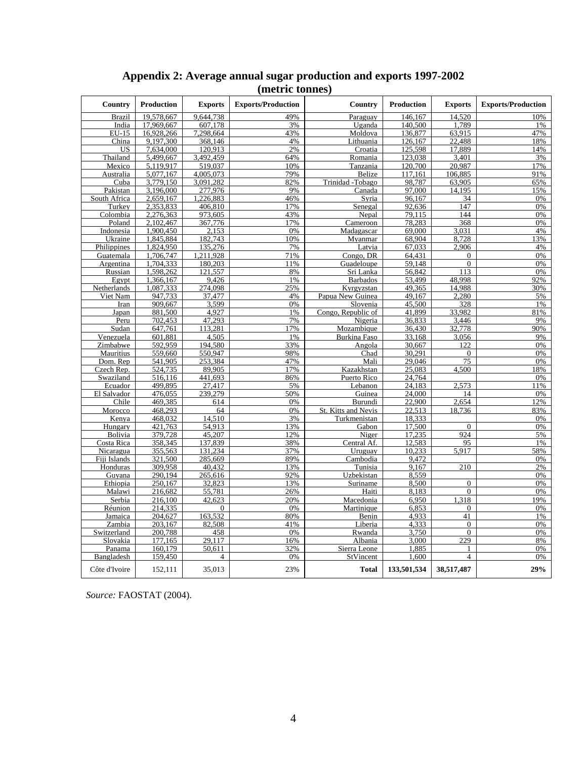## Appendix 2: Average annual sugar production and exports 1997-2002 (metric tonnes)

| Country | Production | Exports | Exports/Production | Country | Production | Exports | Exports/Production |
|---|---|---|---|---|---|---|---|
| Brazil | 19,578,667 | 9,644,738 | 49% | Paraguay | 146,167 | 14,520 | 10% |
| India | 17,969,667 | 607,178 | 3% | Uganda | 140,500 | 1,789 | 1% |
| EU-15 | 16,928,266 | 7,298,664 | 43% | Moldova | 136,877 | 63,915 | 47% |
| China | 9,197,300 | 368,146 | 4% | Lithuania | 126,167 | 22,488 | 18% |
| US | 7,634,000 | 120,913 | 2% | Croatia | 125,598 | 17,889 | 14% |
| Thailand | 5,499,667 | 3,492,459 | 64% | Romania | 123,038 | 3,401 | 3% |
| Mexico | 5,119,917 | 519,037 | 10% | Tanzania | 120,700 | 20,987 | 17% |
| Australia | 5,077,167 | 4,005,073 | 79% | Belize | 117,161 | 106,885 | 91% |
| Cuba | 3,779,150 | 3,091,282 | 82% | Trinidad -Tobago | 98,787 | 63,905 | 65% |
| Pakistan | 3,196,000 | 277,976 | 9% | Canada | 97,000 | 14,195 | 15% |
| South Africa | 2,659,167 | 1,226,883 | 46% | Syria | 96,167 | 34 | 0% |
| Turkey | 2,353,833 | 406,810 | 17% | Senegal | 92,636 | 147 | 0% |
| Colombia | 2,276,363 | 973,605 | 43% | Nepal | 79,115 | 144 | 0% |
| Poland | 2,102,467 | 367,776 | 17% | Cameroon | 78,283 | 368 | 0% |
| Indonesia | 1,900,450 | 2,153 | 0% | Madagascar | 69,000 | 3,031 | 4% |
| Ukraine | 1,845,884 | 182,743 | 10% | Myanmar | 68,904 | 8,728 | 13% |
| Philippines | 1,824,950 | 135,276 | 7% | Latvia | 67,033 | 2,906 | 4% |
| Guatemala | 1,706,747 | 1,211,928 | 71% | Congo, DR | 64,431 | 0 | 0% |
| Argentina | 1,704,333 | 180,203 | 11% | Guadeloupe | 59,148 | 0 | 0% |
| Russian | 1,598,262 | 121,557 | 8% | Sri Lanka | 56,842 | 113 | 0% |
| Egypt | 1,366,167 | 9,426 | 1% | Barbados | 53,499 | 48,998 | 92% |
| Netherlands | 1,087,333 | 274,098 | 25% | Kyrgyzstan | 49,365 | 14,988 | 30% |
| Viet Nam | 947,733 | 37,477 | 4% | Papua New Guinea | 49,167 | 2,280 | 5% |
| Iran | 909,667 | 3,599 | 0% | Slovenia | 45,500 | 328 | 1% |
| Japan | 881,500 | 4,927 | 1% | Congo, Republic of | 41,899 | 33,982 | 81% |
| Peru | 702,453 | 47,293 | 7% | Nigeria | 36,833 | 3,446 | 9% |
| Sudan | 647,761 | 113,281 | 17% | Mozambique | 36,430 | 32,778 | 90% |
| Venezuela | 601,881 | 4,505 | 1% | Burkina Faso | 33,168 | 3,056 | 9% |
| Zimbabwe | 592,959 | 194,580 | 33% | Angola | 30,667 | 122 | 0% |
| Mauritius | 559,660 | 550,947 | 98% | Chad | 30,291 | 0 | 0% |
| Dom. Rep | 541,905 | 253,384 | 47% | Mali | 29,046 | 75 | 0% |
| Czech Rep. | 524,735 | 89,905 | 17% | Kazakhstan | 25,083 | 4,500 | 18% |
| Swaziland | 516,116 | 441,693 | 86% | Puerto Rico | 24,764 | | 0% |
| Ecuador | 499,895 | 27,417 | 5% | Lebanon | 24,183 | 2,573 | 11% |
| El Salvador | 476,055 | 239,279 | 50% | Guinea | 24,000 | 14 | 0% |
| Chile | 469,385 | 614 | 0% | Burundi | 22,900 | 2,654 | 12% |
| Morocco | 468,293 | 64 | 0% | St. Kitts and Nevis | 22,513 | 18,736 | 83% |
| Kenya | 468,032 | 14,510 | 3% | Turkmenistan | 18,333 | | 0% |
| Hungary | 421,763 | 54,913 | 13% | Gabon | 17,500 | 0 | 0% |
| Bolivia | 379,728 | 45,207 | 12% | Niger | 17,235 | 924 | 5% |
| Costa Rica | 358,345 | 137,839 | 38% | Central Af. | 12,583 | 95 | 1% |
| Nicaragua | 355,563 | 131,234 | 37% | Uruguay | 10,233 | 5,917 | 58% |
| Fiji Islands | 321,500 | 285,669 | 89% | Cambodia | 9,472 | | 0% |
| Honduras | 309,958 | 40,432 | 13% | Tunisia | 9,167 | 210 | 2% |
| Guyana | 290,194 | 265,616 | 92% | Uzbekistan | 8,559 | | 0% |
| Ethiopia | 250,167 | 32,823 | 13% | Suriname | 8,500 | 0 | 0% |
| Malawi | 216,682 | 55,781 | 26% | Haiti | 8,183 | 0 | 0% |
| Serbia | 216,100 | 42,623 | 20% | Macedonia | 6,950 | 1,318 | 19% |
| Réunion | 214,335 | 0 | 0% | Martinique | 6,853 | 0 | 0% |
| Jamaica | 204,627 | 163,532 | 80% | Benin | 4,933 | 41 | 1% |
| Zambia | 203,167 | 82,508 | 41% | Liberia | 4,333 | 0 | 0% |
| Switzerland | 200,788 | 458 | 0% | Rwanda | 3,750 | 0 | 0% |
| Slovakia | 177,165 | 29,117 | 16% | Albania | 3,000 | 229 | 8% |
| Panama | 160,179 | 50,611 | 32% | Sierra Leone | 1,885 | 1 | 0% |
| Bangladesh | 159,450 | 4 | 0% | StVincent | 1,600 | 4 | 0% |
| Côte d'Ivoire | 152,111 | 35,013 | 23% | **Total** | **133,501,534** | **38,517,487** | **29%** |

*Source:* FAOSTAT (2004).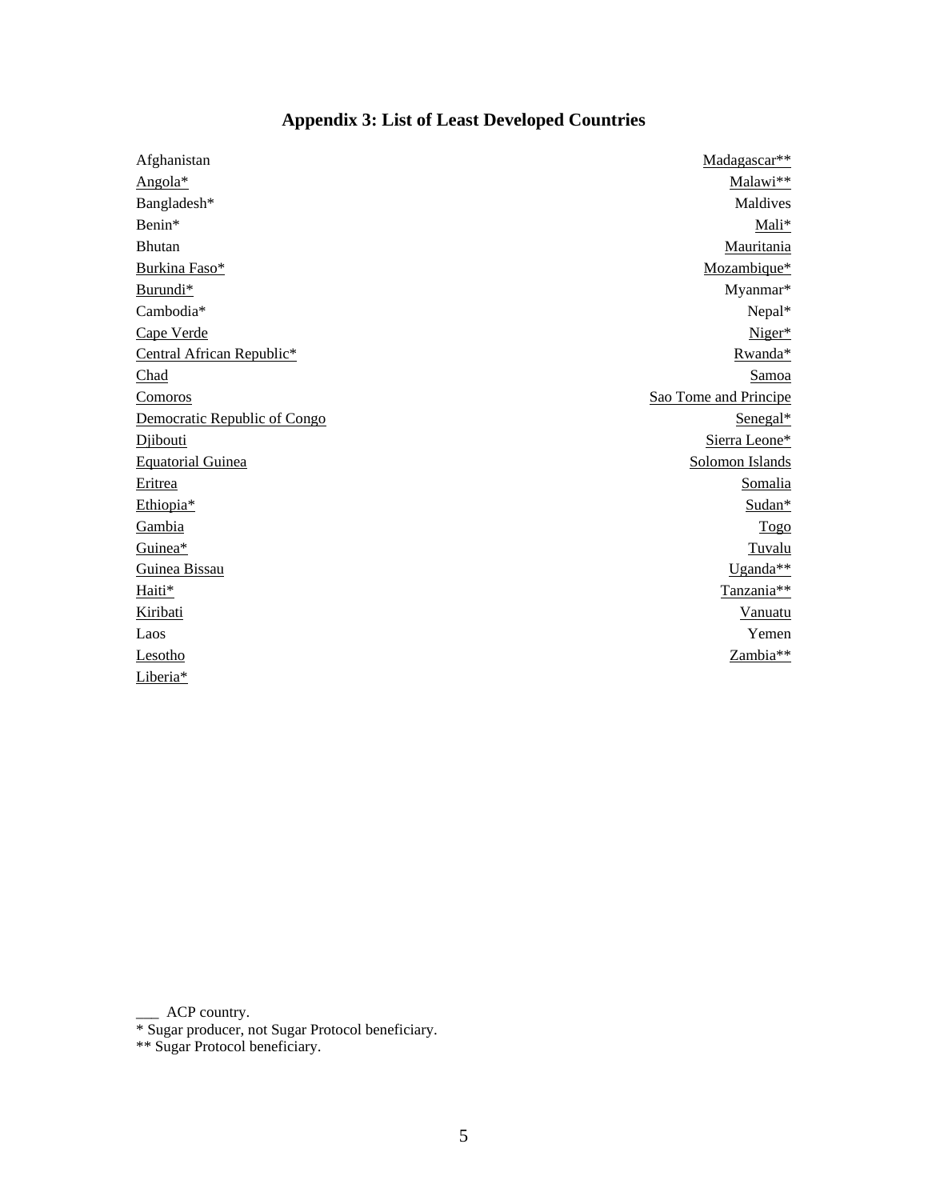## Appendix 3: List of Least Developed Countries

- Afghanistan
- <u>Angola*</u>
- Bangladesh*
- Benin*
- Bhutan
- <u>Burkina Faso*</u>
- <u>Burundi*</u>
- Cambodia*
- <u>Cape Verde</u>
- <u>Central African Republic*</u>
- <u>Chad</u>
- <u>Comoros</u>
- <u>Democratic Republic of Congo</u>
- <u>Djibouti</u>
- <u>Equatorial Guinea</u>
- <u>Eritrea</u>
- <u>Ethiopia*</u>
- <u>Gambia</u>
- <u>Guinea*</u>
- <u>Guinea Bissau</u>
- <u>Haiti*</u>
- <u>Kiribati</u>
- Laos
- <u>Lesotho</u>
- <u>Liberia*</u>
- <u>Madagascar**</u>
- <u>Malawi**</u>
- Maldives
- <u>Mali*</u>
- <u>Mauritania</u>
- <u>Mozambique*</u>
- Myanmar*
- Nepal*
- <u>Niger*</u>
- <u>Rwanda*</u>
- <u>Samoa</u>
- <u>Sao Tome and Principe</u>
- <u>Senegal*</u>
- <u>Sierra Leone*</u>
- <u>Solomon Islands</u>
- <u>Somalia</u>
- <u>Sudan*</u>
- <u>Togo</u>
- <u>Tuvalu</u>
- <u>Uganda**</u>
- <u>Tanzania**</u>
- <u>Vanuatu</u>
- Yemen
- <u>Zambia**</u>

___ ACP country.
* Sugar producer, not Sugar Protocol beneficiary.
** Sugar Protocol beneficiary.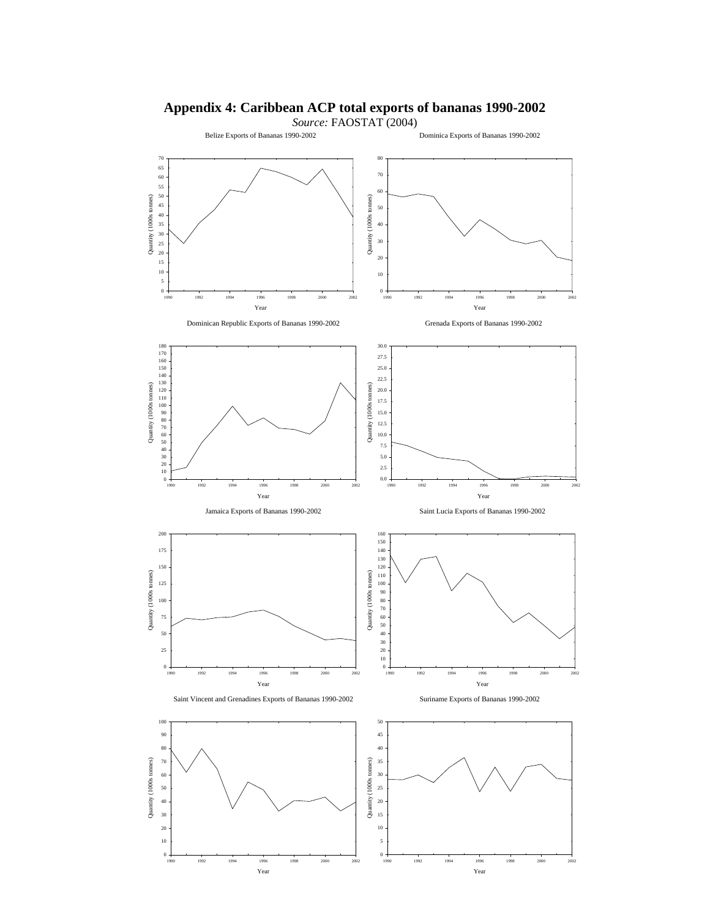# Appendix 4: Caribbean ACP total exports of bananas 1990-2002

*Source:* FAOSTAT (2004)

Belize Exports of Bananas 1990-2002

Dominica Exports of Bananas 1990-2002

Dominican Republic Exports of Bananas 1990-2002

Grenada Exports of Bananas 1990-2002

Jamaica Exports of Bananas 1990-2002

Saint Lucia Exports of Bananas 1990-2002

Saint Vincent and Grenadines Exports of Bananas 1990-2002

Suriname Exports of Bananas 1990-2002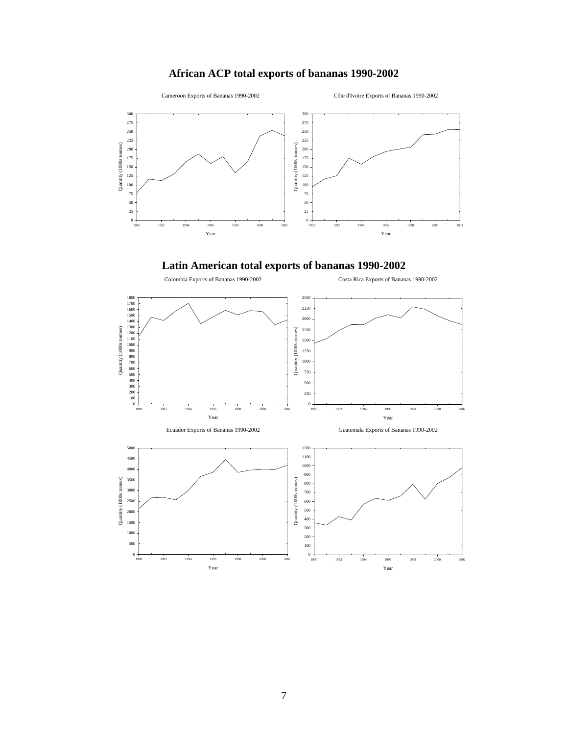## African ACP total exports of bananas 1990-2002

Cameroon Exports of Bananas 1990-2002

Côte d'Ivoire Exports of Bananas 1990-2002

## Latin American total exports of bananas 1990-2002

Colombia Exports of Bananas 1990-2002

Costa Rica Exports of Bananas 1990-2002

Ecuador Exports of Bananas 1990-2002

Guatemala Exports of Bananas 1990-2002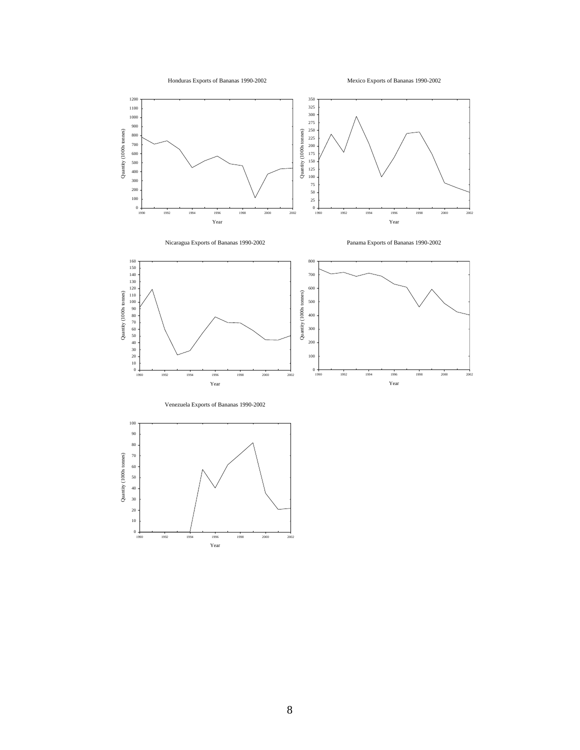Honduras Exports of Bananas 1990-2002

Mexico Exports of Bananas 1990-2002

Nicaragua Exports of Bananas 1990-2002

Panama Exports of Bananas 1990-2002

Venezuela Exports of Bananas 1990-2002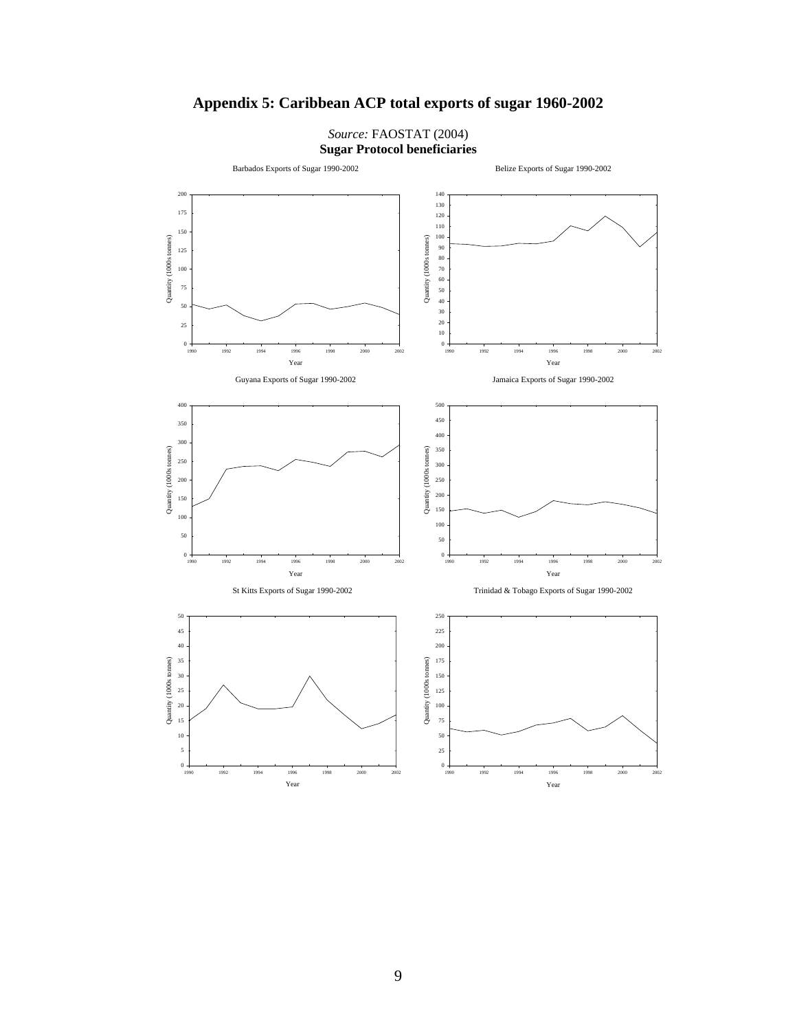## Appendix 5: Caribbean ACP total exports of sugar 1960-2002

*Source:* FAOSTAT (2004)

**Sugar Protocol beneficiaries**

Barbados Exports of Sugar 1990-2002

Belize Exports of Sugar 1990-2002

Guyana Exports of Sugar 1990-2002

Jamaica Exports of Sugar 1990-2002

St Kitts Exports of Sugar 1990-2002

Trinidad & Tobago Exports of Sugar 1990-2002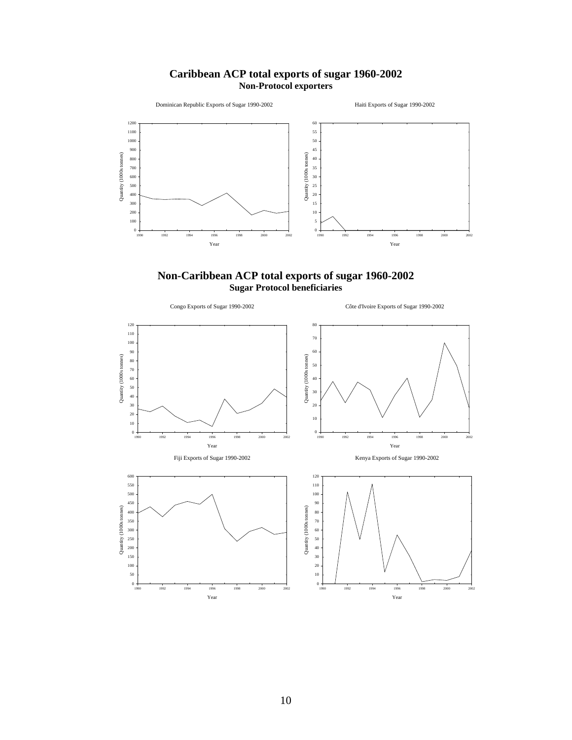# Caribbean ACP total exports of sugar 1960-2002

## Non-Protocol exporters

Dominican Republic Exports of Sugar 1990-2002

Haiti Exports of Sugar 1990-2002

# Non-Caribbean ACP total exports of sugar 1960-2002

## Sugar Protocol beneficiaries

Congo Exports of Sugar 1990-2002

Côte d'Ivoire Exports of Sugar 1990-2002

Fiji Exports of Sugar 1990-2002

Kenya Exports of Sugar 1990-2002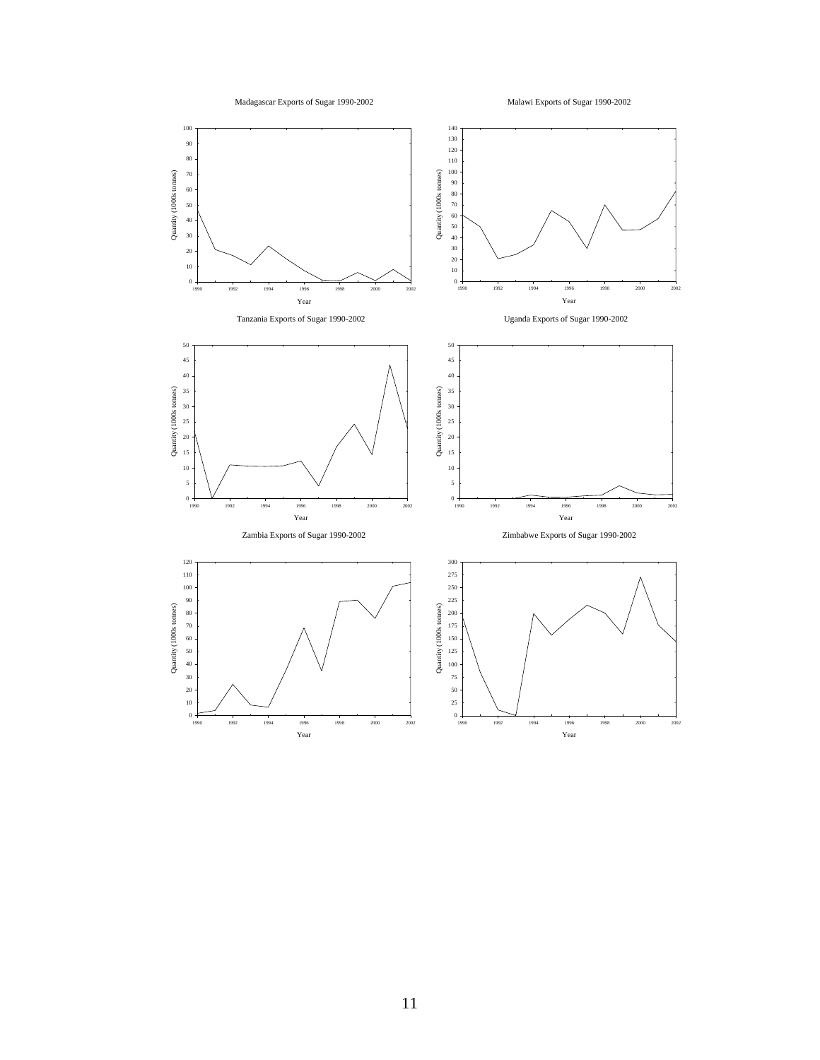Madagascar Exports of Sugar 1990-2002

Malawi Exports of Sugar 1990-2002

Tanzania Exports of Sugar 1990-2002

Uganda Exports of Sugar 1990-2002

Zambia Exports of Sugar 1990-2002

Zimbabwe Exports of Sugar 1990-2002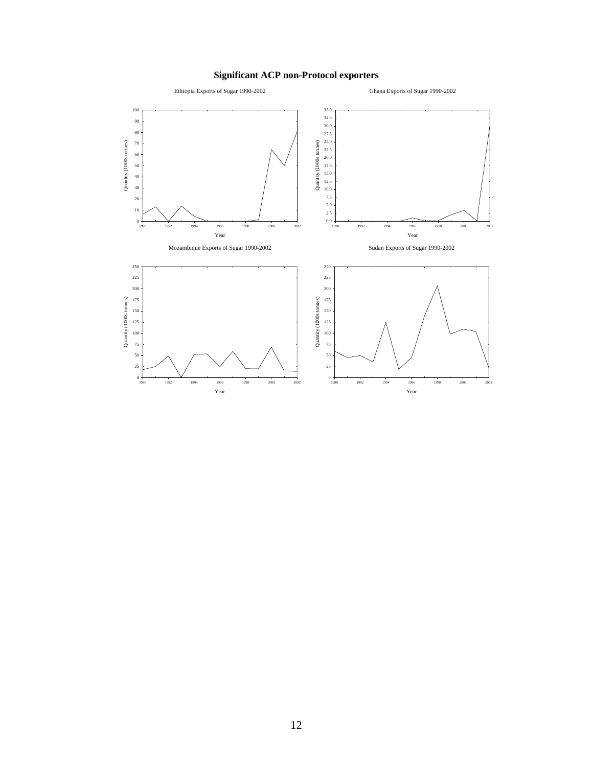## Significant ACP non-Protocol exporters

Ethiopia Exports of Sugar 1990-2002

Ghana Exports of Sugar 1990-2002

Mozambique Exports of Sugar 1990-2002

Sudan Exports of Sugar 1990-2002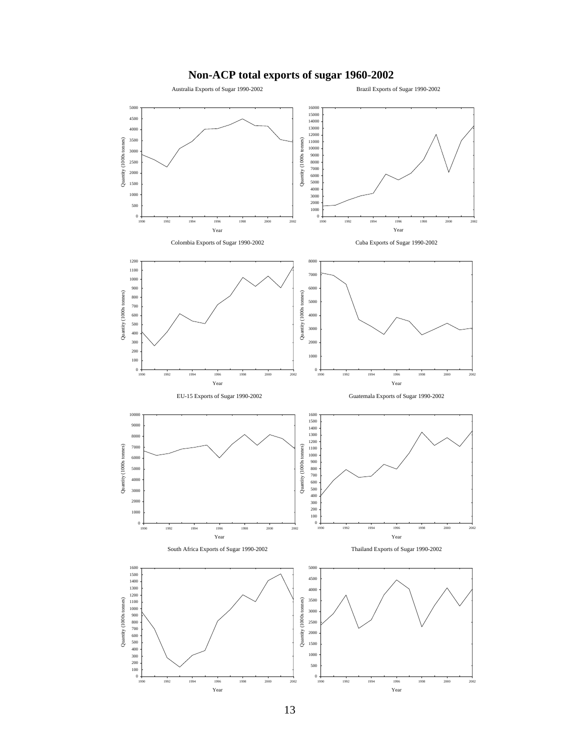# Non-ACP total exports of sugar 1960-2002

Australia Exports of Sugar 1990-2002

Brazil Exports of Sugar 1990-2002

Colombia Exports of Sugar 1990-2002

Cuba Exports of Sugar 1990-2002

EU-15 Exports of Sugar 1990-2002

Guatemala Exports of Sugar 1990-2002

South Africa Exports of Sugar 1990-2002

Thailand Exports of Sugar 1990-2002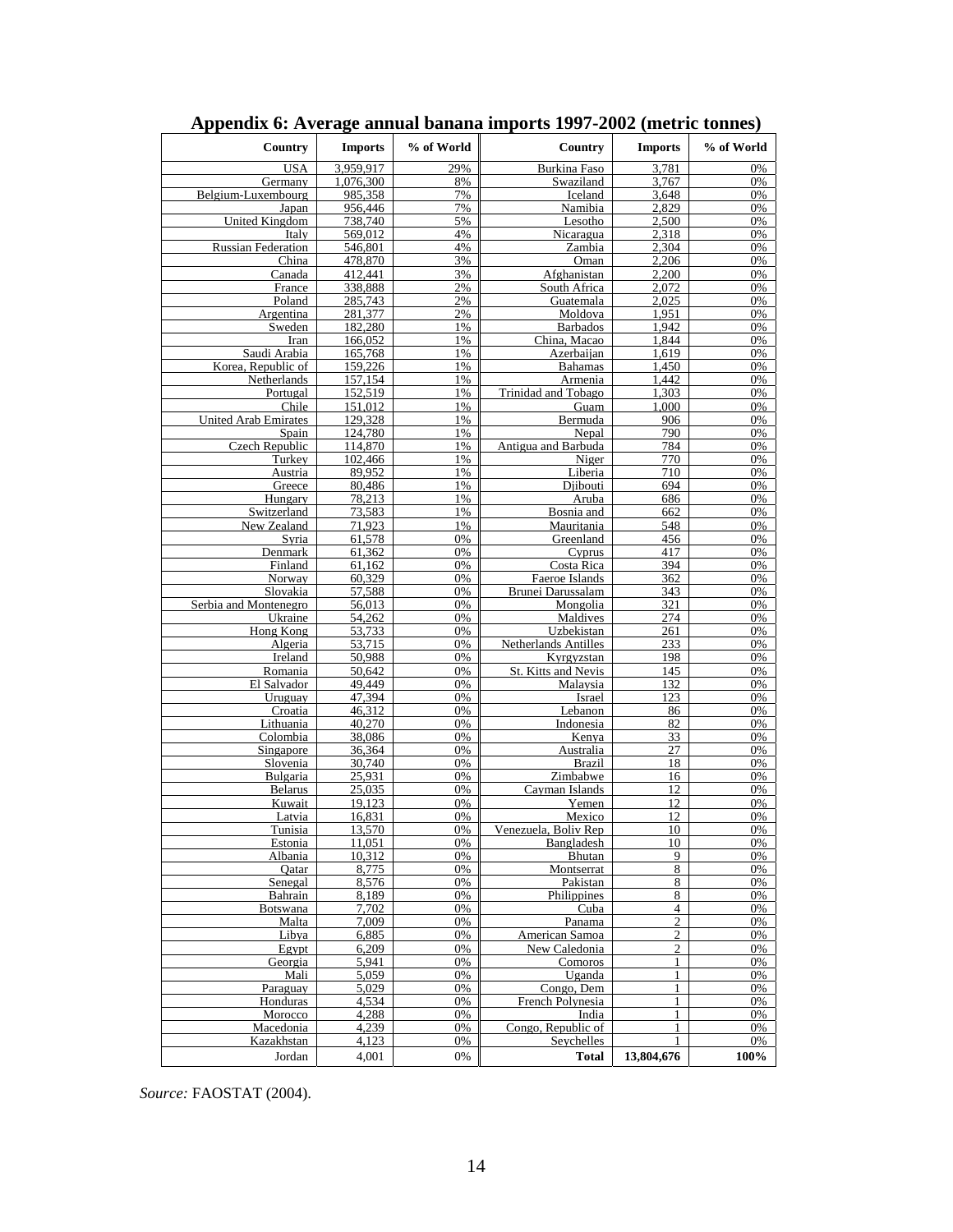## Appendix 6: Average annual banana imports 1997-2002 (metric tonnes)

| Country | Imports | % of World | Country | Imports | % of World |
|---|---|---|---|---|---|
| USA | 3,959,917 | 29% | Burkina Faso | 3,781 | 0% |
| Germany | 1,076,300 | 8% | Swaziland | 3,767 | 0% |
| Belgium-Luxembourg | 985,358 | 7% | Iceland | 3,648 | 0% |
| Japan | 956,446 | 7% | Namibia | 2,829 | 0% |
| United Kingdom | 738,740 | 5% | Lesotho | 2,500 | 0% |
| Italy | 569,012 | 4% | Nicaragua | 2,318 | 0% |
| Russian Federation | 546,801 | 4% | Zambia | 2,304 | 0% |
| China | 478,870 | 3% | Oman | 2,206 | 0% |
| Canada | 412,441 | 3% | Afghanistan | 2,200 | 0% |
| France | 338,888 | 2% | South Africa | 2,072 | 0% |
| Poland | 285,743 | 2% | Guatemala | 2,025 | 0% |
| Argentina | 281,377 | 2% | Moldova | 1,951 | 0% |
| Sweden | 182,280 | 1% | Barbados | 1,942 | 0% |
| Iran | 166,052 | 1% | China, Macao | 1,844 | 0% |
| Saudi Arabia | 165,768 | 1% | Azerbaijan | 1,619 | 0% |
| Korea, Republic of | 159,226 | 1% | Bahamas | 1,450 | 0% |
| Netherlands | 157,154 | 1% | Armenia | 1,442 | 0% |
| Portugal | 152,519 | 1% | Trinidad and Tobago | 1,303 | 0% |
| Chile | 151,012 | 1% | Guam | 1,000 | 0% |
| United Arab Emirates | 129,328 | 1% | Bermuda | 906 | 0% |
| Spain | 124,780 | 1% | Nepal | 790 | 0% |
| Czech Republic | 114,870 | 1% | Antigua and Barbuda | 784 | 0% |
| Turkey | 102,466 | 1% | Niger | 770 | 0% |
| Austria | 89,952 | 1% | Liberia | 710 | 0% |
| Greece | 80,486 | 1% | Djibouti | 694 | 0% |
| Hungary | 78,213 | 1% | Aruba | 686 | 0% |
| Switzerland | 73,583 | 1% | Bosnia and | 662 | 0% |
| New Zealand | 71,923 | 1% | Mauritania | 548 | 0% |
| Syria | 61,578 | 0% | Greenland | 456 | 0% |
| Denmark | 61,362 | 0% | Cyprus | 417 | 0% |
| Finland | 61,162 | 0% | Costa Rica | 394 | 0% |
| Norway | 60,329 | 0% | Faeroe Islands | 362 | 0% |
| Slovakia | 57,588 | 0% | Brunei Darussalam | 343 | 0% |
| Serbia and Montenegro | 56,013 | 0% | Mongolia | 321 | 0% |
| Ukraine | 54,262 | 0% | Maldives | 274 | 0% |
| Hong Kong | 53,733 | 0% | Uzbekistan | 261 | 0% |
| Algeria | 53,715 | 0% | Netherlands Antilles | 233 | 0% |
| Ireland | 50,988 | 0% | Kyrgyzstan | 198 | 0% |
| Romania | 50,642 | 0% | St. Kitts and Nevis | 145 | 0% |
| El Salvador | 49,449 | 0% | Malaysia | 132 | 0% |
| Uruguay | 47,394 | 0% | Israel | 123 | 0% |
| Croatia | 46,312 | 0% | Lebanon | 86 | 0% |
| Lithuania | 40,270 | 0% | Indonesia | 82 | 0% |
| Colombia | 38,086 | 0% | Kenya | 33 | 0% |
| Singapore | 36,364 | 0% | Australia | 27 | 0% |
| Slovenia | 30,740 | 0% | Brazil | 18 | 0% |
| Bulgaria | 25,931 | 0% | Zimbabwe | 16 | 0% |
| Belarus | 25,035 | 0% | Cayman Islands | 12 | 0% |
| Kuwait | 19,123 | 0% | Yemen | 12 | 0% |
| Latvia | 16,831 | 0% | Mexico | 12 | 0% |
| Tunisia | 13,570 | 0% | Venezuela, Boliv Rep | 10 | 0% |
| Estonia | 11,051 | 0% | Bangladesh | 10 | 0% |
| Albania | 10,312 | 0% | Bhutan | 9 | 0% |
| Qatar | 8,775 | 0% | Montserrat | 8 | 0% |
| Senegal | 8,576 | 0% | Pakistan | 8 | 0% |
| Bahrain | 8,189 | 0% | Philippines | 8 | 0% |
| Botswana | 7,702 | 0% | Cuba | 4 | 0% |
| Malta | 7,009 | 0% | Panama | 2 | 0% |
| Libya | 6,885 | 0% | American Samoa | 2 | 0% |
| Egypt | 6,209 | 0% | New Caledonia | 2 | 0% |
| Georgia | 5,941 | 0% | Comoros | 1 | 0% |
| Mali | 5,059 | 0% | Uganda | 1 | 0% |
| Paraguay | 5,029 | 0% | Congo, Dem | 1 | 0% |
| Honduras | 4,534 | 0% | French Polynesia | 1 | 0% |
| Morocco | 4,288 | 0% | India | 1 | 0% |
| Macedonia | 4,239 | 0% | Congo, Republic of | 1 | 0% |
| Kazakhstan | 4,123 | 0% | Seychelles | 1 | 0% |
| Jordan | 4,001 | 0% | **Total** | **13,804,676** | **100%** |

*Source:* FAOSTAT (2004).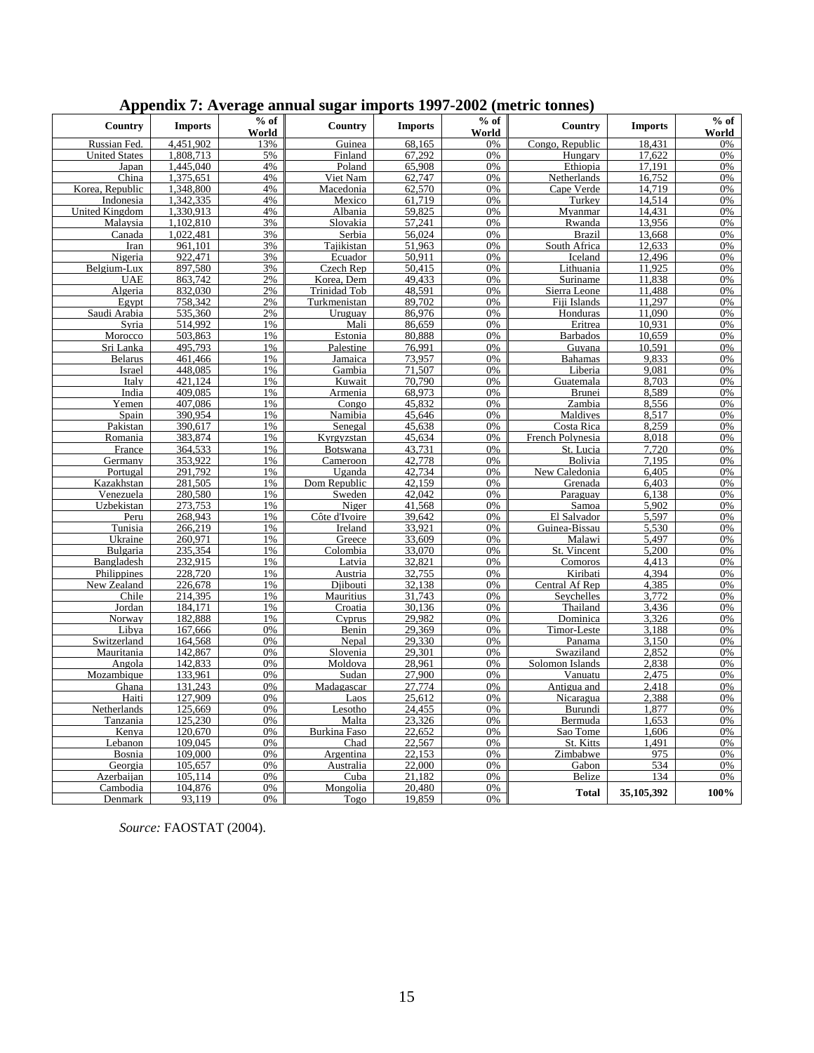## Appendix 7: Average annual sugar imports 1997-2002 (metric tonnes)

| Country | Imports | % of World | Country | Imports | % of World | Country | Imports | % of World |
|---|---|---|---|---|---|---|---|---|
| Russian Fed. | 4,451,902 | 13% | Guinea | 68,165 | 0% | Congo, Republic | 18,431 | 0% |
| United States | 1,808,713 | 5% | Finland | 67,292 | 0% | Hungary | 17,622 | 0% |
| Japan | 1,445,040 | 4% | Poland | 65,908 | 0% | Ethiopia | 17,191 | 0% |
| China | 1,375,651 | 4% | Viet Nam | 62,747 | 0% | Netherlands | 16,752 | 0% |
| Korea, Republic | 1,348,800 | 4% | Macedonia | 62,570 | 0% | Cape Verde | 14,719 | 0% |
| Indonesia | 1,342,335 | 4% | Mexico | 61,719 | 0% | Turkey | 14,514 | 0% |
| United Kingdom | 1,330,913 | 4% | Albania | 59,825 | 0% | Myanmar | 14,431 | 0% |
| Malaysia | 1,102,810 | 3% | Slovakia | 57,241 | 0% | Rwanda | 13,956 | 0% |
| Canada | 1,022,481 | 3% | Serbia | 56,024 | 0% | Brazil | 13,668 | 0% |
| Iran | 961,101 | 3% | Tajikistan | 51,963 | 0% | South Africa | 12,633 | 0% |
| Nigeria | 922,471 | 3% | Ecuador | 50,911 | 0% | Iceland | 12,496 | 0% |
| Belgium-Lux | 897,580 | 3% | Czech Rep | 50,415 | 0% | Lithuania | 11,925 | 0% |
| UAE | 863,742 | 2% | Korea, Dem | 49,433 | 0% | Suriname | 11,838 | 0% |
| Algeria | 832,030 | 2% | Trinidad Tob | 48,591 | 0% | Sierra Leone | 11,488 | 0% |
| Egypt | 758,342 | 2% | Turkmenistan | 89,702 | 0% | Fiji Islands | 11,297 | 0% |
| Saudi Arabia | 535,360 | 2% | Uruguay | 86,976 | 0% | Honduras | 11,090 | 0% |
| Syria | 514,992 | 1% | Mali | 86,659 | 0% | Eritrea | 10,931 | 0% |
| Morocco | 503,863 | 1% | Estonia | 80,888 | 0% | Barbados | 10,659 | 0% |
| Sri Lanka | 495,793 | 1% | Palestine | 76,991 | 0% | Guyana | 10,591 | 0% |
| Belarus | 461,466 | 1% | Jamaica | 73,957 | 0% | Bahamas | 9,833 | 0% |
| Israel | 448,085 | 1% | Gambia | 71,507 | 0% | Liberia | 9,081 | 0% |
| Italy | 421,124 | 1% | Kuwait | 70,790 | 0% | Guatemala | 8,703 | 0% |
| India | 409,085 | 1% | Armenia | 68,973 | 0% | Brunei | 8,589 | 0% |
| Yemen | 407,086 | 1% | Congo | 45,832 | 0% | Zambia | 8,556 | 0% |
| Spain | 390,954 | 1% | Namibia | 45,646 | 0% | Maldives | 8,517 | 0% |
| Pakistan | 390,617 | 1% | Senegal | 45,638 | 0% | Costa Rica | 8,259 | 0% |
| Romania | 383,874 | 1% | Kyrgyzstan | 45,634 | 0% | French Polynesia | 8,018 | 0% |
| France | 364,533 | 1% | Botswana | 43,731 | 0% | St. Lucia | 7,720 | 0% |
| Germany | 353,922 | 1% | Cameroon | 42,778 | 0% | Bolivia | 7,195 | 0% |
| Portugal | 291,792 | 1% | Uganda | 42,734 | 0% | New Caledonia | 6,405 | 0% |
| Kazakhstan | 281,505 | 1% | Dom Republic | 42,159 | 0% | Grenada | 6,403 | 0% |
| Venezuela | 280,580 | 1% | Sweden | 42,042 | 0% | Paraguay | 6,138 | 0% |
| Uzbekistan | 273,753 | 1% | Niger | 41,568 | 0% | Samoa | 5,902 | 0% |
| Peru | 268,943 | 1% | Côte d'Ivoire | 39,642 | 0% | El Salvador | 5,597 | 0% |
| Tunisia | 266,219 | 1% | Ireland | 33,921 | 0% | Guinea-Bissau | 5,530 | 0% |
| Ukraine | 260,971 | 1% | Greece | 33,609 | 0% | Malawi | 5,497 | 0% |
| Bulgaria | 235,354 | 1% | Colombia | 33,070 | 0% | St. Vincent | 5,200 | 0% |
| Bangladesh | 232,915 | 1% | Latvia | 32,821 | 0% | Comoros | 4,413 | 0% |
| Philippines | 228,720 | 1% | Austria | 32,755 | 0% | Kiribati | 4,394 | 0% |
| New Zealand | 226,678 | 1% | Djibouti | 32,138 | 0% | Central Af Rep | 4,385 | 0% |
| Chile | 214,395 | 1% | Mauritius | 31,743 | 0% | Seychelles | 3,772 | 0% |
| Jordan | 184,171 | 1% | Croatia | 30,136 | 0% | Thailand | 3,436 | 0% |
| Norway | 182,888 | 1% | Cyprus | 29,982 | 0% | Dominica | 3,326 | 0% |
| Libya | 167,666 | 0% | Benin | 29,369 | 0% | Timor-Leste | 3,188 | 0% |
| Switzerland | 164,568 | 0% | Nepal | 29,330 | 0% | Panama | 3,150 | 0% |
| Mauritania | 142,867 | 0% | Slovenia | 29,301 | 0% | Swaziland | 2,852 | 0% |
| Angola | 142,833 | 0% | Moldova | 28,961 | 0% | Solomon Islands | 2,838 | 0% |
| Mozambique | 133,961 | 0% | Sudan | 27,900 | 0% | Vanuatu | 2,475 | 0% |
| Ghana | 131,243 | 0% | Madagascar | 27,774 | 0% | Antigua and | 2,418 | 0% |
| Haiti | 127,909 | 0% | Laos | 25,612 | 0% | Nicaragua | 2,388 | 0% |
| Netherlands | 125,669 | 0% | Lesotho | 24,455 | 0% | Burundi | 1,877 | 0% |
| Tanzania | 125,230 | 0% | Malta | 23,326 | 0% | Bermuda | 1,653 | 0% |
| Kenya | 120,670 | 0% | Burkina Faso | 22,652 | 0% | Sao Tome | 1,606 | 0% |
| Lebanon | 109,045 | 0% | Chad | 22,567 | 0% | St. Kitts | 1,491 | 0% |
| Bosnia | 109,000 | 0% | Argentina | 22,153 | 0% | Zimbabwe | 975 | 0% |
| Georgia | 105,657 | 0% | Australia | 22,000 | 0% | Gabon | 534 | 0% |
| Azerbaijan | 105,114 | 0% | Cuba | 21,182 | 0% | Belize | 134 | 0% |
| Cambodia | 104,876 | 0% | Mongolia | 20,480 | 0% | **Total** | **35,105,392** | **100%** |
| Denmark | 93,119 | 0% | Togo | 19,859 | 0% | | | |

*Source:* FAOSTAT (2004).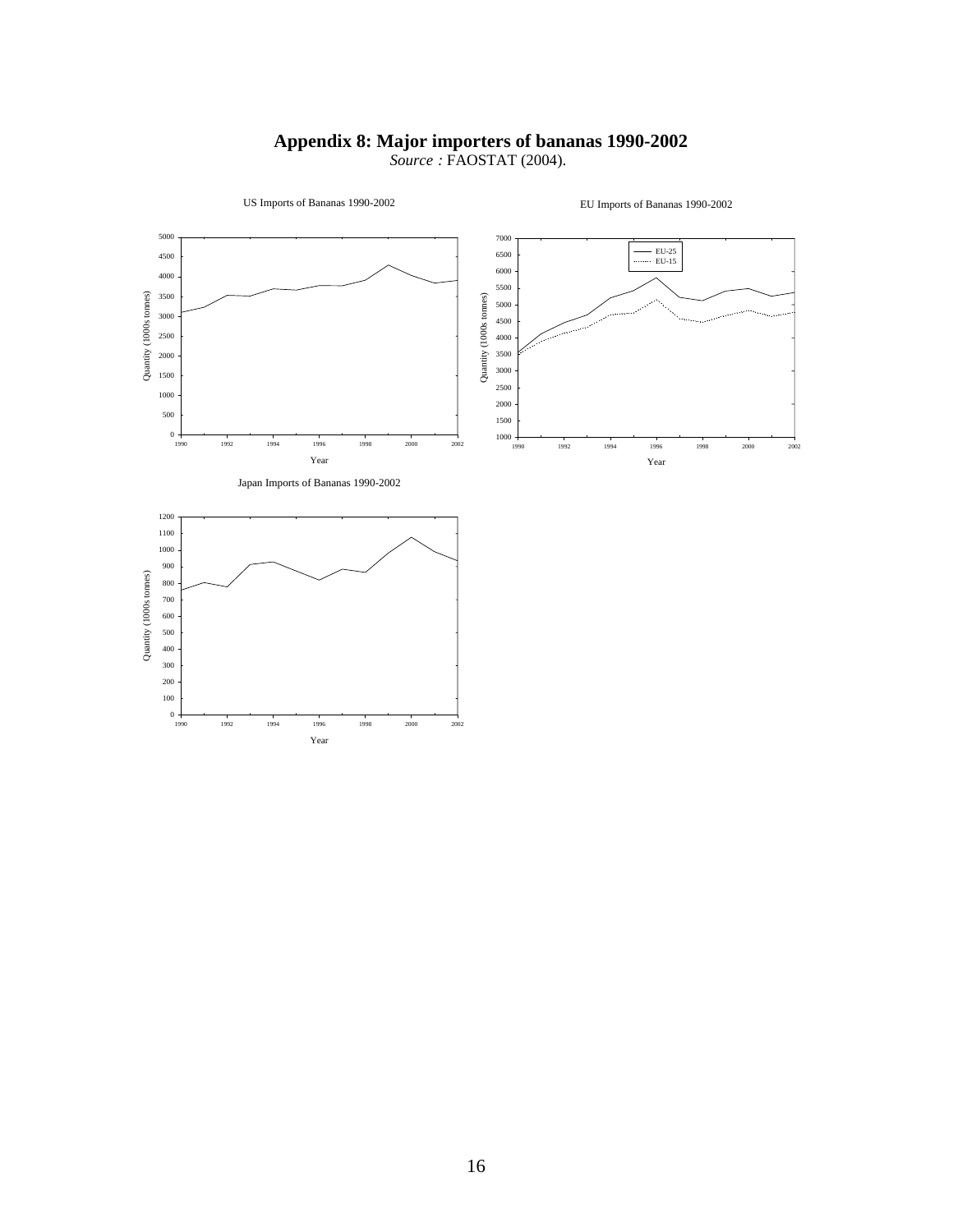# Appendix 8: Major importers of bananas 1990-2002

*Source :* FAOSTAT (2004).

US Imports of Bananas 1990-2002

EU Imports of Bananas 1990-2002

Japan Imports of Bananas 1990-2002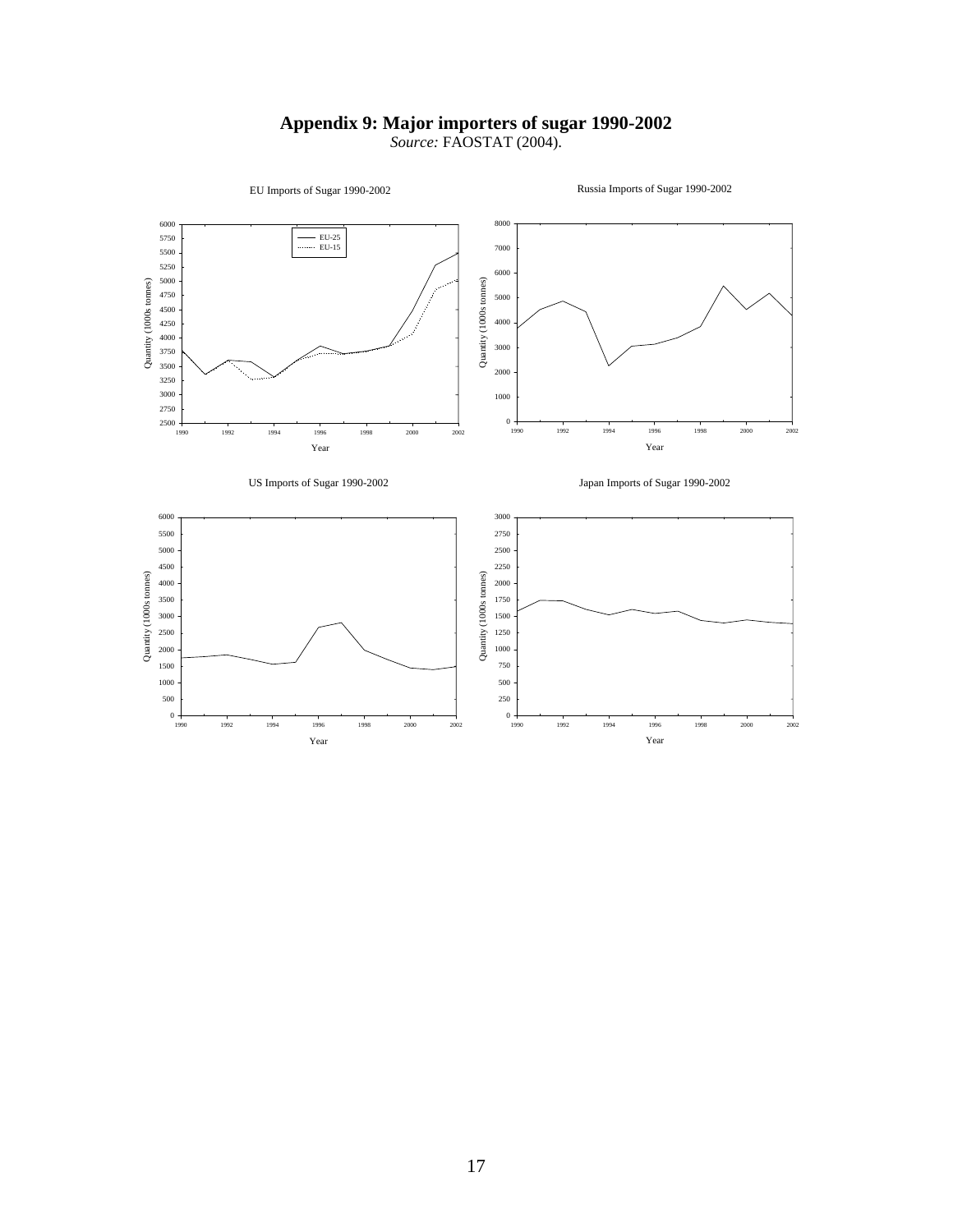# Appendix 9: Major importers of sugar 1990-2002

*Source:* FAOSTAT (2004).

EU Imports of Sugar 1990-2002

Russia Imports of Sugar 1990-2002

US Imports of Sugar 1990-2002

Japan Imports of Sugar 1990-2002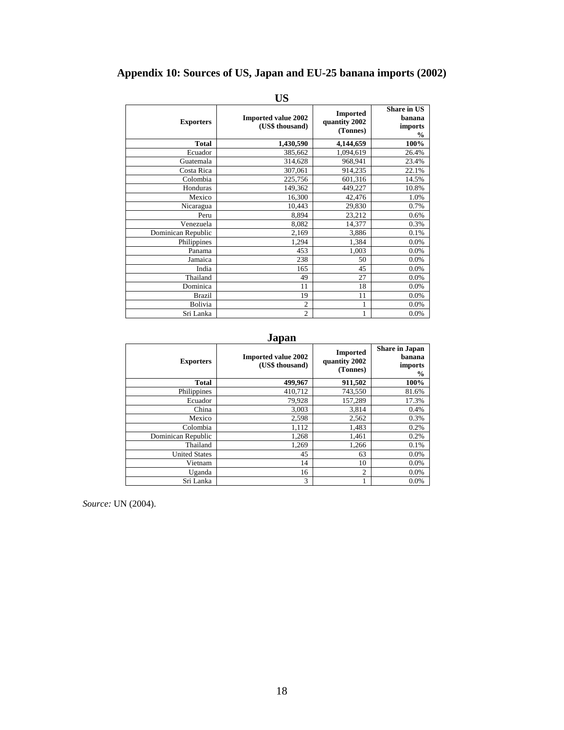# Appendix 10: Sources of US, Japan and EU-25 banana imports (2002)

## US

| Exporters | Imported value 2002 (US$ thousand) | Imported quantity 2002 (Tonnes) | Share in US banana imports % |
|---|---|---|---|
| **Total** | **1,430,590** | **4,144,659** | **100%** |
| Ecuador | 385,662 | 1,094,619 | 26.4% |
| Guatemala | 314,628 | 968,941 | 23.4% |
| Costa Rica | 307,061 | 914,235 | 22.1% |
| Colombia | 225,756 | 601,316 | 14.5% |
| Honduras | 149,362 | 449,227 | 10.8% |
| Mexico | 16,300 | 42,476 | 1.0% |
| Nicaragua | 10,443 | 29,830 | 0.7% |
| Peru | 8,894 | 23,212 | 0.6% |
| Venezuela | 8,082 | 14,377 | 0.3% |
| Dominican Republic | 2,169 | 3,886 | 0.1% |
| Philippines | 1,294 | 1,384 | 0.0% |
| Panama | 453 | 1,003 | 0.0% |
| Jamaica | 238 | 50 | 0.0% |
| India | 165 | 45 | 0.0% |
| Thailand | 49 | 27 | 0.0% |
| Dominica | 11 | 18 | 0.0% |
| Brazil | 19 | 11 | 0.0% |
| Bolivia | 2 | 1 | 0.0% |
| Sri Lanka | 2 | 1 | 0.0% |

## Japan

| Exporters | Imported value 2002 (US$ thousand) | Imported quantity 2002 (Tonnes) | Share in Japan banana imports % |
|---|---|---|---|
| **Total** | **499,967** | **911,502** | **100%** |
| Philippines | 410,712 | 743,550 | 81.6% |
| Ecuador | 79,928 | 157,289 | 17.3% |
| China | 3,003 | 3,814 | 0.4% |
| Mexico | 2,598 | 2,562 | 0.3% |
| Colombia | 1,112 | 1,483 | 0.2% |
| Dominican Republic | 1,268 | 1,461 | 0.2% |
| Thailand | 1,269 | 1,266 | 0.1% |
| United States | 45 | 63 | 0.0% |
| Vietnam | 14 | 10 | 0.0% |
| Uganda | 16 | 2 | 0.0% |
| Sri Lanka | 3 | 1 | 0.0% |

*Source:* UN (2004).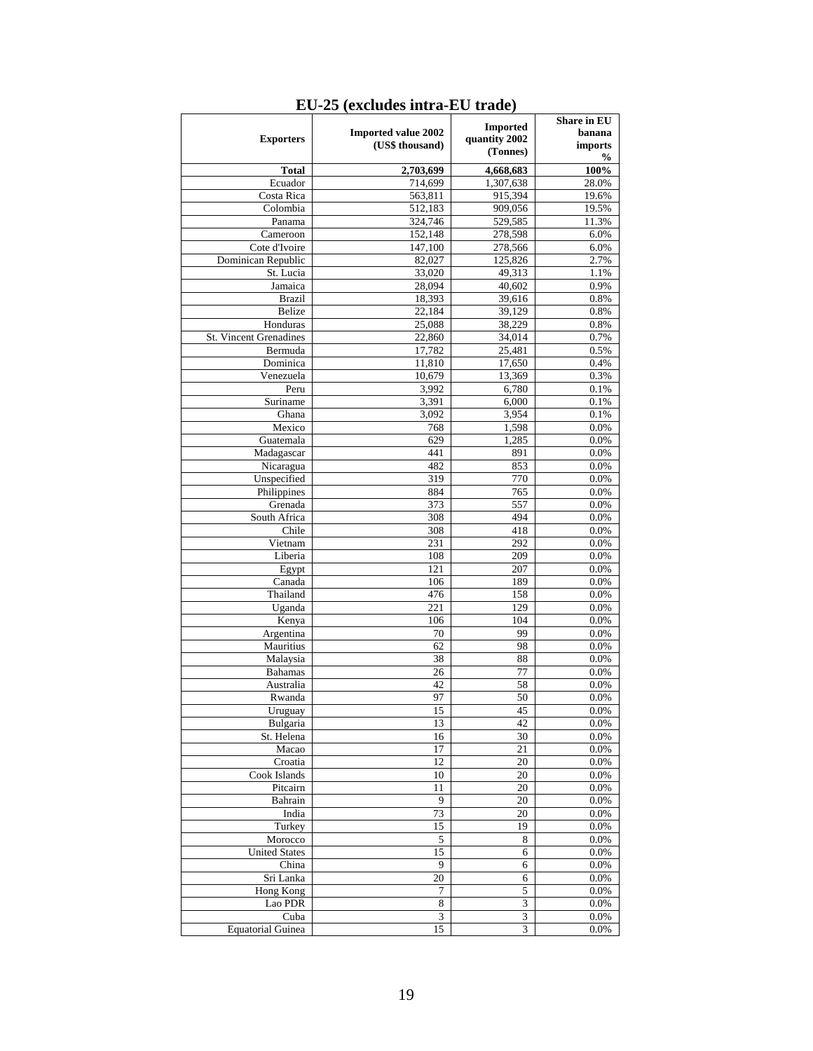**EU-25 (excludes intra-EU trade)**

| Exporters | Imported value 2002 (US$ thousand) | Imported quantity 2002 (Tonnes) | Share in EU banana imports % |
|---|---|---|---|
| **Total** | **2,703,699** | **4,668,683** | **100%** |
| Ecuador | 714,699 | 1,307,638 | 28.0% |
| Costa Rica | 563,811 | 915,394 | 19.6% |
| Colombia | 512,183 | 909,056 | 19.5% |
| Panama | 324,746 | 529,585 | 11.3% |
| Cameroon | 152,148 | 278,598 | 6.0% |
| Cote d'Ivoire | 147,100 | 278,566 | 6.0% |
| Dominican Republic | 82,027 | 125,826 | 2.7% |
| St. Lucia | 33,020 | 49,313 | 1.1% |
| Jamaica | 28,094 | 40,602 | 0.9% |
| Brazil | 18,393 | 39,616 | 0.8% |
| Belize | 22,184 | 39,129 | 0.8% |
| Honduras | 25,088 | 38,229 | 0.8% |
| St. Vincent Grenadines | 22,860 | 34,014 | 0.7% |
| Bermuda | 17,782 | 25,481 | 0.5% |
| Dominica | 11,810 | 17,650 | 0.4% |
| Venezuela | 10,679 | 13,369 | 0.3% |
| Peru | 3,992 | 6,780 | 0.1% |
| Suriname | 3,391 | 6,000 | 0.1% |
| Ghana | 3,092 | 3,954 | 0.1% |
| Mexico | 768 | 1,598 | 0.0% |
| Guatemala | 629 | 1,285 | 0.0% |
| Madagascar | 441 | 891 | 0.0% |
| Nicaragua | 482 | 853 | 0.0% |
| Unspecified | 319 | 770 | 0.0% |
| Philippines | 884 | 765 | 0.0% |
| Grenada | 373 | 557 | 0.0% |
| South Africa | 308 | 494 | 0.0% |
| Chile | 308 | 418 | 0.0% |
| Vietnam | 231 | 292 | 0.0% |
| Liberia | 108 | 209 | 0.0% |
| Egypt | 121 | 207 | 0.0% |
| Canada | 106 | 189 | 0.0% |
| Thailand | 476 | 158 | 0.0% |
| Uganda | 221 | 129 | 0.0% |
| Kenya | 106 | 104 | 0.0% |
| Argentina | 70 | 99 | 0.0% |
| Mauritius | 62 | 98 | 0.0% |
| Malaysia | 38 | 88 | 0.0% |
| Bahamas | 26 | 77 | 0.0% |
| Australia | 42 | 58 | 0.0% |
| Rwanda | 97 | 50 | 0.0% |
| Uruguay | 15 | 45 | 0.0% |
| Bulgaria | 13 | 42 | 0.0% |
| St. Helena | 16 | 30 | 0.0% |
| Macao | 17 | 21 | 0.0% |
| Croatia | 12 | 20 | 0.0% |
| Cook Islands | 10 | 20 | 0.0% |
| Pitcairn | 11 | 20 | 0.0% |
| Bahrain | 9 | 20 | 0.0% |
| India | 73 | 20 | 0.0% |
| Turkey | 15 | 19 | 0.0% |
| Morocco | 5 | 8 | 0.0% |
| United States | 15 | 6 | 0.0% |
| China | 9 | 6 | 0.0% |
| Sri Lanka | 20 | 6 | 0.0% |
| Hong Kong | 7 | 5 | 0.0% |
| Lao PDR | 8 | 3 | 0.0% |
| Cuba | 3 | 3 | 0.0% |
| Equatorial Guinea | 15 | 3 | 0.0% |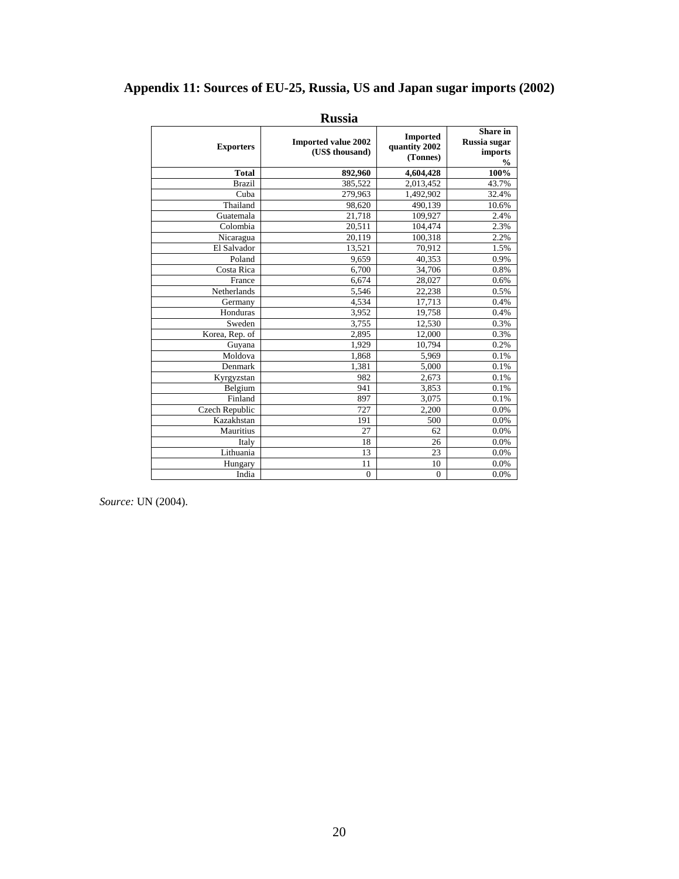# Appendix 11: Sources of EU-25, Russia, US and Japan sugar imports (2002)

## Russia

| Exporters | Imported value 2002 (US$ thousand) | Imported quantity 2002 (Tonnes) | Share in Russia sugar imports % |
|---|---|---|---|
| **Total** | **892,960** | **4,604,428** | **100%** |
| Brazil | 385,522 | 2,013,452 | 43.7% |
| Cuba | 279,963 | 1,492,902 | 32.4% |
| Thailand | 98,620 | 490,139 | 10.6% |
| Guatemala | 21,718 | 109,927 | 2.4% |
| Colombia | 20,511 | 104,474 | 2.3% |
| Nicaragua | 20,119 | 100,318 | 2.2% |
| El Salvador | 13,521 | 70,912 | 1.5% |
| Poland | 9,659 | 40,353 | 0.9% |
| Costa Rica | 6,700 | 34,706 | 0.8% |
| France | 6,674 | 28,027 | 0.6% |
| Netherlands | 5,546 | 22,238 | 0.5% |
| Germany | 4,534 | 17,713 | 0.4% |
| Honduras | 3,952 | 19,758 | 0.4% |
| Sweden | 3,755 | 12,530 | 0.3% |
| Korea, Rep. of | 2,895 | 12,000 | 0.3% |
| Guyana | 1,929 | 10,794 | 0.2% |
| Moldova | 1,868 | 5,969 | 0.1% |
| Denmark | 1,381 | 5,000 | 0.1% |
| Kyrgyzstan | 982 | 2,673 | 0.1% |
| Belgium | 941 | 3,853 | 0.1% |
| Finland | 897 | 3,075 | 0.1% |
| Czech Republic | 727 | 2,200 | 0.0% |
| Kazakhstan | 191 | 500 | 0.0% |
| Mauritius | 27 | 62 | 0.0% |
| Italy | 18 | 26 | 0.0% |
| Lithuania | 13 | 23 | 0.0% |
| Hungary | 11 | 10 | 0.0% |
| India | 0 | 0 | 0.0% |

*Source:* UN (2004).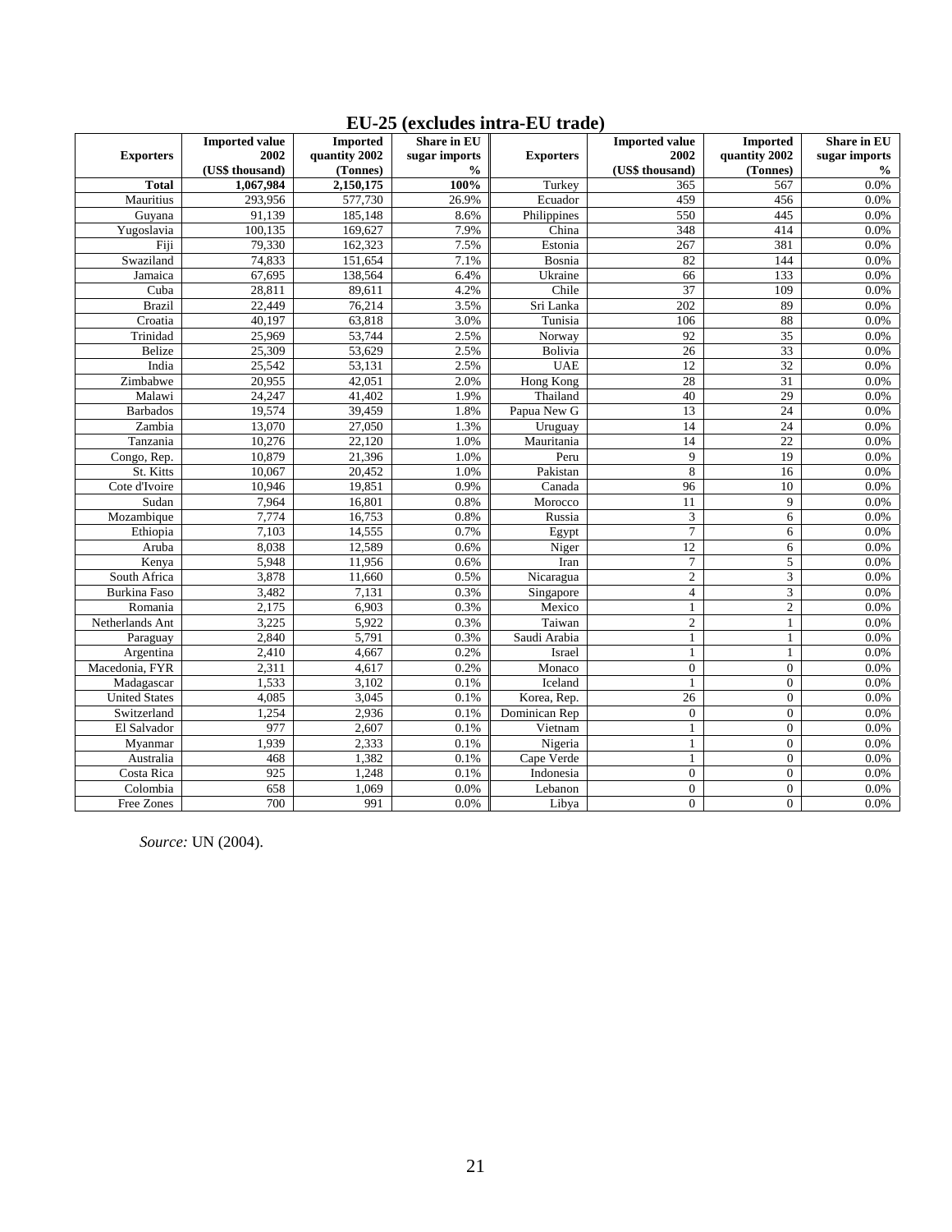**EU-25 (excludes intra-EU trade)**

| Exporters | Imported value 2002 (US$ thousand) | Imported quantity 2002 (Tonnes) | Share in EU sugar imports % | Exporters | Imported value 2002 (US$ thousand) | Imported quantity 2002 (Tonnes) | Share in EU sugar imports % |
|---|---|---|---|---|---|---|---|
| **Total** | **1,067,984** | **2,150,175** | **100%** | Turkey | 365 | 567 | 0.0% |
| Mauritius | 293,956 | 577,730 | 26.9% | Ecuador | 459 | 456 | 0.0% |
| Guyana | 91,139 | 185,148 | 8.6% | Philippines | 550 | 445 | 0.0% |
| Yugoslavia | 100,135 | 169,627 | 7.9% | China | 348 | 414 | 0.0% |
| Fiji | 79,330 | 162,323 | 7.5% | Estonia | 267 | 381 | 0.0% |
| Swaziland | 74,833 | 151,654 | 7.1% | Bosnia | 82 | 144 | 0.0% |
| Jamaica | 67,695 | 138,564 | 6.4% | Ukraine | 66 | 133 | 0.0% |
| Cuba | 28,811 | 89,611 | 4.2% | Chile | 37 | 109 | 0.0% |
| Brazil | 22,449 | 76,214 | 3.5% | Sri Lanka | 202 | 89 | 0.0% |
| Croatia | 40,197 | 63,818 | 3.0% | Tunisia | 106 | 88 | 0.0% |
| Trinidad | 25,969 | 53,744 | 2.5% | Norway | 92 | 35 | 0.0% |
| Belize | 25,309 | 53,629 | 2.5% | Bolivia | 26 | 33 | 0.0% |
| India | 25,542 | 53,131 | 2.5% | UAE | 12 | 32 | 0.0% |
| Zimbabwe | 20,955 | 42,051 | 2.0% | Hong Kong | 28 | 31 | 0.0% |
| Malawi | 24,247 | 41,402 | 1.9% | Thailand | 40 | 29 | 0.0% |
| Barbados | 19,574 | 39,459 | 1.8% | Papua New G | 13 | 24 | 0.0% |
| Zambia | 13,070 | 27,050 | 1.3% | Uruguay | 14 | 24 | 0.0% |
| Tanzania | 10,276 | 22,120 | 1.0% | Mauritania | 14 | 22 | 0.0% |
| Congo, Rep. | 10,879 | 21,396 | 1.0% | Peru | 9 | 19 | 0.0% |
| St. Kitts | 10,067 | 20,452 | 1.0% | Pakistan | 8 | 16 | 0.0% |
| Cote d'Ivoire | 10,946 | 19,851 | 0.9% | Canada | 96 | 10 | 0.0% |
| Sudan | 7,964 | 16,801 | 0.8% | Morocco | 11 | 9 | 0.0% |
| Mozambique | 7,774 | 16,753 | 0.8% | Russia | 3 | 6 | 0.0% |
| Ethiopia | 7,103 | 14,555 | 0.7% | Egypt | 7 | 6 | 0.0% |
| Aruba | 8,038 | 12,589 | 0.6% | Niger | 12 | 6 | 0.0% |
| Kenya | 5,948 | 11,956 | 0.6% | Iran | 7 | 5 | 0.0% |
| South Africa | 3,878 | 11,660 | 0.5% | Nicaragua | 2 | 3 | 0.0% |
| Burkina Faso | 3,482 | 7,131 | 0.3% | Singapore | 4 | 3 | 0.0% |
| Romania | 2,175 | 6,903 | 0.3% | Mexico | 1 | 2 | 0.0% |
| Netherlands Ant | 3,225 | 5,922 | 0.3% | Taiwan | 2 | 1 | 0.0% |
| Paraguay | 2,840 | 5,791 | 0.3% | Saudi Arabia | 1 | 1 | 0.0% |
| Argentina | 2,410 | 4,667 | 0.2% | Israel | 1 | 1 | 0.0% |
| Macedonia, FYR | 2,311 | 4,617 | 0.2% | Monaco | 0 | 0 | 0.0% |
| Madagascar | 1,533 | 3,102 | 0.1% | Iceland | 1 | 0 | 0.0% |
| United States | 4,085 | 3,045 | 0.1% | Korea, Rep. | 26 | 0 | 0.0% |
| Switzerland | 1,254 | 2,936 | 0.1% | Dominican Rep | 0 | 0 | 0.0% |
| El Salvador | 977 | 2,607 | 0.1% | Vietnam | 1 | 0 | 0.0% |
| Myanmar | 1,939 | 2,333 | 0.1% | Nigeria | 1 | 0 | 0.0% |
| Australia | 468 | 1,382 | 0.1% | Cape Verde | 1 | 0 | 0.0% |
| Costa Rica | 925 | 1,248 | 0.1% | Indonesia | 0 | 0 | 0.0% |
| Colombia | 658 | 1,069 | 0.0% | Lebanon | 0 | 0 | 0.0% |
| Free Zones | 700 | 991 | 0.0% | Libya | 0 | 0 | 0.0% |

*Source:* UN (2004).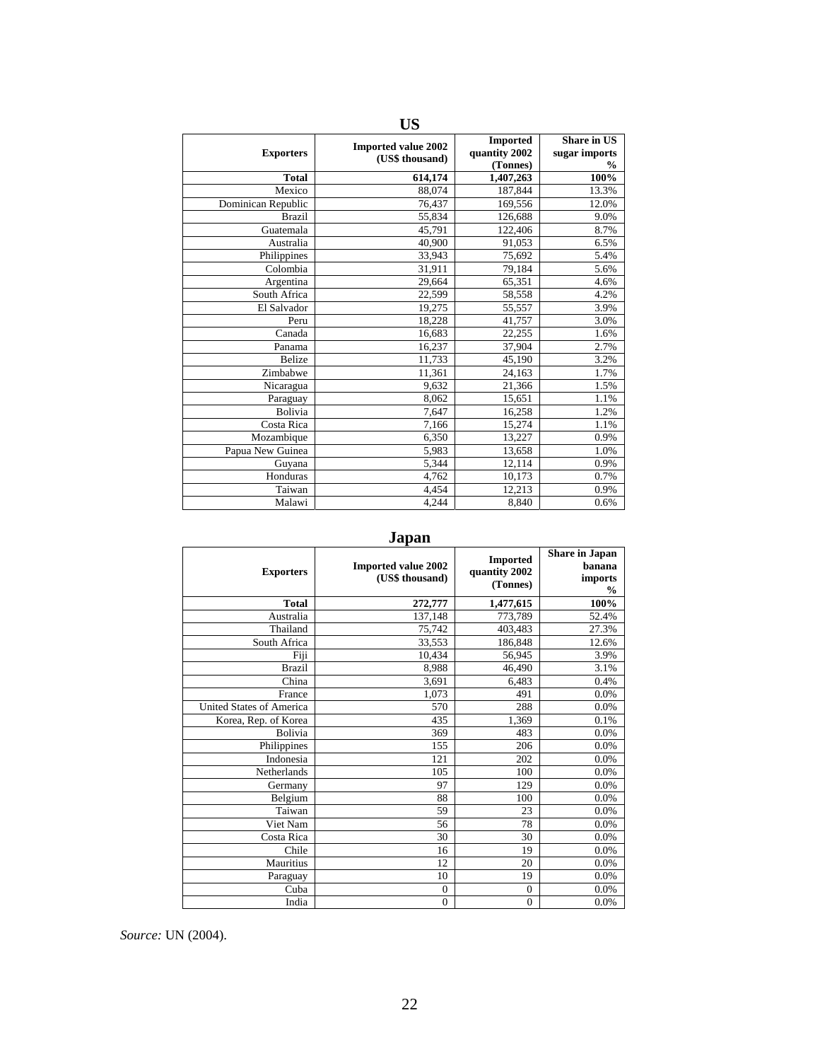**US**

| Exporters | Imported value 2002 (US$ thousand) | Imported quantity 2002 (Tonnes) | Share in US sugar imports % |
|---|---|---|---|
| **Total** | **614,174** | **1,407,263** | **100%** |
| Mexico | 88,074 | 187,844 | 13.3% |
| Dominican Republic | 76,437 | 169,556 | 12.0% |
| Brazil | 55,834 | 126,688 | 9.0% |
| Guatemala | 45,791 | 122,406 | 8.7% |
| Australia | 40,900 | 91,053 | 6.5% |
| Philippines | 33,943 | 75,692 | 5.4% |
| Colombia | 31,911 | 79,184 | 5.6% |
| Argentina | 29,664 | 65,351 | 4.6% |
| South Africa | 22,599 | 58,558 | 4.2% |
| El Salvador | 19,275 | 55,557 | 3.9% |
| Peru | 18,228 | 41,757 | 3.0% |
| Canada | 16,683 | 22,255 | 1.6% |
| Panama | 16,237 | 37,904 | 2.7% |
| Belize | 11,733 | 45,190 | 3.2% |
| Zimbabwe | 11,361 | 24,163 | 1.7% |
| Nicaragua | 9,632 | 21,366 | 1.5% |
| Paraguay | 8,062 | 15,651 | 1.1% |
| Bolivia | 7,647 | 16,258 | 1.2% |
| Costa Rica | 7,166 | 15,274 | 1.1% |
| Mozambique | 6,350 | 13,227 | 0.9% |
| Papua New Guinea | 5,983 | 13,658 | 1.0% |
| Guyana | 5,344 | 12,114 | 0.9% |
| Honduras | 4,762 | 10,173 | 0.7% |
| Taiwan | 4,454 | 12,213 | 0.9% |
| Malawi | 4,244 | 8,840 | 0.6% |

**Japan**

| Exporters | Imported value 2002 (US$ thousand) | Imported quantity 2002 (Tonnes) | Share in Japan banana imports % |
|---|---|---|---|
| **Total** | **272,777** | **1,477,615** | **100%** |
| Australia | 137,148 | 773,789 | 52.4% |
| Thailand | 75,742 | 403,483 | 27.3% |
| South Africa | 33,553 | 186,848 | 12.6% |
| Fiji | 10,434 | 56,945 | 3.9% |
| Brazil | 8,988 | 46,490 | 3.1% |
| China | 3,691 | 6,483 | 0.4% |
| France | 1,073 | 491 | 0.0% |
| United States of America | 570 | 288 | 0.0% |
| Korea, Rep. of Korea | 435 | 1,369 | 0.1% |
| Bolivia | 369 | 483 | 0.0% |
| Philippines | 155 | 206 | 0.0% |
| Indonesia | 121 | 202 | 0.0% |
| Netherlands | 105 | 100 | 0.0% |
| Germany | 97 | 129 | 0.0% |
| Belgium | 88 | 100 | 0.0% |
| Taiwan | 59 | 23 | 0.0% |
| Viet Nam | 56 | 78 | 0.0% |
| Costa Rica | 30 | 30 | 0.0% |
| Chile | 16 | 19 | 0.0% |
| Mauritius | 12 | 20 | 0.0% |
| Paraguay | 10 | 19 | 0.0% |
| Cuba | 0 | 0 | 0.0% |
| India | 0 | 0 | 0.0% |

*Source:* UN (2004).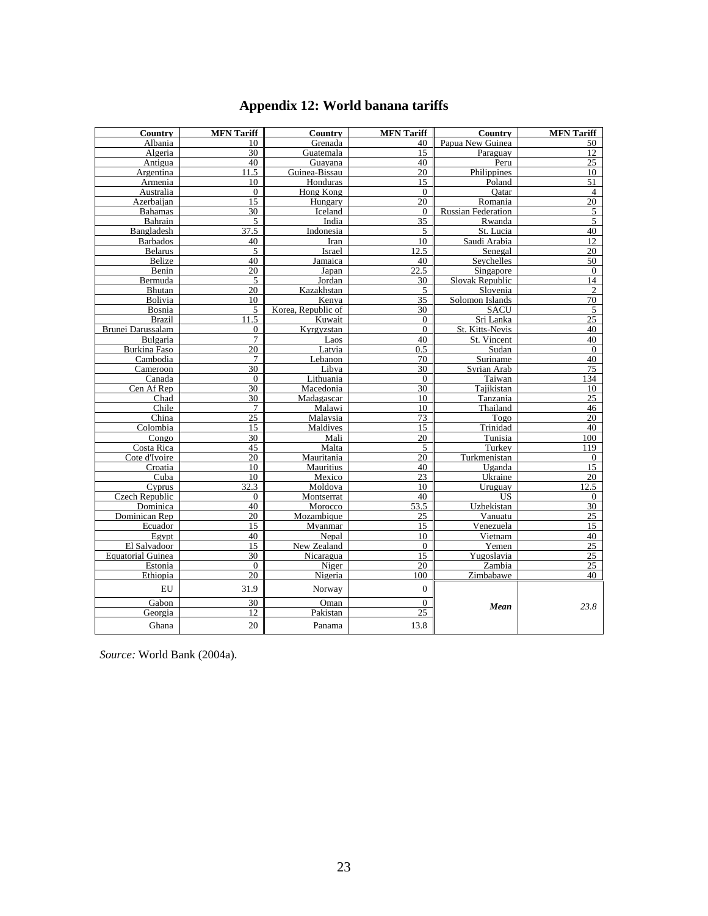# Appendix 12: World banana tariffs

| Country | MFN Tariff | Country | MFN Tariff | Country | MFN Tariff |
|---|---|---|---|---|---|
| Albania | 10 | Grenada | 40 | Papua New Guinea | 50 |
| Algeria | 30 | Guatemala | 15 | Paraguay | 12 |
| Antigua | 40 | Guayana | 40 | Peru | 25 |
| Argentina | 11.5 | Guinea-Bissau | 20 | Philippines | 10 |
| Armenia | 10 | Honduras | 15 | Poland | 51 |
| Australia | 0 | Hong Kong | 0 | Qatar | 4 |
| Azerbaijan | 15 | Hungary | 20 | Romania | 20 |
| Bahamas | 30 | Iceland | 0 | Russian Federation | 5 |
| Bahrain | 5 | India | 35 | Rwanda | 5 |
| Bangladesh | 37.5 | Indonesia | 5 | St. Lucia | 40 |
| Barbados | 40 | Iran | 10 | Saudi Arabia | 12 |
| Belarus | 5 | Israel | 12.5 | Senegal | 20 |
| Belize | 40 | Jamaica | 40 | Seychelles | 50 |
| Benin | 20 | Japan | 22.5 | Singapore | 0 |
| Bermuda | 5 | Jordan | 30 | Slovak Republic | 14 |
| Bhutan | 20 | Kazakhstan | 5 | Slovenia | 2 |
| Bolivia | 10 | Kenya | 35 | Solomon Islands | 70 |
| Bosnia | 5 | Korea, Republic of | 30 | SACU | 5 |
| Brazil | 11.5 | Kuwait | 0 | Sri Lanka | 25 |
| Brunei Darussalam | 0 | Kyrgyzstan | 0 | St. Kitts-Nevis | 40 |
| Bulgaria | 7 | Laos | 40 | St. Vincent | 40 |
| Burkina Faso | 20 | Latvia | 0.5 | Sudan | 0 |
| Cambodia | 7 | Lebanon | 70 | Suriname | 40 |
| Cameroon | 30 | Libya | 30 | Syrian Arab | 75 |
| Canada | 0 | Lithuania | 0 | Taiwan | 134 |
| Cen Af Rep | 30 | Macedonia | 30 | Tajikistan | 10 |
| Chad | 30 | Madagascar | 10 | Tanzania | 25 |
| Chile | 7 | Malawi | 10 | Thailand | 46 |
| China | 25 | Malaysia | 73 | Togo | 20 |
| Colombia | 15 | Maldives | 15 | Trinidad | 40 |
| Congo | 30 | Mali | 20 | Tunisia | 100 |
| Costa Rica | 45 | Malta | 5 | Turkey | 119 |
| Cote d'Ivoire | 20 | Mauritania | 20 | Turkmenistan | 0 |
| Croatia | 10 | Mauritius | 40 | Uganda | 15 |
| Cuba | 10 | Mexico | 23 | Ukraine | 20 |
| Cyprus | 32.3 | Moldova | 10 | Uruguay | 12.5 |
| Czech Republic | 0 | Montserrat | 40 | US | 0 |
| Dominica | 40 | Morocco | 53.5 | Uzbekistan | 30 |
| Dominican Rep | 20 | Mozambique | 25 | Vanuatu | 25 |
| Ecuador | 15 | Myanmar | 15 | Venezuela | 15 |
| Egypt | 40 | Nepal | 10 | Vietnam | 40 |
| El Salvadoor | 15 | New Zealand | 0 | Yemen | 25 |
| Equatorial Guinea | 30 | Nicaragua | 15 | Yugoslavia | 25 |
| Estonia | 0 | Niger | 20 | Zambia | 25 |
| Ethiopia | 20 | Nigeria | 100 | Zimbabawe | 40 |
| EU | 31.9 | Norway | 0 | | |
| Gabon | 30 | Oman | 0 | ***Mean*** | *23.8* |
| Georgia | 12 | Pakistan | 25 | | |
| Ghana | 20 | Panama | 13.8 | | |

*Source:* World Bank (2004a).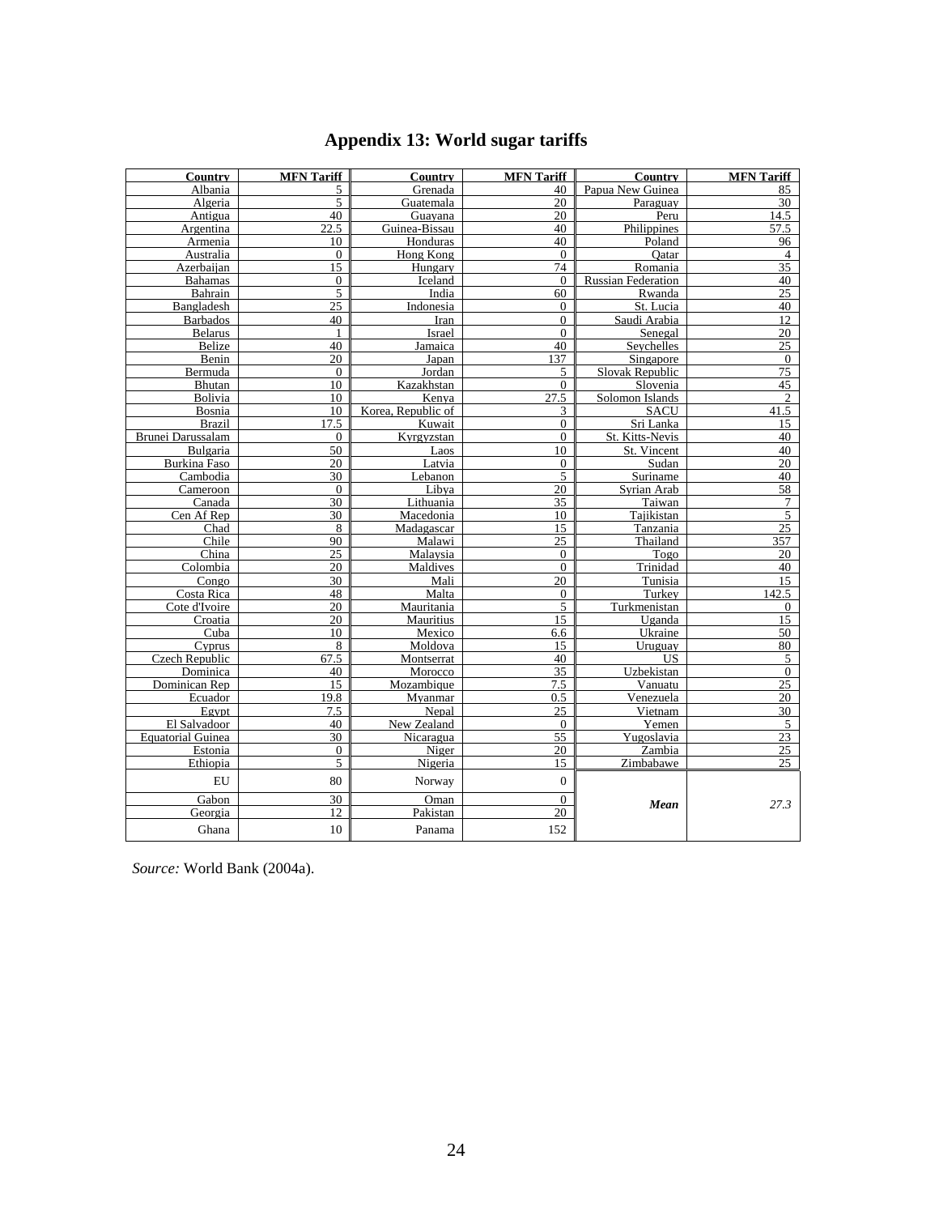# Appendix 13: World sugar tariffs

| Country | MFN Tariff | Country | MFN Tariff | Country | MFN Tariff |
|---|---|---|---|---|---|
| Albania | 5 | Grenada | 40 | Papua New Guinea | 85 |
| Algeria | 5 | Guatemala | 20 | Paraguay | 30 |
| Antigua | 40 | Guayana | 20 | Peru | 14.5 |
| Argentina | 22.5 | Guinea-Bissau | 40 | Philippines | 57.5 |
| Armenia | 10 | Honduras | 40 | Poland | 96 |
| Australia | 0 | Hong Kong | 0 | Qatar | 4 |
| Azerbaijan | 15 | Hungary | 74 | Romania | 35 |
| Bahamas | 0 | Iceland | 0 | Russian Federation | 40 |
| Bahrain | 5 | India | 60 | Rwanda | 25 |
| Bangladesh | 25 | Indonesia | 0 | St. Lucia | 40 |
| Barbados | 40 | Iran | 0 | Saudi Arabia | 12 |
| Belarus | 1 | Israel | 0 | Senegal | 20 |
| Belize | 40 | Jamaica | 40 | Seychelles | 25 |
| Benin | 20 | Japan | 137 | Singapore | 0 |
| Bermuda | 0 | Jordan | 5 | Slovak Republic | 75 |
| Bhutan | 10 | Kazakhstan | 0 | Slovenia | 45 |
| Bolivia | 10 | Kenya | 27.5 | Solomon Islands | 2 |
| Bosnia | 10 | Korea, Republic of | 3 | SACU | 41.5 |
| Brazil | 17.5 | Kuwait | 0 | Sri Lanka | 15 |
| Brunei Darussalam | 0 | Kyrgyzstan | 0 | St. Kitts-Nevis | 40 |
| Bulgaria | 50 | Laos | 10 | St. Vincent | 40 |
| Burkina Faso | 20 | Latvia | 0 | Sudan | 20 |
| Cambodia | 30 | Lebanon | 5 | Suriname | 40 |
| Cameroon | 0 | Libya | 20 | Syrian Arab | 58 |
| Canada | 30 | Lithuania | 35 | Taiwan | 7 |
| Cen Af Rep | 30 | Macedonia | 10 | Tajikistan | 5 |
| Chad | 8 | Madagascar | 15 | Tanzania | 25 |
| Chile | 90 | Malawi | 25 | Thailand | 357 |
| China | 25 | Malaysia | 0 | Togo | 20 |
| Colombia | 20 | Maldives | 0 | Trinidad | 40 |
| Congo | 30 | Mali | 20 | Tunisia | 15 |
| Costa Rica | 48 | Malta | 0 | Turkey | 142.5 |
| Cote d'Ivoire | 20 | Mauritania | 5 | Turkmenistan | 0 |
| Croatia | 20 | Mauritius | 15 | Uganda | 15 |
| Cuba | 10 | Mexico | 6.6 | Ukraine | 50 |
| Cyprus | 8 | Moldova | 15 | Uruguay | 80 |
| Czech Republic | 67.5 | Montserrat | 40 | US | 5 |
| Dominica | 40 | Morocco | 35 | Uzbekistan | 0 |
| Dominican Rep | 15 | Mozambique | 7.5 | Vanuatu | 25 |
| Ecuador | 19.8 | Myanmar | 0.5 | Venezuela | 20 |
| Egypt | 7.5 | Nepal | 25 | Vietnam | 30 |
| El Salvadoor | 40 | New Zealand | 0 | Yemen | 5 |
| Equatorial Guinea | 30 | Nicaragua | 55 | Yugoslavia | 23 |
| Estonia | 0 | Niger | 20 | Zambia | 25 |
| Ethiopia | 5 | Nigeria | 15 | Zimbabawe | 25 |
| EU | 80 | Norway | 0 | | |
| Gabon | 30 | Oman | 0 | ***Mean*** | *27.3* |
| Georgia | 12 | Pakistan | 20 | | |
| Ghana | 10 | Panama | 152 | | |

*Source:* World Bank (2004a).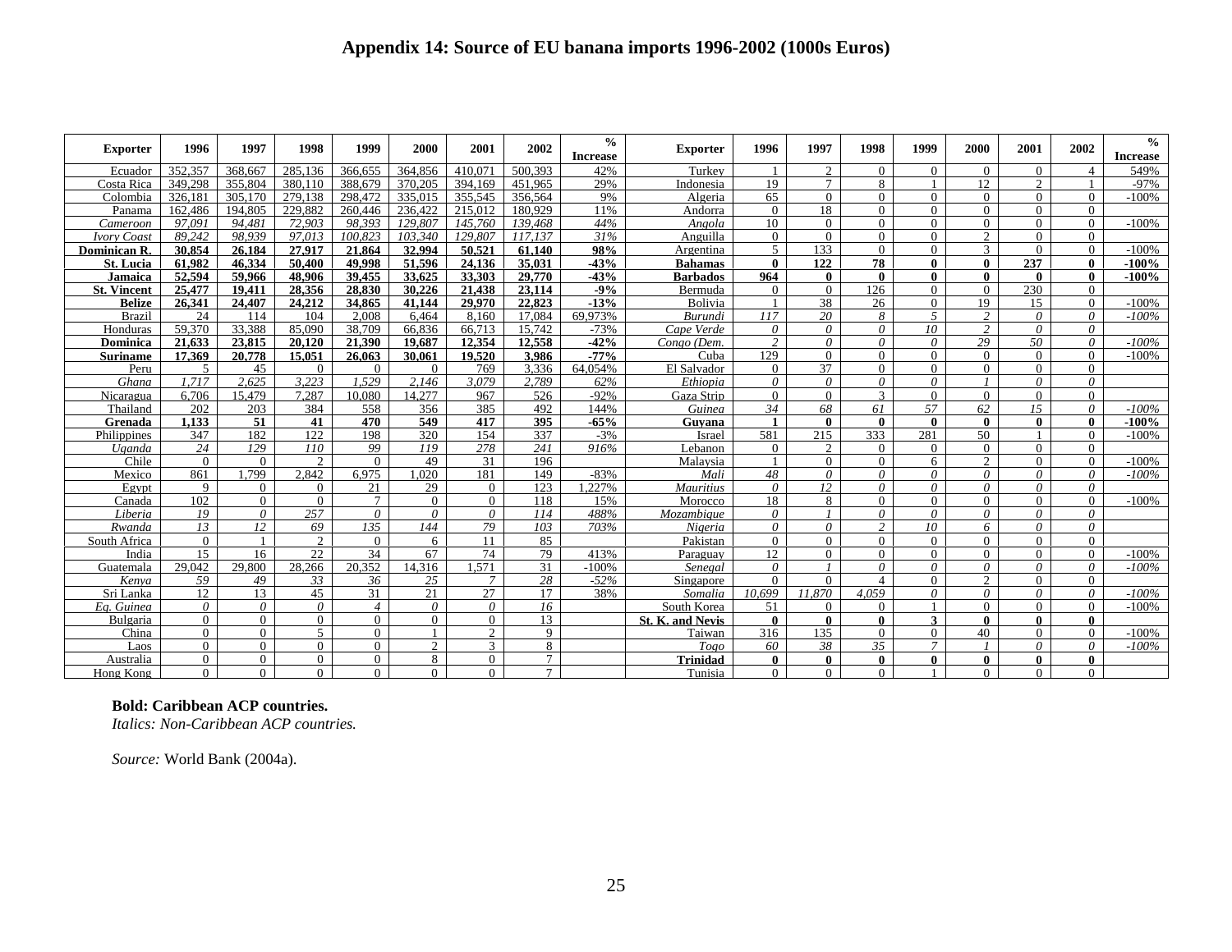# Appendix 14: Source of EU banana imports 1996-2002 (1000s Euros)

| Exporter | 1996 | 1997 | 1998 | 1999 | 2000 | 2001 | 2002 | % Increase | Exporter | 1996 | 1997 | 1998 | 1999 | 2000 | 2001 | 2002 | % Increase |
|---|---|---|---|---|---|---|---|---|---|---|---|---|---|---|---|---|---|
| Ecuador | 352,357 | 368,667 | 285,136 | 366,655 | 364,856 | 410,071 | 500,393 | 42% | Turkey | 1 | 2 | 0 | 0 | 0 | 0 | 4 | 549% |
| Costa Rica | 349,298 | 355,804 | 380,110 | 388,679 | 370,205 | 394,169 | 451,965 | 29% | Indonesia | 19 | 7 | 8 | 1 | 12 | 2 | 1 | -97% |
| Colombia | 326,181 | 305,170 | 279,138 | 298,472 | 335,015 | 355,545 | 356,564 | 9% | Algeria | 65 | 0 | 0 | 0 | 0 | 0 | 0 | -100% |
| Panama | 162,486 | 194,805 | 229,882 | 260,446 | 236,422 | 215,012 | 180,929 | 11% | Andorra | 0 | 18 | 0 | 0 | 0 | 0 | 0 | |
| *Cameroon* | *97,091* | *94,481* | *72,903* | *98,393* | *129,807* | *145,760* | *139,468* | *44%* | Angola | 10 | 0 | 0 | 0 | 0 | 0 | 0 | -100% |
| *Ivory Coast* | *89,242* | *98,939* | *97,013* | *100,823* | *103,340* | *129,807* | *117,137* | *31%* | Anguilla | 0 | 0 | 0 | 0 | 2 | 0 | 0 | |
| **Dominican R.** | **30,854** | **26,184** | **27,917** | **21,864** | **32,994** | **50,521** | **61,140** | **98%** | Argentina | 5 | 133 | 0 | 0 | 3 | 0 | 0 | -100% |
| **St. Lucia** | **61,982** | **46,334** | **50,400** | **49,998** | **51,596** | **24,136** | **35,031** | **-43%** | **Bahamas** | **0** | **122** | **78** | **0** | **0** | **237** | **0** | **-100%** |
| **Jamaica** | **52,594** | **59,966** | **48,906** | **39,455** | **33,625** | **33,303** | **29,770** | **-43%** | **Barbados** | **964** | **0** | **0** | **0** | **0** | **0** | **0** | **-100%** |
| **St. Vincent** | **25,477** | **19,411** | **28,356** | **28,830** | **30,226** | **21,438** | **23,114** | **-9%** | Bermuda | 0 | 0 | 126 | 0 | 0 | 230 | 0 | |
| **Belize** | **26,341** | **24,407** | **24,212** | **34,865** | **41,144** | **29,970** | **22,823** | **-13%** | Bolivia | 1 | 38 | 26 | 0 | 19 | 15 | 0 | -100% |
| Brazil | 24 | 114 | 104 | 2,008 | 6,464 | 8,160 | 17,084 | 69,973% | *Burundi* | *117* | *20* | *8* | *5* | *2* | *0* | *0* | *-100%* |
| Honduras | 59,370 | 33,388 | 85,090 | 38,709 | 66,836 | 66,713 | 15,742 | -73% | *Cape Verde* | *0* | *0* | *0* | *10* | *2* | *0* | *0* | |
| **Dominica** | **21,633** | **23,815** | **20,120** | **21,390** | **19,687** | **12,354** | **12,558** | **-42%** | *Congo (Dem.* | *2* | *0* | *0* | *0* | *29* | *50* | *0* | *-100%* |
| **Suriname** | **17,369** | **20,778** | **15,051** | **26,063** | **30,061** | **19,520** | **3,986** | **-77%** | Cuba | 129 | 0 | 0 | 0 | 0 | 0 | 0 | -100% |
| Peru | 5 | 45 | 0 | 0 | 0 | 769 | 3,336 | 64,054% | El Salvador | 0 | 37 | 0 | 0 | 0 | 0 | 0 | |
| *Ghana* | *1,717* | *2,625* | *3,223* | *1,529* | *2,146* | *3,079* | *2,789* | *62%* | *Ethiopia* | *0* | *0* | *0* | *0* | *1* | *0* | *0* | |
| Nicaragua | 6,706 | 15,479 | 7,287 | 10,080 | 14,277 | 967 | 526 | -92% | Gaza Strip | 0 | 0 | 3 | 0 | 0 | 0 | 0 | |
| Thailand | 202 | 203 | 384 | 558 | 356 | 385 | 492 | 144% | *Guinea* | *34* | *68* | *61* | *57* | *62* | *15* | *0* | *-100%* |
| **Grenada** | **1,133** | **51** | **41** | **470** | **549** | **417** | **395** | **-65%** | **Guyana** | **1** | **0** | **0** | **0** | **0** | **0** | **0** | **-100%** |
| Philippines | 347 | 182 | 122 | 198 | 320 | 154 | 337 | -3% | Israel | 581 | 215 | 333 | 281 | 50 | 1 | 0 | -100% |
| *Uganda* | *24* | *129* | *110* | *99* | *119* | *278* | *241* | *916%* | Lebanon | 0 | 2 | 0 | 0 | 0 | 0 | 0 | |
| Chile | 0 | 0 | 2 | 0 | 49 | 31 | 196 | | Malaysia | 1 | 0 | 0 | 6 | 2 | 0 | 0 | -100% |
| Mexico | 861 | 1,799 | 2,842 | 6,975 | 1,020 | 181 | 149 | -83% | *Mali* | *48* | *0* | *0* | *0* | *0* | *0* | *0* | *-100%* |
| Egypt | 9 | 0 | 0 | 21 | 29 | 0 | 123 | 1,227% | *Mauritius* | *0* | *12* | *0* | *0* | *0* | *0* | *0* | |
| Canada | 102 | 0 | 0 | 7 | 0 | 0 | 118 | 15% | Morocco | 18 | 8 | 0 | 0 | 0 | 0 | 0 | -100% |
| *Liberia* | *19* | *0* | *257* | *0* | *0* | *0* | *114* | *488%* | *Mozambique* | *0* | *1* | *0* | *0* | *0* | *0* | *0* | |
| *Rwanda* | *13* | *12* | *69* | *135* | *144* | *79* | *103* | *703%* | *Nigeria* | *0* | *0* | *2* | *10* | *6* | *0* | *0* | |
| South Africa | 0 | 1 | 2 | 0 | 6 | 11 | 85 | | Pakistan | 0 | 0 | 0 | 0 | 0 | 0 | 0 | |
| India | 15 | 16 | 22 | 34 | 67 | 74 | 79 | 413% | Paraguay | 12 | 0 | 0 | 0 | 0 | 0 | 0 | -100% |
| Guatemala | 29,042 | 29,800 | 28,266 | 20,352 | 14,316 | 1,571 | 31 | -100% | *Senegal* | *0* | *1* | *0* | *0* | *0* | *0* | *0* | *-100%* |
| *Kenya* | *59* | *49* | *33* | *36* | *25* | *7* | *28* | *-52%* | Singapore | 0 | 0 | 4 | 0 | 2 | 0 | 0 | |
| Sri Lanka | 12 | 13 | 45 | 31 | 21 | 27 | 17 | 38% | *Somalia* | *10,699* | *11,870* | *4,059* | *0* | *0* | *0* | *0* | *-100%* |
| *Eq. Guinea* | *0* | *0* | *0* | *4* | *0* | *0* | *16* | | South Korea | 51 | 0 | 0 | 1 | 0 | 0 | 0 | -100% |
| Bulgaria | 0 | 0 | 0 | 0 | 0 | 0 | 13 | | **St. K. and Nevis** | **0** | **0** | **0** | **3** | **0** | **0** | **0** | |
| China | 0 | 0 | 5 | 0 | 1 | 2 | 9 | | Taiwan | 316 | 135 | 0 | 0 | 40 | 0 | 0 | -100% |
| Laos | 0 | 0 | 0 | 0 | 2 | 3 | 8 | | *Togo* | *60* | *38* | *35* | *7* | *1* | *0* | *0* | *-100%* |
| Australia | 0 | 0 | 0 | 0 | 8 | 0 | 7 | | **Trinidad** | **0** | **0** | **0** | **0** | **0** | **0** | **0** | |
| Hong Kong | 0 | 0 | 0 | 0 | 0 | 0 | 7 | | Tunisia | 0 | 0 | 0 | 1 | 0 | 0 | 0 | |

**Bold: Caribbean ACP countries.**
*Italics: Non-Caribbean ACP countries.*

*Source:* World Bank (2004a).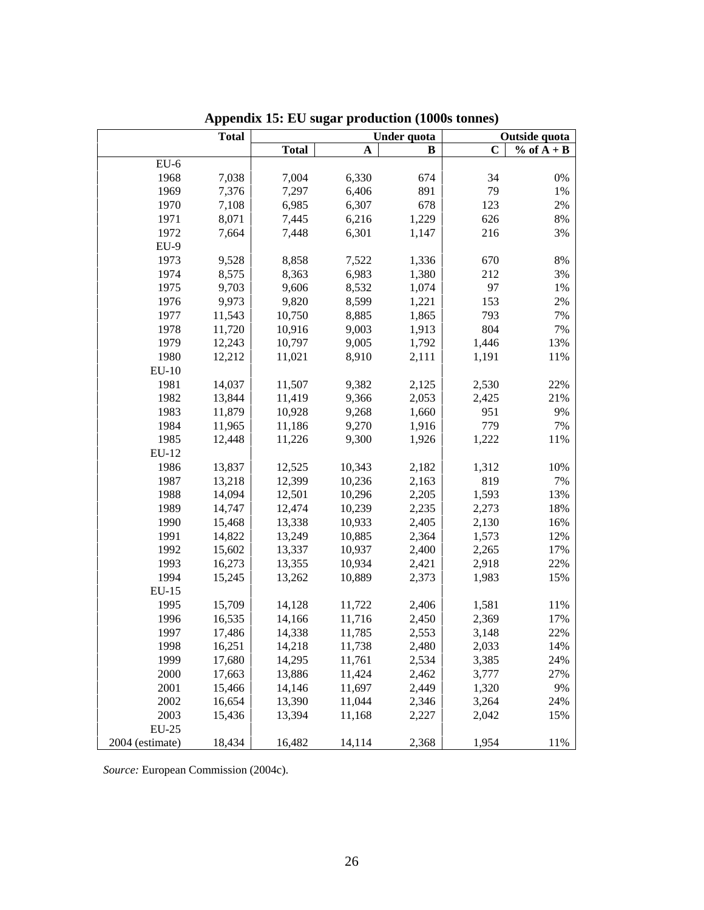# Appendix 15: EU sugar production (1000s tonnes)

| | Total | Under quota | | | Outside quota | |
|---|---|---|---|---|---|---|
| | | Total | A | B | C | % of A + B |
| EU-6 | | | | | | |
| 1968 | 7,038 | 7,004 | 6,330 | 674 | 34 | 0% |
| 1969 | 7,376 | 7,297 | 6,406 | 891 | 79 | 1% |
| 1970 | 7,108 | 6,985 | 6,307 | 678 | 123 | 2% |
| 1971 | 8,071 | 7,445 | 6,216 | 1,229 | 626 | 8% |
| 1972 | 7,664 | 7,448 | 6,301 | 1,147 | 216 | 3% |
| EU-9 | | | | | | |
| 1973 | 9,528 | 8,858 | 7,522 | 1,336 | 670 | 8% |
| 1974 | 8,575 | 8,363 | 6,983 | 1,380 | 212 | 3% |
| 1975 | 9,703 | 9,606 | 8,532 | 1,074 | 97 | 1% |
| 1976 | 9,973 | 9,820 | 8,599 | 1,221 | 153 | 2% |
| 1977 | 11,543 | 10,750 | 8,885 | 1,865 | 793 | 7% |
| 1978 | 11,720 | 10,916 | 9,003 | 1,913 | 804 | 7% |
| 1979 | 12,243 | 10,797 | 9,005 | 1,792 | 1,446 | 13% |
| 1980 | 12,212 | 11,021 | 8,910 | 2,111 | 1,191 | 11% |
| EU-10 | | | | | | |
| 1981 | 14,037 | 11,507 | 9,382 | 2,125 | 2,530 | 22% |
| 1982 | 13,844 | 11,419 | 9,366 | 2,053 | 2,425 | 21% |
| 1983 | 11,879 | 10,928 | 9,268 | 1,660 | 951 | 9% |
| 1984 | 11,965 | 11,186 | 9,270 | 1,916 | 779 | 7% |
| 1985 | 12,448 | 11,226 | 9,300 | 1,926 | 1,222 | 11% |
| EU-12 | | | | | | |
| 1986 | 13,837 | 12,525 | 10,343 | 2,182 | 1,312 | 10% |
| 1987 | 13,218 | 12,399 | 10,236 | 2,163 | 819 | 7% |
| 1988 | 14,094 | 12,501 | 10,296 | 2,205 | 1,593 | 13% |
| 1989 | 14,747 | 12,474 | 10,239 | 2,235 | 2,273 | 18% |
| 1990 | 15,468 | 13,338 | 10,933 | 2,405 | 2,130 | 16% |
| 1991 | 14,822 | 13,249 | 10,885 | 2,364 | 1,573 | 12% |
| 1992 | 15,602 | 13,337 | 10,937 | 2,400 | 2,265 | 17% |
| 1993 | 16,273 | 13,355 | 10,934 | 2,421 | 2,918 | 22% |
| 1994 | 15,245 | 13,262 | 10,889 | 2,373 | 1,983 | 15% |
| EU-15 | | | | | | |
| 1995 | 15,709 | 14,128 | 11,722 | 2,406 | 1,581 | 11% |
| 1996 | 16,535 | 14,166 | 11,716 | 2,450 | 2,369 | 17% |
| 1997 | 17,486 | 14,338 | 11,785 | 2,553 | 3,148 | 22% |
| 1998 | 16,251 | 14,218 | 11,738 | 2,480 | 2,033 | 14% |
| 1999 | 17,680 | 14,295 | 11,761 | 2,534 | 3,385 | 24% |
| 2000 | 17,663 | 13,886 | 11,424 | 2,462 | 3,777 | 27% |
| 2001 | 15,466 | 14,146 | 11,697 | 2,449 | 1,320 | 9% |
| 2002 | 16,654 | 13,390 | 11,044 | 2,346 | 3,264 | 24% |
| 2003 | 15,436 | 13,394 | 11,168 | 2,227 | 2,042 | 15% |
| EU-25 | | | | | | |
| 2004 (estimate) | 18,434 | 16,482 | 14,114 | 2,368 | 1,954 | 11% |

*Source:* European Commission (2004c).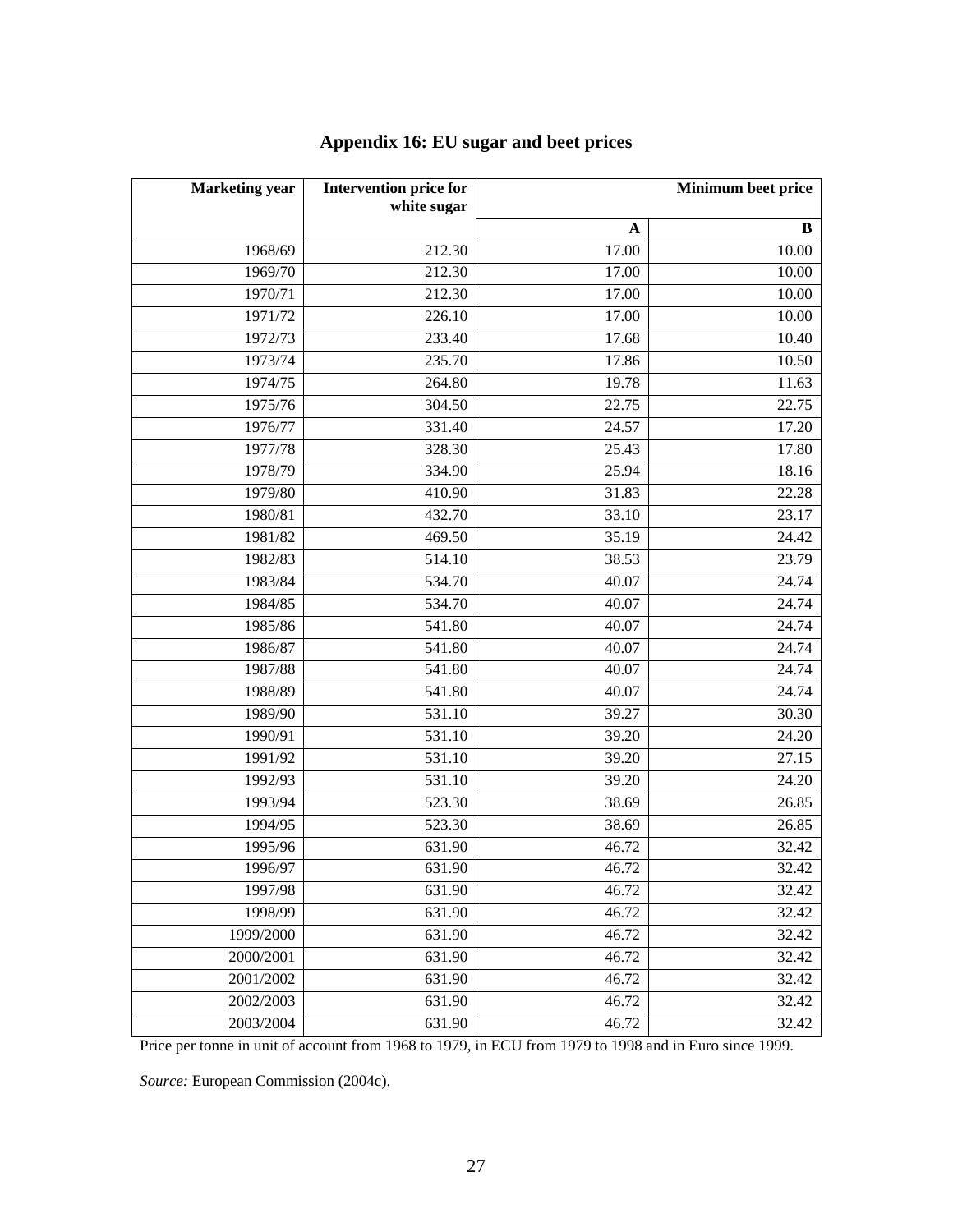## Appendix 16: EU sugar and beet prices

| Marketing year | Intervention price for white sugar | Minimum beet price | |
|---|---|---|---|
| | | A | B |
| 1968/69 | 212.30 | 17.00 | 10.00 |
| 1969/70 | 212.30 | 17.00 | 10.00 |
| 1970/71 | 212.30 | 17.00 | 10.00 |
| 1971/72 | 226.10 | 17.00 | 10.00 |
| 1972/73 | 233.40 | 17.68 | 10.40 |
| 1973/74 | 235.70 | 17.86 | 10.50 |
| 1974/75 | 264.80 | 19.78 | 11.63 |
| 1975/76 | 304.50 | 22.75 | 22.75 |
| 1976/77 | 331.40 | 24.57 | 17.20 |
| 1977/78 | 328.30 | 25.43 | 17.80 |
| 1978/79 | 334.90 | 25.94 | 18.16 |
| 1979/80 | 410.90 | 31.83 | 22.28 |
| 1980/81 | 432.70 | 33.10 | 23.17 |
| 1981/82 | 469.50 | 35.19 | 24.42 |
| 1982/83 | 514.10 | 38.53 | 23.79 |
| 1983/84 | 534.70 | 40.07 | 24.74 |
| 1984/85 | 534.70 | 40.07 | 24.74 |
| 1985/86 | 541.80 | 40.07 | 24.74 |
| 1986/87 | 541.80 | 40.07 | 24.74 |
| 1987/88 | 541.80 | 40.07 | 24.74 |
| 1988/89 | 541.80 | 40.07 | 24.74 |
| 1989/90 | 531.10 | 39.27 | 30.30 |
| 1990/91 | 531.10 | 39.20 | 24.20 |
| 1991/92 | 531.10 | 39.20 | 27.15 |
| 1992/93 | 531.10 | 39.20 | 24.20 |
| 1993/94 | 523.30 | 38.69 | 26.85 |
| 1994/95 | 523.30 | 38.69 | 26.85 |
| 1995/96 | 631.90 | 46.72 | 32.42 |
| 1996/97 | 631.90 | 46.72 | 32.42 |
| 1997/98 | 631.90 | 46.72 | 32.42 |
| 1998/99 | 631.90 | 46.72 | 32.42 |
| 1999/2000 | 631.90 | 46.72 | 32.42 |
| 2000/2001 | 631.90 | 46.72 | 32.42 |
| 2001/2002 | 631.90 | 46.72 | 32.42 |
| 2002/2003 | 631.90 | 46.72 | 32.42 |
| 2003/2004 | 631.90 | 46.72 | 32.42 |

Price per tonne in unit of account from 1968 to 1979, in ECU from 1979 to 1998 and in Euro since 1999.

*Source:* European Commission (2004c).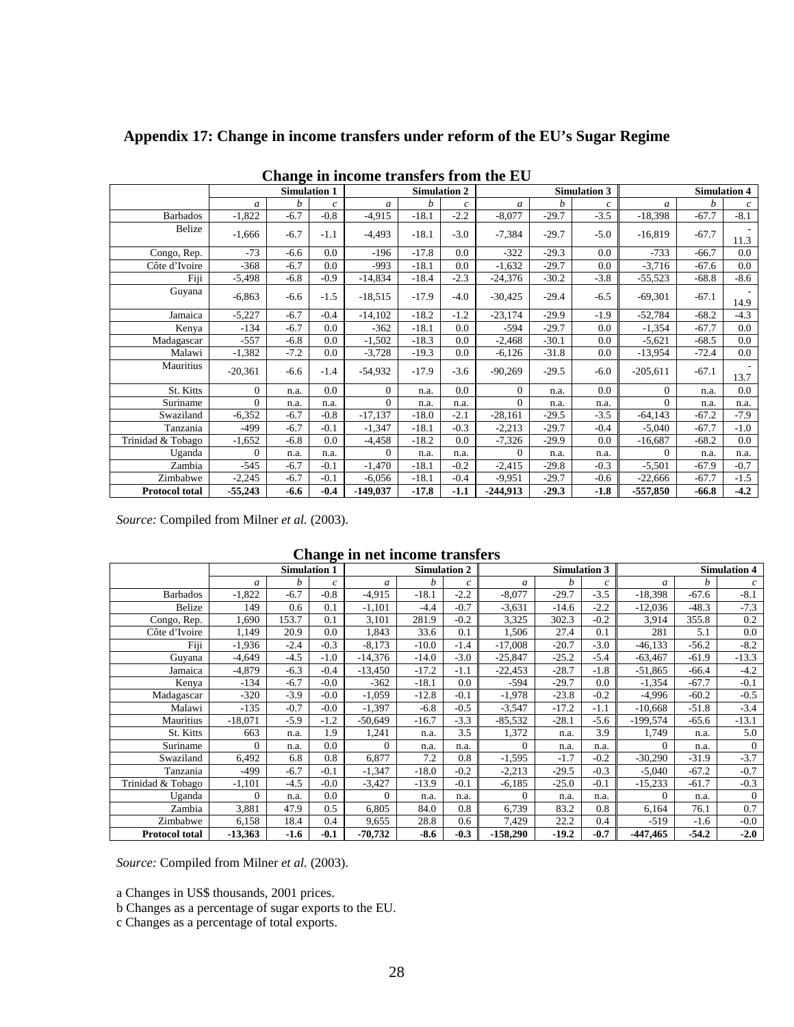## Appendix 17: Change in income transfers under reform of the EU's Sugar Regime

### Change in income transfers from the EU

| | Simulation 1 | | | Simulation 2 | | | Simulation 3 | | | Simulation 4 | | |
|---|---|---|---|---|---|---|---|---|---|---|---|---|
| | *a* | *b* | *c* | *a* | *b* | *c* | *a* | *b* | *c* | *a* | *b* | *c* |
| Barbados | -1,822 | -6.7 | -0.8 | -4,915 | -18.1 | -2.2 | -8,077 | -29.7 | -3.5 | -18,398 | -67.7 | -8.1 |
| Belize | -1,666 | -6.7 | -1.1 | -4,493 | -18.1 | -3.0 | -7,384 | -29.7 | -5.0 | -16,819 | -67.7 | -11.3 |
| Congo, Rep. | -73 | -6.6 | 0.0 | -196 | -17.8 | 0.0 | -322 | -29.3 | 0.0 | -733 | -66.7 | 0.0 |
| Côte d'Ivoire | -368 | -6.7 | 0.0 | -993 | -18.1 | 0.0 | -1,632 | -29.7 | 0.0 | -3,716 | -67.6 | 0.0 |
| Fiji | -5,498 | -6.8 | -0.9 | -14,834 | -18.4 | -2.3 | -24,376 | -30.2 | -3.8 | -55,523 | -68.8 | -8.6 |
| Guyana | -6,863 | -6.6 | -1.5 | -18,515 | -17.9 | -4.0 | -30,425 | -29.4 | -6.5 | -69,301 | -67.1 | -14.9 |
| Jamaica | -5,227 | -6.7 | -0.4 | -14,102 | -18.2 | -1.2 | -23,174 | -29.9 | -1.9 | -52,784 | -68.2 | -4.3 |
| Kenya | -134 | -6.7 | 0.0 | -362 | -18.1 | 0.0 | -594 | -29.7 | 0.0 | -1,354 | -67.7 | 0.0 |
| Madagascar | -557 | -6.8 | 0.0 | -1,502 | -18.3 | 0.0 | -2,468 | -30.1 | 0.0 | -5,621 | -68.5 | 0.0 |
| Malawi | -1,382 | -7.2 | 0.0 | -3,728 | -19.3 | 0.0 | -6,126 | -31.8 | 0.0 | -13,954 | -72.4 | 0.0 |
| Mauritius | -20,361 | -6.6 | -1.4 | -54,932 | -17.9 | -3.6 | -90,269 | -29.5 | -6.0 | -205,611 | -67.1 | -13.7 |
| St. Kitts | 0 | n.a. | 0.0 | 0 | n.a. | 0.0 | 0 | n.a. | 0.0 | 0 | n.a. | 0.0 |
| Suriname | 0 | n.a. | n.a. | 0 | n.a. | n.a. | 0 | n.a. | n.a. | 0 | n.a. | n.a. |
| Swaziland | -6,352 | -6.7 | -0.8 | -17,137 | -18.0 | -2.1 | -28,161 | -29.5 | -3.5 | -64,143 | -67.2 | -7.9 |
| Tanzania | -499 | -6.7 | -0.1 | -1,347 | -18.1 | -0.3 | -2,213 | -29.7 | -0.4 | -5,040 | -67.7 | -1.0 |
| Trinidad & Tobago | -1,652 | -6.8 | 0.0 | -4,458 | -18.2 | 0.0 | -7,326 | -29.9 | 0.0 | -16,687 | -68.2 | 0.0 |
| Uganda | 0 | n.a. | n.a. | 0 | n.a. | n.a. | 0 | n.a. | n.a. | 0 | n.a. | n.a. |
| Zambia | -545 | -6.7 | -0.1 | -1,470 | -18.1 | -0.2 | -2,415 | -29.8 | -0.3 | -5,501 | -67.9 | -0.7 |
| Zimbabwe | -2,245 | -6.7 | -0.1 | -6,056 | -18.1 | -0.4 | -9,951 | -29.7 | -0.6 | -22,666 | -67.7 | -1.5 |
| **Protocol total** | **-55,243** | **-6.6** | **-0.4** | **-149,037** | **-17.8** | **-1.1** | **-244,913** | **-29.3** | **-1.8** | **-557,850** | **-66.8** | **-4.2** |

*Source:* Compiled from Milner *et al.* (2003).

### Change in net income transfers

| | Simulation 1 | | | Simulation 2 | | | Simulation 3 | | | Simulation 4 | | |
|---|---|---|---|---|---|---|---|---|---|---|---|---|
| | *a* | *b* | *c* | *a* | *b* | *c* | *a* | *b* | *c* | *a* | *b* | *c* |
| Barbados | -1,822 | -6.7 | -0.8 | -4,915 | -18.1 | -2.2 | -8,077 | -29.7 | -3.5 | -18,398 | -67.6 | -8.1 |
| Belize | 149 | 0.6 | 0.1 | -1,101 | -4.4 | -0.7 | -3,631 | -14.6 | -2.2 | -12,036 | -48.3 | -7.3 |
| Congo, Rep. | 1,690 | 153.7 | 0.1 | 3,101 | 281.9 | -0.2 | 3,325 | 302.3 | -0.2 | 3,914 | 355.8 | 0.2 |
| Côte d'Ivoire | 1,149 | 20.9 | 0.0 | 1,843 | 33.6 | 0.1 | 1,506 | 27.4 | 0.1 | 281 | 5.1 | 0.0 |
| Fiji | -1,936 | -2.4 | -0.3 | -8,173 | -10.0 | -1.4 | -17,008 | -20.7 | -3.0 | -46,133 | -56.2 | -8.2 |
| Guyana | -4,649 | -4.5 | -1.0 | -14,376 | -14.0 | -3.0 | -25,847 | -25.2 | -5.4 | -63,467 | -61.9 | -13.3 |
| Jamaica | -4,879 | -6.3 | -0.4 | -13,450 | -17.2 | -1.1 | -22,453 | -28.7 | -1.8 | -51,865 | -66.4 | -4.2 |
| Kenya | -134 | -6.7 | -0.0 | -362 | -18.1 | 0.0 | -594 | -29.7 | 0.0 | -1,354 | -67.7 | -0.1 |
| Madagascar | -320 | -3.9 | -0.0 | -1,059 | -12.8 | -0.1 | -1,978 | -23.8 | -0.2 | -4,996 | -60.2 | -0.5 |
| Malawi | -135 | -0.7 | -0.0 | -1,397 | -6.8 | -0.5 | -3,547 | -17.2 | -1.1 | -10,668 | -51.8 | -3.4 |
| Mauritius | -18,071 | -5.9 | -1.2 | -50,649 | -16.7 | -3.3 | -85,532 | -28.1 | -5.6 | -199,574 | -65.6 | -13.1 |
| St. Kitts | 663 | n.a. | 1.9 | 1,241 | n.a. | 3.5 | 1,372 | n.a. | 3.9 | 1,749 | n.a. | 5.0 |
| Suriname | 0 | n.a. | 0.0 | 0 | n.a. | n.a. | 0 | n.a. | n.a. | 0 | n.a. | 0 |
| Swaziland | 6,492 | 6.8 | 0.8 | 6,877 | 7.2 | 0.8 | -1,595 | -1.7 | -0.2 | -30,290 | -31.9 | -3.7 |
| Tanzania | -499 | -6.7 | -0.1 | -1,347 | -18.0 | -0.2 | -2,213 | -29.5 | -0.3 | -5,040 | -67.2 | -0.7 |
| Trinidad & Tobago | -1,101 | -4.5 | -0.0 | -3,427 | -13.9 | -0.1 | -6,185 | -25.0 | -0.1 | -15,233 | -61.7 | -0.3 |
| Uganda | 0 | n.a. | 0.0 | 0 | n.a. | n.a. | 0 | n.a. | n.a. | 0 | n.a. | 0 |
| Zambia | 3,881 | 47.9 | 0.5 | 6,805 | 84.0 | 0.8 | 6,739 | 83.2 | 0.8 | 6,164 | 76.1 | 0.7 |
| Zimbabwe | 6,158 | 18.4 | 0.4 | 9,655 | 28.8 | 0.6 | 7,429 | 22.2 | 0.4 | -519 | -1.6 | -0.0 |
| **Protocol total** | **-13,363** | **-1.6** | **-0.1** | **-70,732** | **-8.6** | **-0.3** | **-158,290** | **-19.2** | **-0.7** | **-447,465** | **-54.2** | **-2.0** |

*Source:* Compiled from Milner *et al.* (2003).

a Changes in US$ thousands, 2001 prices.
b Changes as a percentage of sugar exports to the EU.
c Changes as a percentage of total exports.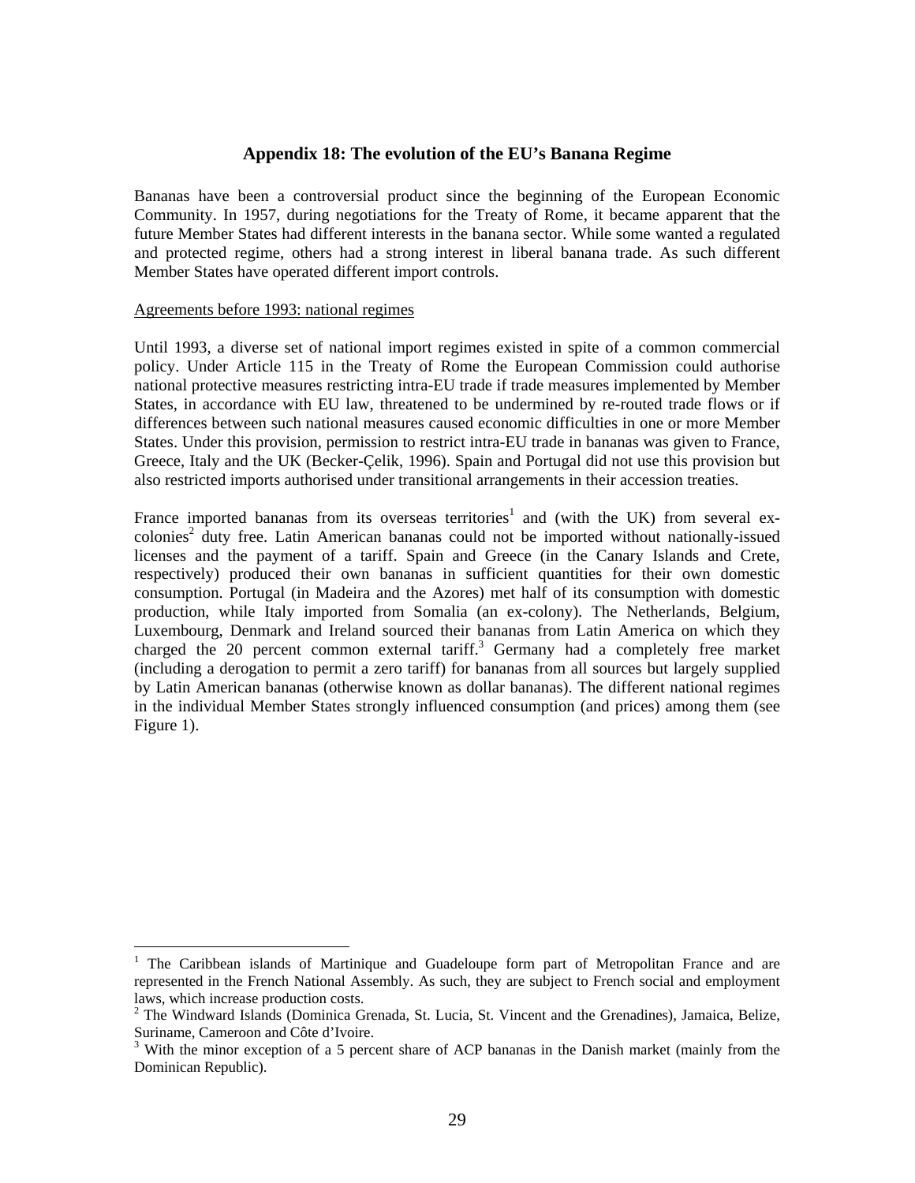## Appendix 18: The evolution of the EU's Banana Regime

Bananas have been a controversial product since the beginning of the European Economic Community. In 1957, during negotiations for the Treaty of Rome, it became apparent that the future Member States had different interests in the banana sector. While some wanted a regulated and protected regime, others had a strong interest in liberal banana trade. As such different Member States have operated different import controls.

Agreements before 1993: national regimes

Until 1993, a diverse set of national import regimes existed in spite of a common commercial policy. Under Article 115 in the Treaty of Rome the European Commission could authorise national protective measures restricting intra-EU trade if trade measures implemented by Member States, in accordance with EU law, threatened to be undermined by re-routed trade flows or if differences between such national measures caused economic difficulties in one or more Member States. Under this provision, permission to restrict intra-EU trade in bananas was given to France, Greece, Italy and the UK (Becker-Çelik, 1996). Spain and Portugal did not use this provision but also restricted imports authorised under transitional arrangements in their accession treaties.

France imported bananas from its overseas territories[1] and (with the UK) from several ex-colonies[2] duty free. Latin American bananas could not be imported without nationally-issued licenses and the payment of a tariff. Spain and Greece (in the Canary Islands and Crete, respectively) produced their own bananas in sufficient quantities for their own domestic consumption. Portugal (in Madeira and the Azores) met half of its consumption with domestic production, while Italy imported from Somalia (an ex-colony). The Netherlands, Belgium, Luxembourg, Denmark and Ireland sourced their bananas from Latin America on which they charged the 20 percent common external tariff.[3] Germany had a completely free market (including a derogation to permit a zero tariff) for bananas from all sources but largely supplied by Latin American bananas (otherwise known as dollar bananas). The different national regimes in the individual Member States strongly influenced consumption (and prices) among them (see Figure 1).

---

[1] The Caribbean islands of Martinique and Guadeloupe form part of Metropolitan France and are represented in the French National Assembly. As such, they are subject to French social and employment laws, which increase production costs.

[2] The Windward Islands (Dominica Grenada, St. Lucia, St. Vincent and the Grenadines), Jamaica, Belize, Suriname, Cameroon and Côte d'Ivoire.

[3] With the minor exception of a 5 percent share of ACP bananas in the Danish market (mainly from the Dominican Republic).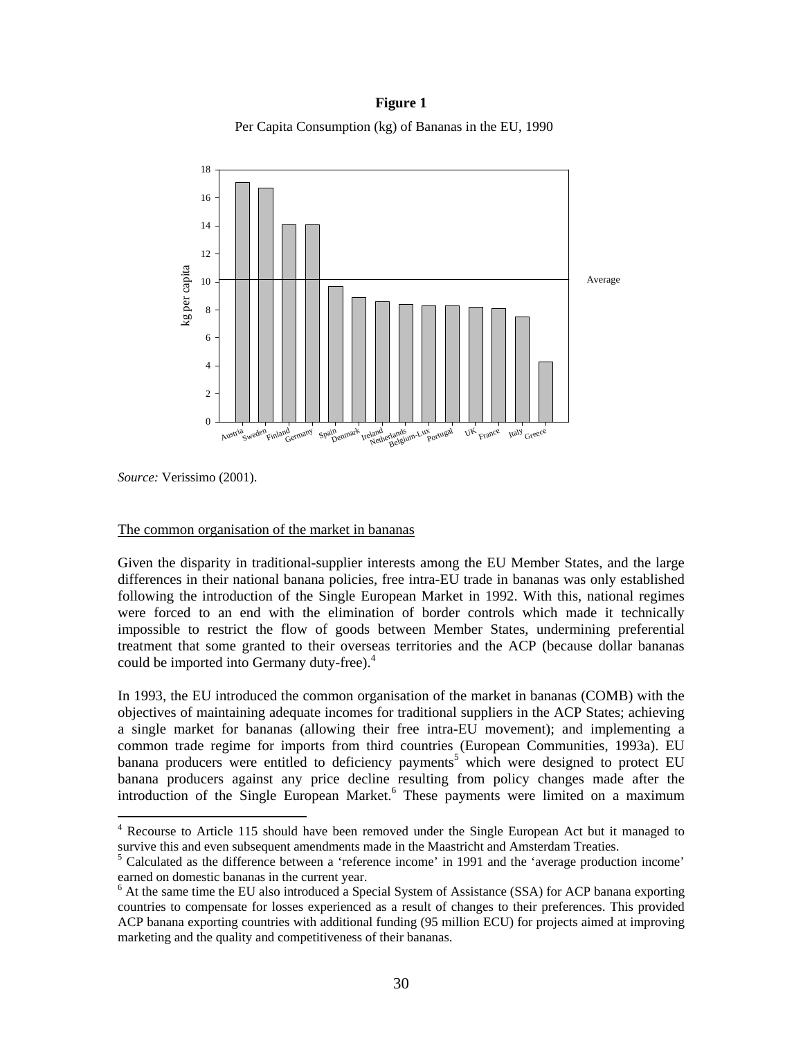**Figure 1**

Per Capita Consumption (kg) of Bananas in the EU, 1990

*Source:* Verissimo (2001).

The common organisation of the market in bananas

Given the disparity in traditional-supplier interests among the EU Member States, and the large differences in their national banana policies, free intra-EU trade in bananas was only established following the introduction of the Single European Market in 1992. With this, national regimes were forced to an end with the elimination of border controls which made it technically impossible to restrict the flow of goods between Member States, undermining preferential treatment that some granted to their overseas territories and the ACP (because dollar bananas could be imported into Germany duty-free).[4]

In 1993, the EU introduced the common organisation of the market in bananas (COMB) with the objectives of maintaining adequate incomes for traditional suppliers in the ACP States; achieving a single market for bananas (allowing their free intra-EU movement); and implementing a common trade regime for imports from third countries (European Communities, 1993a). EU banana producers were entitled to deficiency payments[5] which were designed to protect EU banana producers against any price decline resulting from policy changes made after the introduction of the Single European Market.[6] These payments were limited on a maximum

---

[4] Recourse to Article 115 should have been removed under the Single European Act but it managed to survive this and even subsequent amendments made in the Maastricht and Amsterdam Treaties.

[5] Calculated as the difference between a 'reference income' in 1991 and the 'average production income' earned on domestic bananas in the current year.

[6] At the same time the EU also introduced a Special System of Assistance (SSA) for ACP banana exporting countries to compensate for losses experienced as a result of changes to their preferences. This provided ACP banana exporting countries with additional funding (95 million ECU) for projects aimed at improving marketing and the quality and competitiveness of their bananas.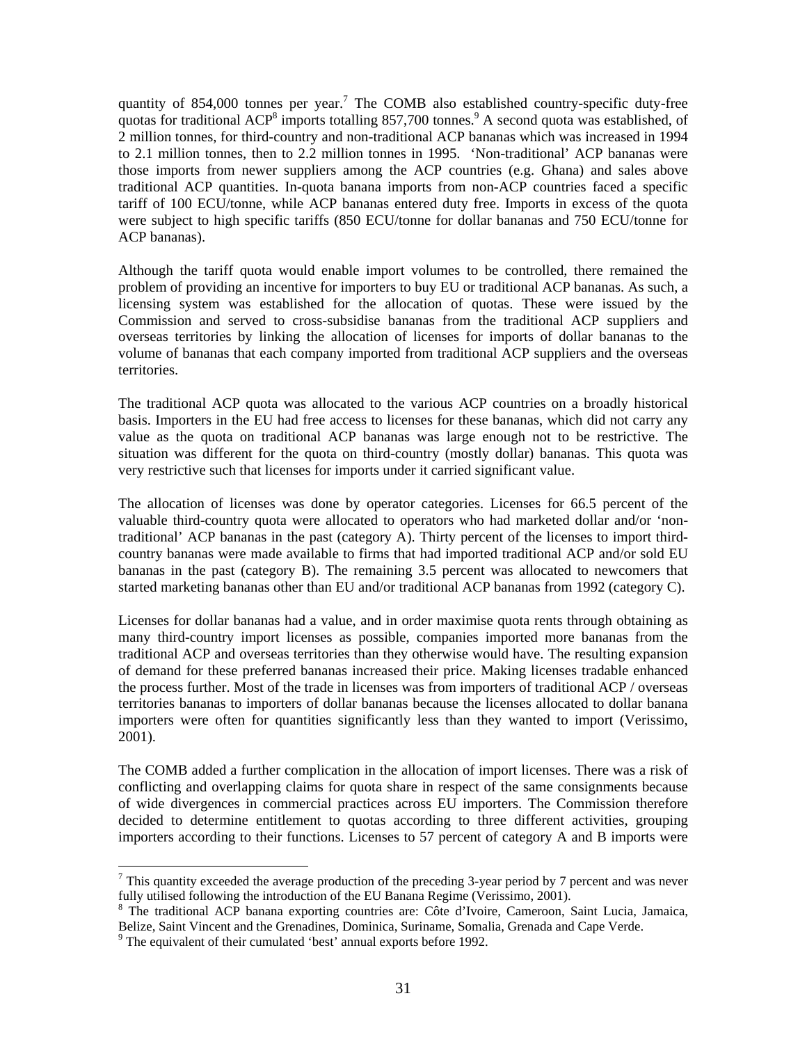quantity of 854,000 tonnes per year.[7] The COMB also established country-specific duty-free quotas for traditional ACP[8] imports totalling 857,700 tonnes.[9] A second quota was established, of 2 million tonnes, for third-country and non-traditional ACP bananas which was increased in 1994 to 2.1 million tonnes, then to 2.2 million tonnes in 1995. 'Non-traditional' ACP bananas were those imports from newer suppliers among the ACP countries (e.g. Ghana) and sales above traditional ACP quantities. In-quota banana imports from non-ACP countries faced a specific tariff of 100 ECU/tonne, while ACP bananas entered duty free. Imports in excess of the quota were subject to high specific tariffs (850 ECU/tonne for dollar bananas and 750 ECU/tonne for ACP bananas).

Although the tariff quota would enable import volumes to be controlled, there remained the problem of providing an incentive for importers to buy EU or traditional ACP bananas. As such, a licensing system was established for the allocation of quotas. These were issued by the Commission and served to cross-subsidise bananas from the traditional ACP suppliers and overseas territories by linking the allocation of licenses for imports of dollar bananas to the volume of bananas that each company imported from traditional ACP suppliers and the overseas territories.

The traditional ACP quota was allocated to the various ACP countries on a broadly historical basis. Importers in the EU had free access to licenses for these bananas, which did not carry any value as the quota on traditional ACP bananas was large enough not to be restrictive. The situation was different for the quota on third-country (mostly dollar) bananas. This quota was very restrictive such that licenses for imports under it carried significant value.

The allocation of licenses was done by operator categories. Licenses for 66.5 percent of the valuable third-country quota were allocated to operators who had marketed dollar and/or 'non-traditional' ACP bananas in the past (category A). Thirty percent of the licenses to import third-country bananas were made available to firms that had imported traditional ACP and/or sold EU bananas in the past (category B). The remaining 3.5 percent was allocated to newcomers that started marketing bananas other than EU and/or traditional ACP bananas from 1992 (category C).

Licenses for dollar bananas had a value, and in order maximise quota rents through obtaining as many third-country import licenses as possible, companies imported more bananas from the traditional ACP and overseas territories than they otherwise would have. The resulting expansion of demand for these preferred bananas increased their price. Making licenses tradable enhanced the process further. Most of the trade in licenses was from importers of traditional ACP / overseas territories bananas to importers of dollar bananas because the licenses allocated to dollar banana importers were often for quantities significantly less than they wanted to import (Verissimo, 2001).

The COMB added a further complication in the allocation of import licenses. There was a risk of conflicting and overlapping claims for quota share in respect of the same consignments because of wide divergences in commercial practices across EU importers. The Commission therefore decided to determine entitlement to quotas according to three different activities, grouping importers according to their functions. Licenses to 57 percent of category A and B imports were

[7] This quantity exceeded the average production of the preceding 3-year period by 7 percent and was never fully utilised following the introduction of the EU Banana Regime (Verissimo, 2001).

[8] The traditional ACP banana exporting countries are: Côte d'Ivoire, Cameroon, Saint Lucia, Jamaica, Belize, Saint Vincent and the Grenadines, Dominica, Suriname, Somalia, Grenada and Cape Verde.

[9] The equivalent of their cumulated 'best' annual exports before 1992.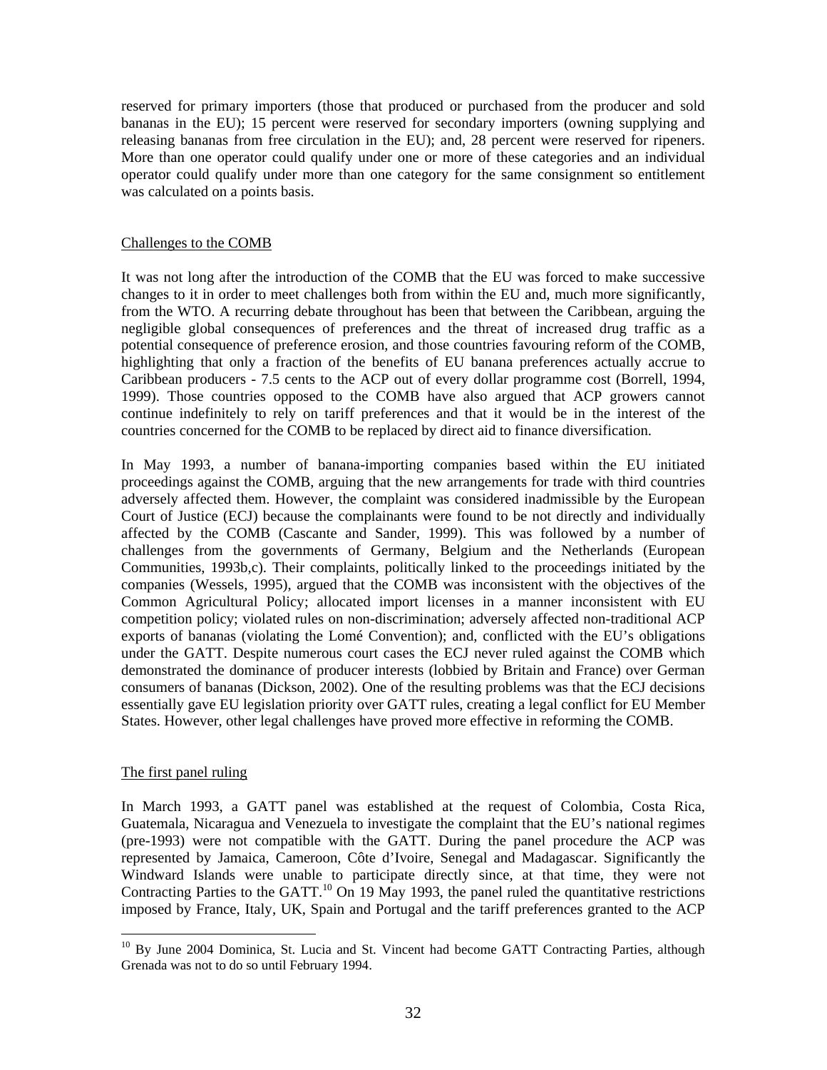reserved for primary importers (those that produced or purchased from the producer and sold bananas in the EU); 15 percent were reserved for secondary importers (owning supplying and releasing bananas from free circulation in the EU); and, 28 percent were reserved for ripeners. More than one operator could qualify under one or more of these categories and an individual operator could qualify under more than one category for the same consignment so entitlement was calculated on a points basis.

## Challenges to the COMB

It was not long after the introduction of the COMB that the EU was forced to make successive changes to it in order to meet challenges both from within the EU and, much more significantly, from the WTO. A recurring debate throughout has been that between the Caribbean, arguing the negligible global consequences of preferences and the threat of increased drug traffic as a potential consequence of preference erosion, and those countries favouring reform of the COMB, highlighting that only a fraction of the benefits of EU banana preferences actually accrue to Caribbean producers - 7.5 cents to the ACP out of every dollar programme cost (Borrell, 1994, 1999). Those countries opposed to the COMB have also argued that ACP growers cannot continue indefinitely to rely on tariff preferences and that it would be in the interest of the countries concerned for the COMB to be replaced by direct aid to finance diversification.

In May 1993, a number of banana-importing companies based within the EU initiated proceedings against the COMB, arguing that the new arrangements for trade with third countries adversely affected them. However, the complaint was considered inadmissible by the European Court of Justice (ECJ) because the complainants were found to be not directly and individually affected by the COMB (Cascante and Sander, 1999). This was followed by a number of challenges from the governments of Germany, Belgium and the Netherlands (European Communities, 1993b,c). Their complaints, politically linked to the proceedings initiated by the companies (Wessels, 1995), argued that the COMB was inconsistent with the objectives of the Common Agricultural Policy; allocated import licenses in a manner inconsistent with EU competition policy; violated rules on non-discrimination; adversely affected non-traditional ACP exports of bananas (violating the Lomé Convention); and, conflicted with the EU's obligations under the GATT. Despite numerous court cases the ECJ never ruled against the COMB which demonstrated the dominance of producer interests (lobbied by Britain and France) over German consumers of bananas (Dickson, 2002). One of the resulting problems was that the ECJ decisions essentially gave EU legislation priority over GATT rules, creating a legal conflict for EU Member States. However, other legal challenges have proved more effective in reforming the COMB.

## The first panel ruling

In March 1993, a GATT panel was established at the request of Colombia, Costa Rica, Guatemala, Nicaragua and Venezuela to investigate the complaint that the EU's national regimes (pre-1993) were not compatible with the GATT. During the panel procedure the ACP was represented by Jamaica, Cameroon, Côte d'Ivoire, Senegal and Madagascar. Significantly the Windward Islands were unable to participate directly since, at that time, they were not Contracting Parties to the GATT.[10] On 19 May 1993, the panel ruled the quantitative restrictions imposed by France, Italy, UK, Spain and Portugal and the tariff preferences granted to the ACP

[10] By June 2004 Dominica, St. Lucia and St. Vincent had become GATT Contracting Parties, although Grenada was not to do so until February 1994.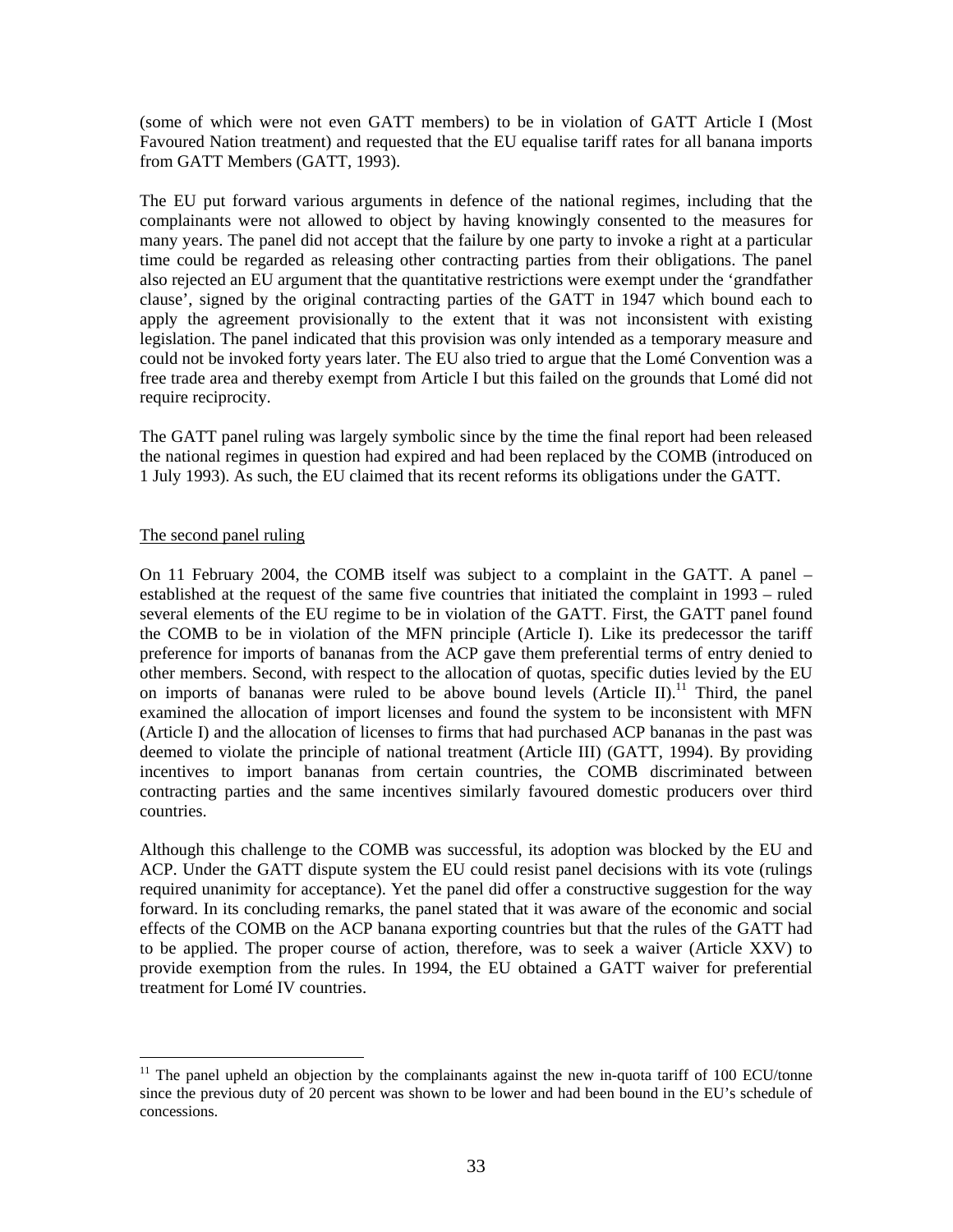(some of which were not even GATT members) to be in violation of GATT Article I (Most Favoured Nation treatment) and requested that the EU equalise tariff rates for all banana imports from GATT Members (GATT, 1993).

The EU put forward various arguments in defence of the national regimes, including that the complainants were not allowed to object by having knowingly consented to the measures for many years. The panel did not accept that the failure by one party to invoke a right at a particular time could be regarded as releasing other contracting parties from their obligations. The panel also rejected an EU argument that the quantitative restrictions were exempt under the 'grandfather clause', signed by the original contracting parties of the GATT in 1947 which bound each to apply the agreement provisionally to the extent that it was not inconsistent with existing legislation. The panel indicated that this provision was only intended as a temporary measure and could not be invoked forty years later. The EU also tried to argue that the Lomé Convention was a free trade area and thereby exempt from Article I but this failed on the grounds that Lomé did not require reciprocity.

The GATT panel ruling was largely symbolic since by the time the final report had been released the national regimes in question had expired and had been replaced by the COMB (introduced on 1 July 1993). As such, the EU claimed that its recent reforms its obligations under the GATT.

## The second panel ruling

On 11 February 2004, the COMB itself was subject to a complaint in the GATT. A panel – established at the request of the same five countries that initiated the complaint in 1993 – ruled several elements of the EU regime to be in violation of the GATT. First, the GATT panel found the COMB to be in violation of the MFN principle (Article I). Like its predecessor the tariff preference for imports of bananas from the ACP gave them preferential terms of entry denied to other members. Second, with respect to the allocation of quotas, specific duties levied by the EU on imports of bananas were ruled to be above bound levels (Article II).[11] Third, the panel examined the allocation of import licenses and found the system to be inconsistent with MFN (Article I) and the allocation of licenses to firms that had purchased ACP bananas in the past was deemed to violate the principle of national treatment (Article III) (GATT, 1994). By providing incentives to import bananas from certain countries, the COMB discriminated between contracting parties and the same incentives similarly favoured domestic producers over third countries.

Although this challenge to the COMB was successful, its adoption was blocked by the EU and ACP. Under the GATT dispute system the EU could resist panel decisions with its vote (rulings required unanimity for acceptance). Yet the panel did offer a constructive suggestion for the way forward. In its concluding remarks, the panel stated that it was aware of the economic and social effects of the COMB on the ACP banana exporting countries but that the rules of the GATT had to be applied. The proper course of action, therefore, was to seek a waiver (Article XXV) to provide exemption from the rules. In 1994, the EU obtained a GATT waiver for preferential treatment for Lomé IV countries.

---

[11] The panel upheld an objection by the complainants against the new in-quota tariff of 100 ECU/tonne since the previous duty of 20 percent was shown to be lower and had been bound in the EU's schedule of concessions.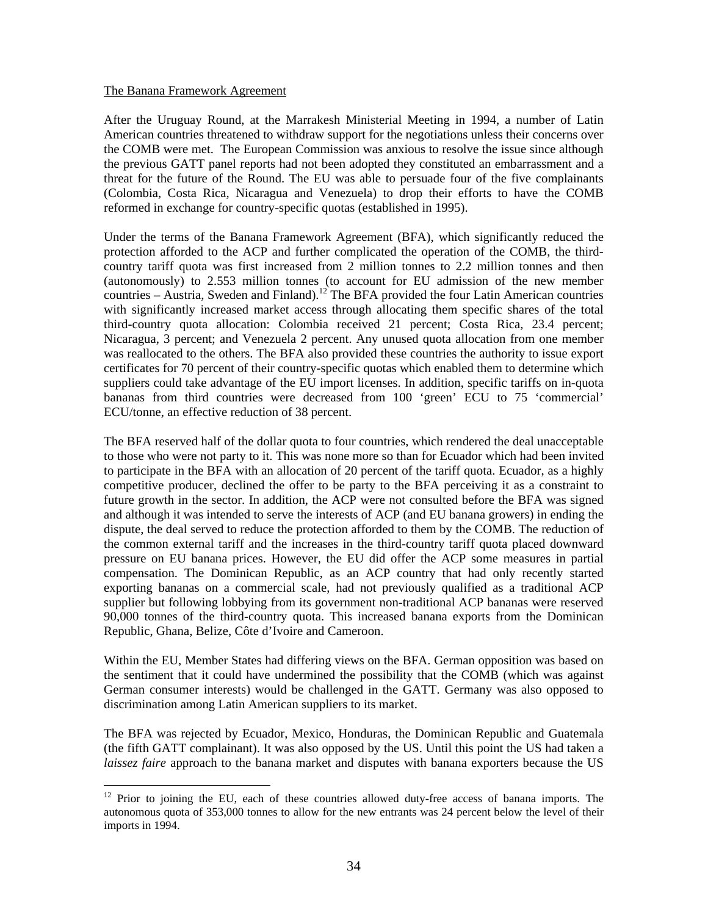The Banana Framework Agreement

After the Uruguay Round, at the Marrakesh Ministerial Meeting in 1994, a number of Latin American countries threatened to withdraw support for the negotiations unless their concerns over the COMB were met. The European Commission was anxious to resolve the issue since although the previous GATT panel reports had not been adopted they constituted an embarrassment and a threat for the future of the Round. The EU was able to persuade four of the five complainants (Colombia, Costa Rica, Nicaragua and Venezuela) to drop their efforts to have the COMB reformed in exchange for country-specific quotas (established in 1995).

Under the terms of the Banana Framework Agreement (BFA), which significantly reduced the protection afforded to the ACP and further complicated the operation of the COMB, the third-country tariff quota was first increased from 2 million tonnes to 2.2 million tonnes and then (autonomously) to 2.553 million tonnes (to account for EU admission of the new member countries – Austria, Sweden and Finland).[12] The BFA provided the four Latin American countries with significantly increased market access through allocating them specific shares of the total third-country quota allocation: Colombia received 21 percent; Costa Rica, 23.4 percent; Nicaragua, 3 percent; and Venezuela 2 percent. Any unused quota allocation from one member was reallocated to the others. The BFA also provided these countries the authority to issue export certificates for 70 percent of their country-specific quotas which enabled them to determine which suppliers could take advantage of the EU import licenses. In addition, specific tariffs on in-quota bananas from third countries were decreased from 100 'green' ECU to 75 'commercial' ECU/tonne, an effective reduction of 38 percent.

The BFA reserved half of the dollar quota to four countries, which rendered the deal unacceptable to those who were not party to it. This was none more so than for Ecuador which had been invited to participate in the BFA with an allocation of 20 percent of the tariff quota. Ecuador, as a highly competitive producer, declined the offer to be party to the BFA perceiving it as a constraint to future growth in the sector. In addition, the ACP were not consulted before the BFA was signed and although it was intended to serve the interests of ACP (and EU banana growers) in ending the dispute, the deal served to reduce the protection afforded to them by the COMB. The reduction of the common external tariff and the increases in the third-country tariff quota placed downward pressure on EU banana prices. However, the EU did offer the ACP some measures in partial compensation. The Dominican Republic, as an ACP country that had only recently started exporting bananas on a commercial scale, had not previously qualified as a traditional ACP supplier but following lobbying from its government non-traditional ACP bananas were reserved 90,000 tonnes of the third-country quota. This increased banana exports from the Dominican Republic, Ghana, Belize, Côte d'Ivoire and Cameroon.

Within the EU, Member States had differing views on the BFA. German opposition was based on the sentiment that it could have undermined the possibility that the COMB (which was against German consumer interests) would be challenged in the GATT. Germany was also opposed to discrimination among Latin American suppliers to its market.

The BFA was rejected by Ecuador, Mexico, Honduras, the Dominican Republic and Guatemala (the fifth GATT complainant). It was also opposed by the US. Until this point the US had taken a *laissez faire* approach to the banana market and disputes with banana exporters because the US

[12] Prior to joining the EU, each of these countries allowed duty-free access of banana imports. The autonomous quota of 353,000 tonnes to allow for the new entrants was 24 percent below the level of their imports in 1994.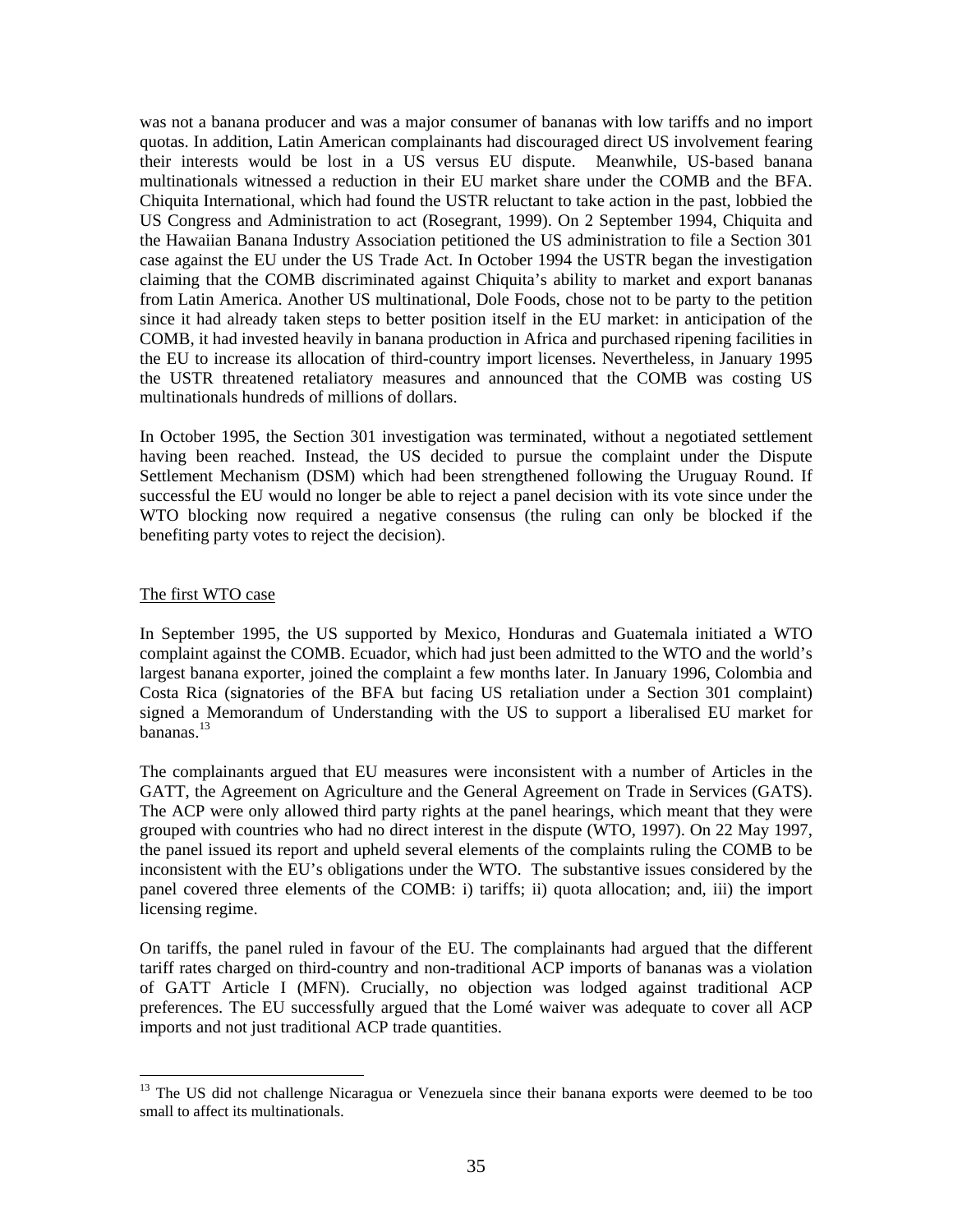was not a banana producer and was a major consumer of bananas with low tariffs and no import quotas. In addition, Latin American complainants had discouraged direct US involvement fearing their interests would be lost in a US versus EU dispute. Meanwhile, US-based banana multinationals witnessed a reduction in their EU market share under the COMB and the BFA. Chiquita International, which had found the USTR reluctant to take action in the past, lobbied the US Congress and Administration to act (Rosegrant, 1999). On 2 September 1994, Chiquita and the Hawaiian Banana Industry Association petitioned the US administration to file a Section 301 case against the EU under the US Trade Act. In October 1994 the USTR began the investigation claiming that the COMB discriminated against Chiquita's ability to market and export bananas from Latin America. Another US multinational, Dole Foods, chose not to be party to the petition since it had already taken steps to better position itself in the EU market: in anticipation of the COMB, it had invested heavily in banana production in Africa and purchased ripening facilities in the EU to increase its allocation of third-country import licenses. Nevertheless, in January 1995 the USTR threatened retaliatory measures and announced that the COMB was costing US multinationals hundreds of millions of dollars.

In October 1995, the Section 301 investigation was terminated, without a negotiated settlement having been reached. Instead, the US decided to pursue the complaint under the Dispute Settlement Mechanism (DSM) which had been strengthened following the Uruguay Round. If successful the EU would no longer be able to reject a panel decision with its vote since under the WTO blocking now required a negative consensus (the ruling can only be blocked if the benefiting party votes to reject the decision).

## The first WTO case

In September 1995, the US supported by Mexico, Honduras and Guatemala initiated a WTO complaint against the COMB. Ecuador, which had just been admitted to the WTO and the world's largest banana exporter, joined the complaint a few months later. In January 1996, Colombia and Costa Rica (signatories of the BFA but facing US retaliation under a Section 301 complaint) signed a Memorandum of Understanding with the US to support a liberalised EU market for bananas.[13]

The complainants argued that EU measures were inconsistent with a number of Articles in the GATT, the Agreement on Agriculture and the General Agreement on Trade in Services (GATS). The ACP were only allowed third party rights at the panel hearings, which meant that they were grouped with countries who had no direct interest in the dispute (WTO, 1997). On 22 May 1997, the panel issued its report and upheld several elements of the complaints ruling the COMB to be inconsistent with the EU's obligations under the WTO. The substantive issues considered by the panel covered three elements of the COMB: i) tariffs; ii) quota allocation; and, iii) the import licensing regime.

On tariffs, the panel ruled in favour of the EU. The complainants had argued that the different tariff rates charged on third-country and non-traditional ACP imports of bananas was a violation of GATT Article I (MFN). Crucially, no objection was lodged against traditional ACP preferences. The EU successfully argued that the Lomé waiver was adequate to cover all ACP imports and not just traditional ACP trade quantities.

[13] The US did not challenge Nicaragua or Venezuela since their banana exports were deemed to be too small to affect its multinationals.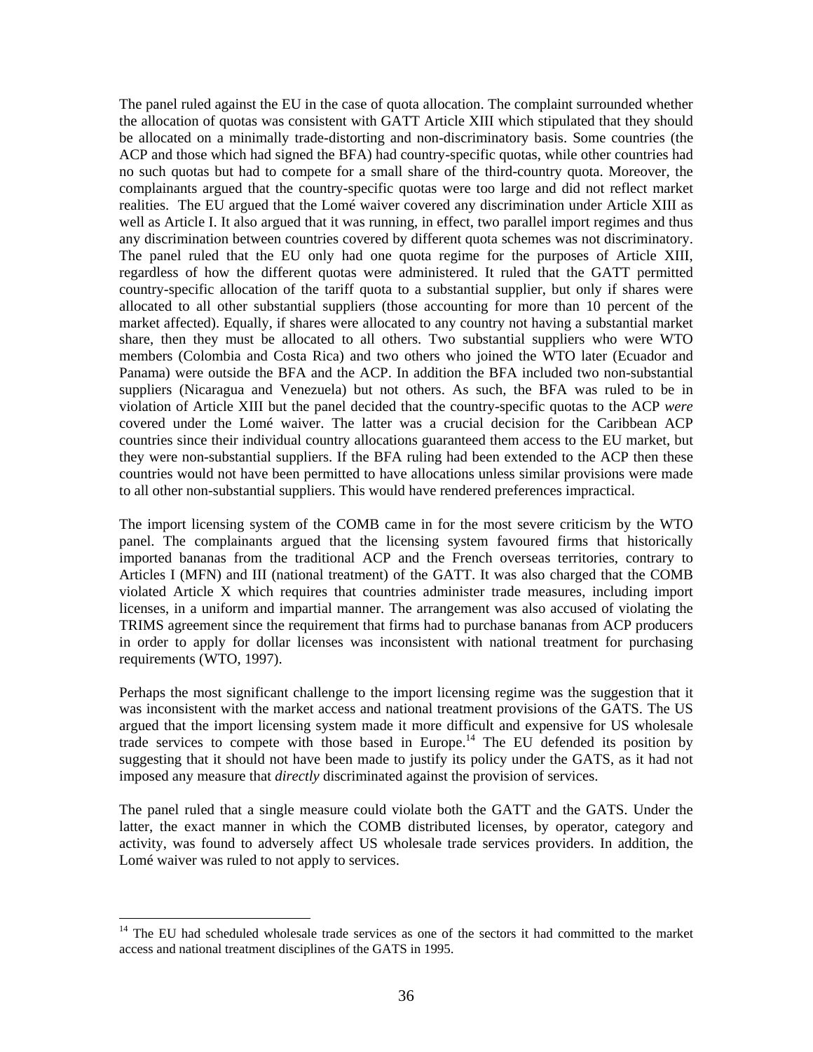The panel ruled against the EU in the case of quota allocation. The complaint surrounded whether the allocation of quotas was consistent with GATT Article XIII which stipulated that they should be allocated on a minimally trade-distorting and non-discriminatory basis. Some countries (the ACP and those which had signed the BFA) had country-specific quotas, while other countries had no such quotas but had to compete for a small share of the third-country quota. Moreover, the complainants argued that the country-specific quotas were too large and did not reflect market realities. The EU argued that the Lomé waiver covered any discrimination under Article XIII as well as Article I. It also argued that it was running, in effect, two parallel import regimes and thus any discrimination between countries covered by different quota schemes was not discriminatory. The panel ruled that the EU only had one quota regime for the purposes of Article XIII, regardless of how the different quotas were administered. It ruled that the GATT permitted country-specific allocation of the tariff quota to a substantial supplier, but only if shares were allocated to all other substantial suppliers (those accounting for more than 10 percent of the market affected). Equally, if shares were allocated to any country not having a substantial market share, then they must be allocated to all others. Two substantial suppliers who were WTO members (Colombia and Costa Rica) and two others who joined the WTO later (Ecuador and Panama) were outside the BFA and the ACP. In addition the BFA included two non-substantial suppliers (Nicaragua and Venezuela) but not others. As such, the BFA was ruled to be in violation of Article XIII but the panel decided that the country-specific quotas to the ACP *were* covered under the Lomé waiver. The latter was a crucial decision for the Caribbean ACP countries since their individual country allocations guaranteed them access to the EU market, but they were non-substantial suppliers. If the BFA ruling had been extended to the ACP then these countries would not have been permitted to have allocations unless similar provisions were made to all other non-substantial suppliers. This would have rendered preferences impractical.

The import licensing system of the COMB came in for the most severe criticism by the WTO panel. The complainants argued that the licensing system favoured firms that historically imported bananas from the traditional ACP and the French overseas territories, contrary to Articles I (MFN) and III (national treatment) of the GATT. It was also charged that the COMB violated Article X which requires that countries administer trade measures, including import licenses, in a uniform and impartial manner. The arrangement was also accused of violating the TRIMS agreement since the requirement that firms had to purchase bananas from ACP producers in order to apply for dollar licenses was inconsistent with national treatment for purchasing requirements (WTO, 1997).

Perhaps the most significant challenge to the import licensing regime was the suggestion that it was inconsistent with the market access and national treatment provisions of the GATS. The US argued that the import licensing system made it more difficult and expensive for US wholesale trade services to compete with those based in Europe.[14] The EU defended its position by suggesting that it should not have been made to justify its policy under the GATS, as it had not imposed any measure that *directly* discriminated against the provision of services.

The panel ruled that a single measure could violate both the GATT and the GATS. Under the latter, the exact manner in which the COMB distributed licenses, by operator, category and activity, was found to adversely affect US wholesale trade services providers. In addition, the Lomé waiver was ruled to not apply to services.

[14] The EU had scheduled wholesale trade services as one of the sectors it had committed to the market access and national treatment disciplines of the GATS in 1995.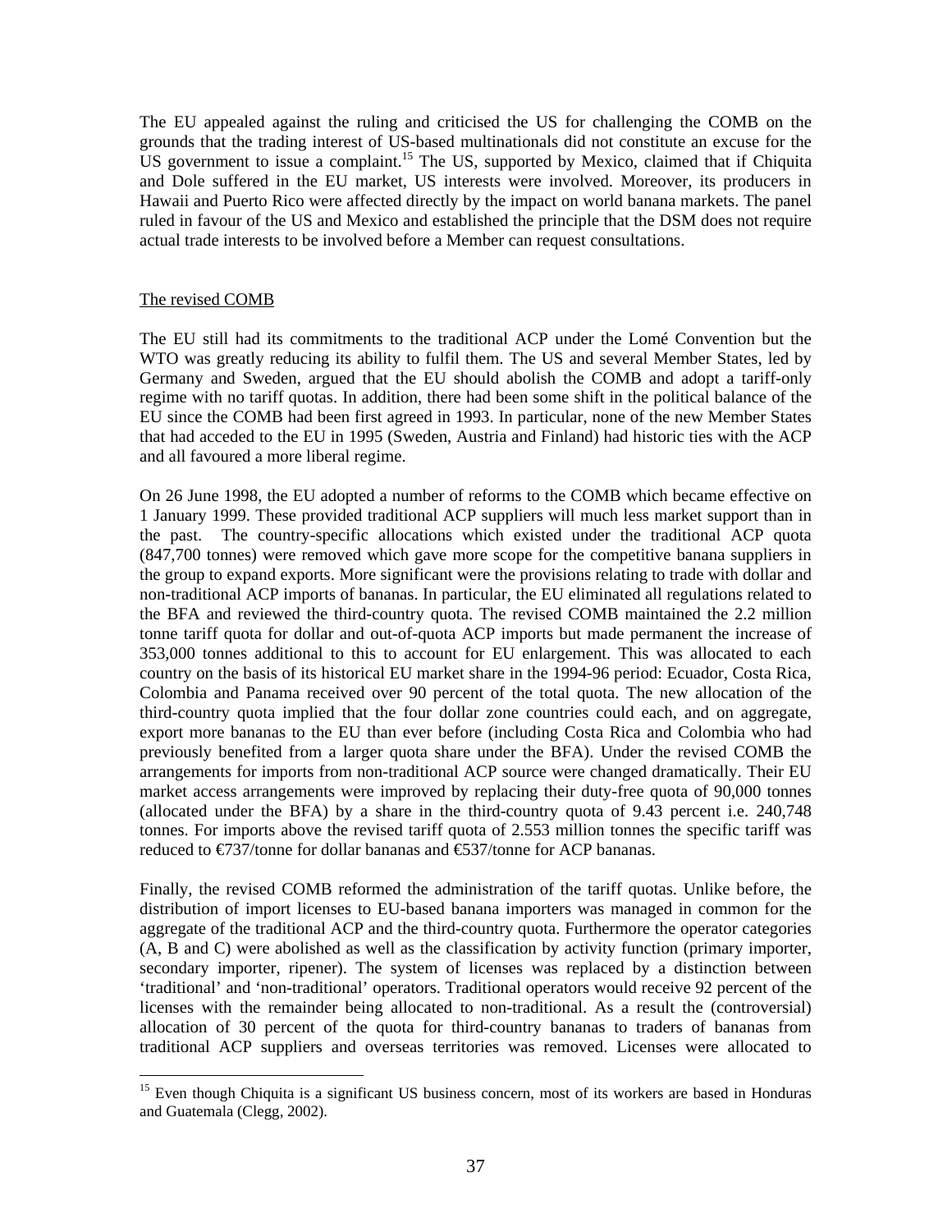The EU appealed against the ruling and criticised the US for challenging the COMB on the grounds that the trading interest of US-based multinationals did not constitute an excuse for the US government to issue a complaint.[15] The US, supported by Mexico, claimed that if Chiquita and Dole suffered in the EU market, US interests were involved. Moreover, its producers in Hawaii and Puerto Rico were affected directly by the impact on world banana markets. The panel ruled in favour of the US and Mexico and established the principle that the DSM does not require actual trade interests to be involved before a Member can request consultations.

The revised COMB

The EU still had its commitments to the traditional ACP under the Lomé Convention but the WTO was greatly reducing its ability to fulfil them. The US and several Member States, led by Germany and Sweden, argued that the EU should abolish the COMB and adopt a tariff-only regime with no tariff quotas. In addition, there had been some shift in the political balance of the EU since the COMB had been first agreed in 1993. In particular, none of the new Member States that had acceded to the EU in 1995 (Sweden, Austria and Finland) had historic ties with the ACP and all favoured a more liberal regime.

On 26 June 1998, the EU adopted a number of reforms to the COMB which became effective on 1 January 1999. These provided traditional ACP suppliers will much less market support than in the past. The country-specific allocations which existed under the traditional ACP quota (847,700 tonnes) were removed which gave more scope for the competitive banana suppliers in the group to expand exports. More significant were the provisions relating to trade with dollar and non-traditional ACP imports of bananas. In particular, the EU eliminated all regulations related to the BFA and reviewed the third-country quota. The revised COMB maintained the 2.2 million tonne tariff quota for dollar and out-of-quota ACP imports but made permanent the increase of 353,000 tonnes additional to this to account for EU enlargement. This was allocated to each country on the basis of its historical EU market share in the 1994-96 period: Ecuador, Costa Rica, Colombia and Panama received over 90 percent of the total quota. The new allocation of the third-country quota implied that the four dollar zone countries could each, and on aggregate, export more bananas to the EU than ever before (including Costa Rica and Colombia who had previously benefited from a larger quota share under the BFA). Under the revised COMB the arrangements for imports from non-traditional ACP source were changed dramatically. Their EU market access arrangements were improved by replacing their duty-free quota of 90,000 tonnes (allocated under the BFA) by a share in the third-country quota of 9.43 percent i.e. 240,748 tonnes. For imports above the revised tariff quota of 2.553 million tonnes the specific tariff was reduced to €737/tonne for dollar bananas and €537/tonne for ACP bananas.

Finally, the revised COMB reformed the administration of the tariff quotas. Unlike before, the distribution of import licenses to EU-based banana importers was managed in common for the aggregate of the traditional ACP and the third-country quota. Furthermore the operator categories (A, B and C) were abolished as well as the classification by activity function (primary importer, secondary importer, ripener). The system of licenses was replaced by a distinction between 'traditional' and 'non-traditional' operators. Traditional operators would receive 92 percent of the licenses with the remainder being allocated to non-traditional. As a result the (controversial) allocation of 30 percent of the quota for third-country bananas to traders of bananas from traditional ACP suppliers and overseas territories was removed. Licenses were allocated to

[15] Even though Chiquita is a significant US business concern, most of its workers are based in Honduras and Guatemala (Clegg, 2002).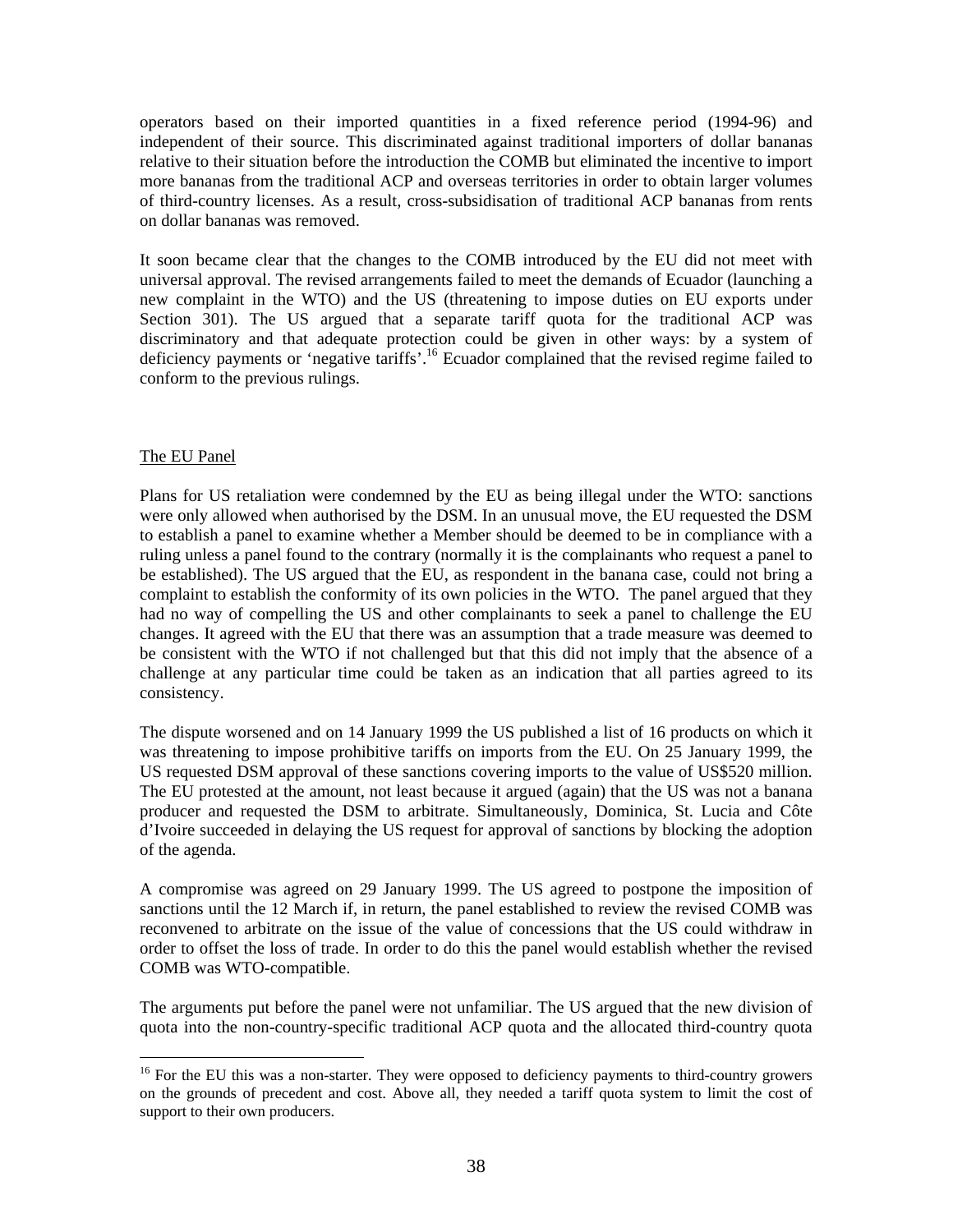operators based on their imported quantities in a fixed reference period (1994-96) and independent of their source. This discriminated against traditional importers of dollar bananas relative to their situation before the introduction the COMB but eliminated the incentive to import more bananas from the traditional ACP and overseas territories in order to obtain larger volumes of third-country licenses. As a result, cross-subsidisation of traditional ACP bananas from rents on dollar bananas was removed.

It soon became clear that the changes to the COMB introduced by the EU did not meet with universal approval. The revised arrangements failed to meet the demands of Ecuador (launching a new complaint in the WTO) and the US (threatening to impose duties on EU exports under Section 301). The US argued that a separate tariff quota for the traditional ACP was discriminatory and that adequate protection could be given in other ways: by a system of deficiency payments or 'negative tariffs'.[16] Ecuador complained that the revised regime failed to conform to the previous rulings.

## The EU Panel

Plans for US retaliation were condemned by the EU as being illegal under the WTO: sanctions were only allowed when authorised by the DSM. In an unusual move, the EU requested the DSM to establish a panel to examine whether a Member should be deemed to be in compliance with a ruling unless a panel found to the contrary (normally it is the complainants who request a panel to be established). The US argued that the EU, as respondent in the banana case, could not bring a complaint to establish the conformity of its own policies in the WTO. The panel argued that they had no way of compelling the US and other complainants to seek a panel to challenge the EU changes. It agreed with the EU that there was an assumption that a trade measure was deemed to be consistent with the WTO if not challenged but that this did not imply that the absence of a challenge at any particular time could be taken as an indication that all parties agreed to its consistency.

The dispute worsened and on 14 January 1999 the US published a list of 16 products on which it was threatening to impose prohibitive tariffs on imports from the EU. On 25 January 1999, the US requested DSM approval of these sanctions covering imports to the value of US$520 million. The EU protested at the amount, not least because it argued (again) that the US was not a banana producer and requested the DSM to arbitrate. Simultaneously, Dominica, St. Lucia and Côte d'Ivoire succeeded in delaying the US request for approval of sanctions by blocking the adoption of the agenda.

A compromise was agreed on 29 January 1999. The US agreed to postpone the imposition of sanctions until the 12 March if, in return, the panel established to review the revised COMB was reconvened to arbitrate on the issue of the value of concessions that the US could withdraw in order to offset the loss of trade. In order to do this the panel would establish whether the revised COMB was WTO-compatible.

The arguments put before the panel were not unfamiliar. The US argued that the new division of quota into the non-country-specific traditional ACP quota and the allocated third-country quota

[16] For the EU this was a non-starter. They were opposed to deficiency payments to third-country growers on the grounds of precedent and cost. Above all, they needed a tariff quota system to limit the cost of support to their own producers.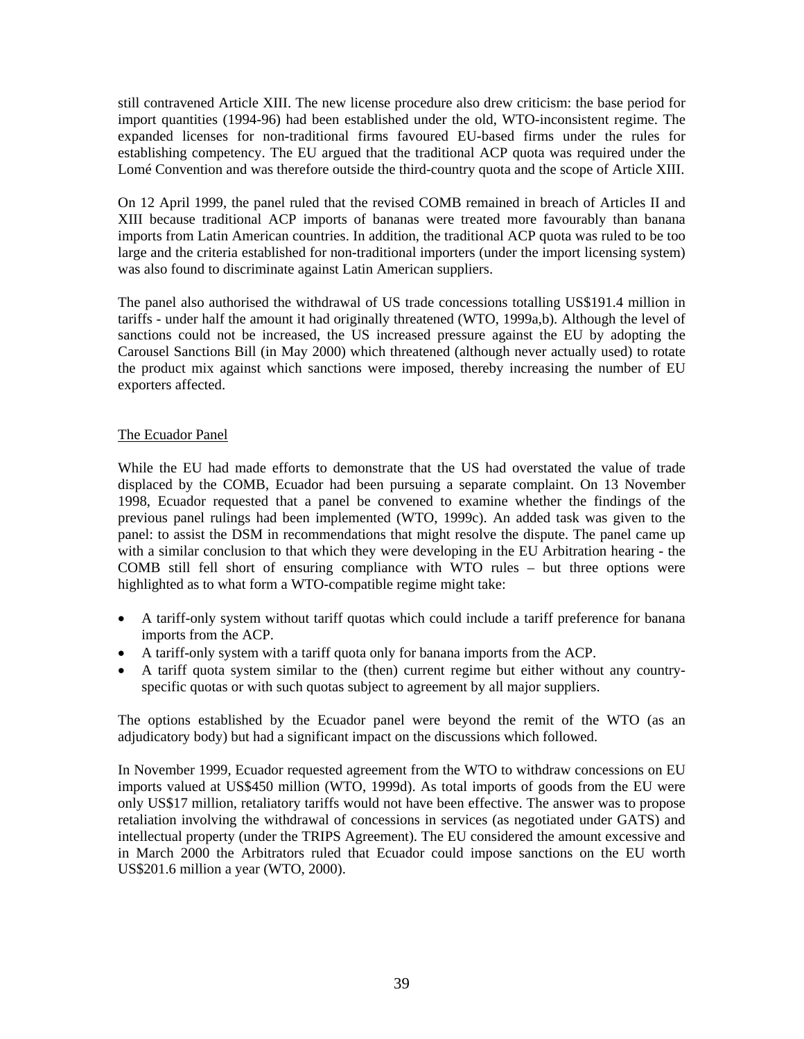still contravened Article XIII. The new license procedure also drew criticism: the base period for import quantities (1994-96) had been established under the old, WTO-inconsistent regime. The expanded licenses for non-traditional firms favoured EU-based firms under the rules for establishing competency. The EU argued that the traditional ACP quota was required under the Lomé Convention and was therefore outside the third-country quota and the scope of Article XIII.

On 12 April 1999, the panel ruled that the revised COMB remained in breach of Articles II and XIII because traditional ACP imports of bananas were treated more favourably than banana imports from Latin American countries. In addition, the traditional ACP quota was ruled to be too large and the criteria established for non-traditional importers (under the import licensing system) was also found to discriminate against Latin American suppliers.

The panel also authorised the withdrawal of US trade concessions totalling US$191.4 million in tariffs - under half the amount it had originally threatened (WTO, 1999a,b). Although the level of sanctions could not be increased, the US increased pressure against the EU by adopting the Carousel Sanctions Bill (in May 2000) which threatened (although never actually used) to rotate the product mix against which sanctions were imposed, thereby increasing the number of EU exporters affected.

## The Ecuador Panel

While the EU had made efforts to demonstrate that the US had overstated the value of trade displaced by the COMB, Ecuador had been pursuing a separate complaint. On 13 November 1998, Ecuador requested that a panel be convened to examine whether the findings of the previous panel rulings had been implemented (WTO, 1999c). An added task was given to the panel: to assist the DSM in recommendations that might resolve the dispute. The panel came up with a similar conclusion to that which they were developing in the EU Arbitration hearing - the COMB still fell short of ensuring compliance with WTO rules – but three options were highlighted as to what form a WTO-compatible regime might take:

- A tariff-only system without tariff quotas which could include a tariff preference for banana imports from the ACP.
- A tariff-only system with a tariff quota only for banana imports from the ACP.
- A tariff quota system similar to the (then) current regime but either without any country-specific quotas or with such quotas subject to agreement by all major suppliers.

The options established by the Ecuador panel were beyond the remit of the WTO (as an adjudicatory body) but had a significant impact on the discussions which followed.

In November 1999, Ecuador requested agreement from the WTO to withdraw concessions on EU imports valued at US$450 million (WTO, 1999d). As total imports of goods from the EU were only US$17 million, retaliatory tariffs would not have been effective. The answer was to propose retaliation involving the withdrawal of concessions in services (as negotiated under GATS) and intellectual property (under the TRIPS Agreement). The EU considered the amount excessive and in March 2000 the Arbitrators ruled that Ecuador could impose sanctions on the EU worth US$201.6 million a year (WTO, 2000).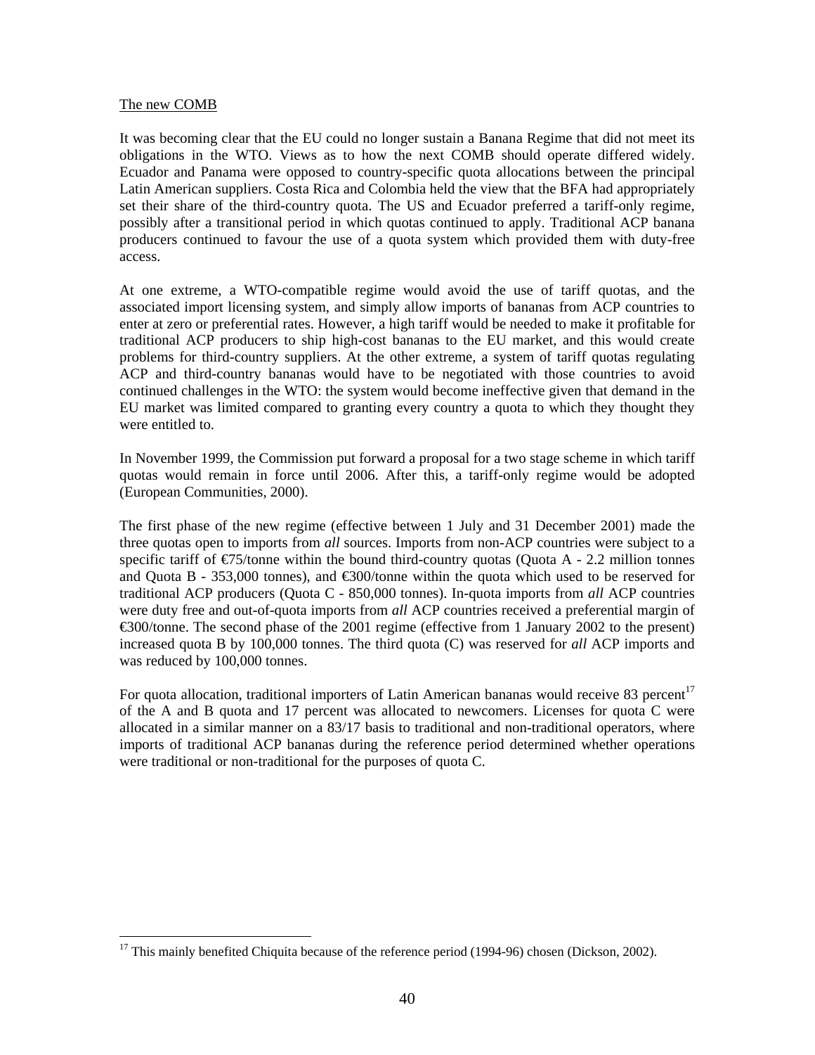The new COMB

It was becoming clear that the EU could no longer sustain a Banana Regime that did not meet its obligations in the WTO. Views as to how the next COMB should operate differed widely. Ecuador and Panama were opposed to country-specific quota allocations between the principal Latin American suppliers. Costa Rica and Colombia held the view that the BFA had appropriately set their share of the third-country quota. The US and Ecuador preferred a tariff-only regime, possibly after a transitional period in which quotas continued to apply. Traditional ACP banana producers continued to favour the use of a quota system which provided them with duty-free access.

At one extreme, a WTO-compatible regime would avoid the use of tariff quotas, and the associated import licensing system, and simply allow imports of bananas from ACP countries to enter at zero or preferential rates. However, a high tariff would be needed to make it profitable for traditional ACP producers to ship high-cost bananas to the EU market, and this would create problems for third-country suppliers. At the other extreme, a system of tariff quotas regulating ACP and third-country bananas would have to be negotiated with those countries to avoid continued challenges in the WTO: the system would become ineffective given that demand in the EU market was limited compared to granting every country a quota to which they thought they were entitled to.

In November 1999, the Commission put forward a proposal for a two stage scheme in which tariff quotas would remain in force until 2006. After this, a tariff-only regime would be adopted (European Communities, 2000).

The first phase of the new regime (effective between 1 July and 31 December 2001) made the three quotas open to imports from *all* sources. Imports from non-ACP countries were subject to a specific tariff of €75/tonne within the bound third-country quotas (Quota A - 2.2 million tonnes and Quota B - 353,000 tonnes), and €300/tonne within the quota which used to be reserved for traditional ACP producers (Quota C - 850,000 tonnes). In-quota imports from *all* ACP countries were duty free and out-of-quota imports from *all* ACP countries received a preferential margin of €300/tonne. The second phase of the 2001 regime (effective from 1 January 2002 to the present) increased quota B by 100,000 tonnes. The third quota (C) was reserved for *all* ACP imports and was reduced by 100,000 tonnes.

For quota allocation, traditional importers of Latin American bananas would receive 83 percent[17] of the A and B quota and 17 percent was allocated to newcomers. Licenses for quota C were allocated in a similar manner on a 83/17 basis to traditional and non-traditional operators, where imports of traditional ACP bananas during the reference period determined whether operations were traditional or non-traditional for the purposes of quota C.

[17] This mainly benefited Chiquita because of the reference period (1994-96) chosen (Dickson, 2002).